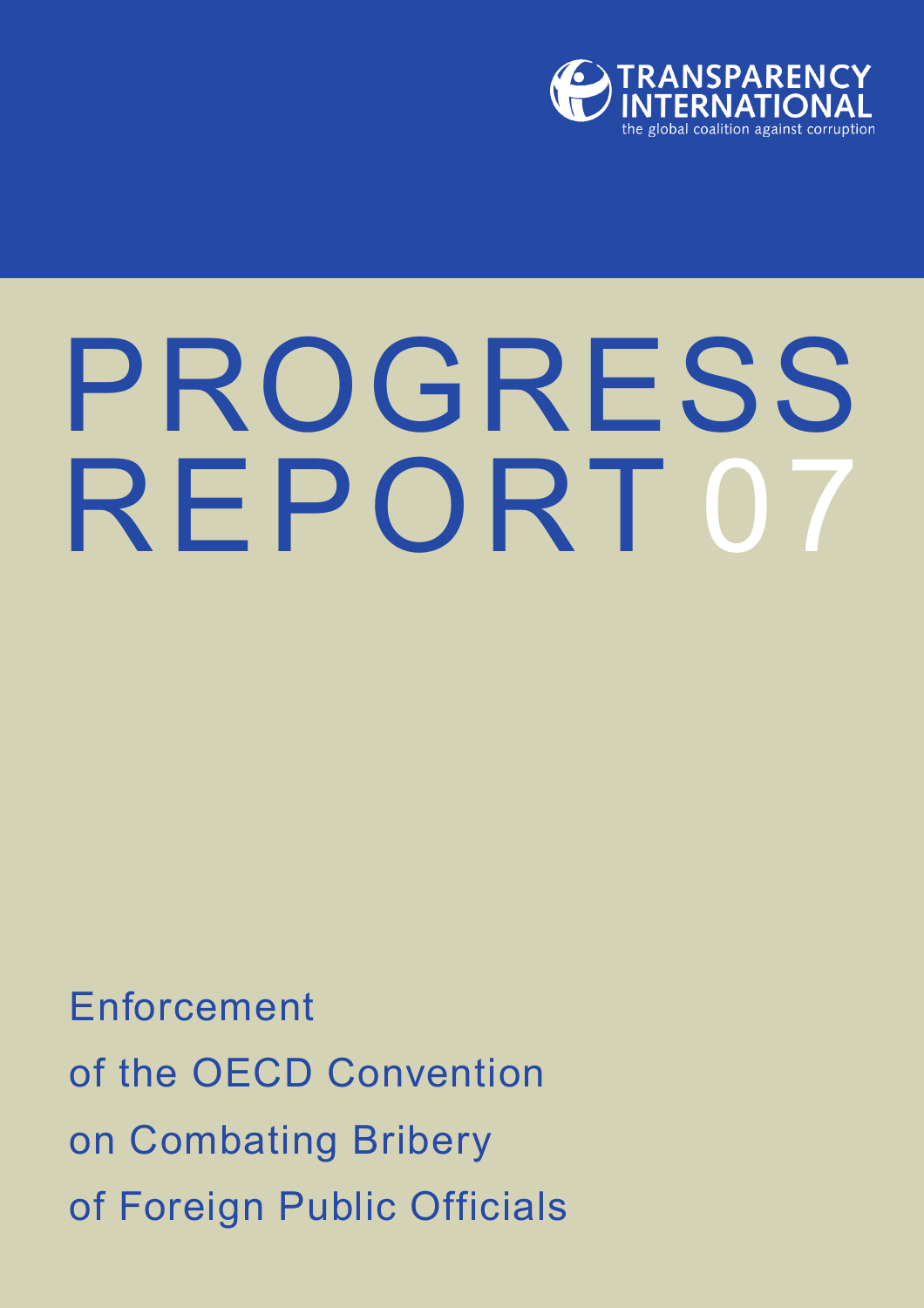TRANSPARENCY INTERNATIONAL

the global coalition against corruption

# PROGRESS REPORT 07

Enforcement of the OECD Convention on Combating Bribery of Foreign Public Officials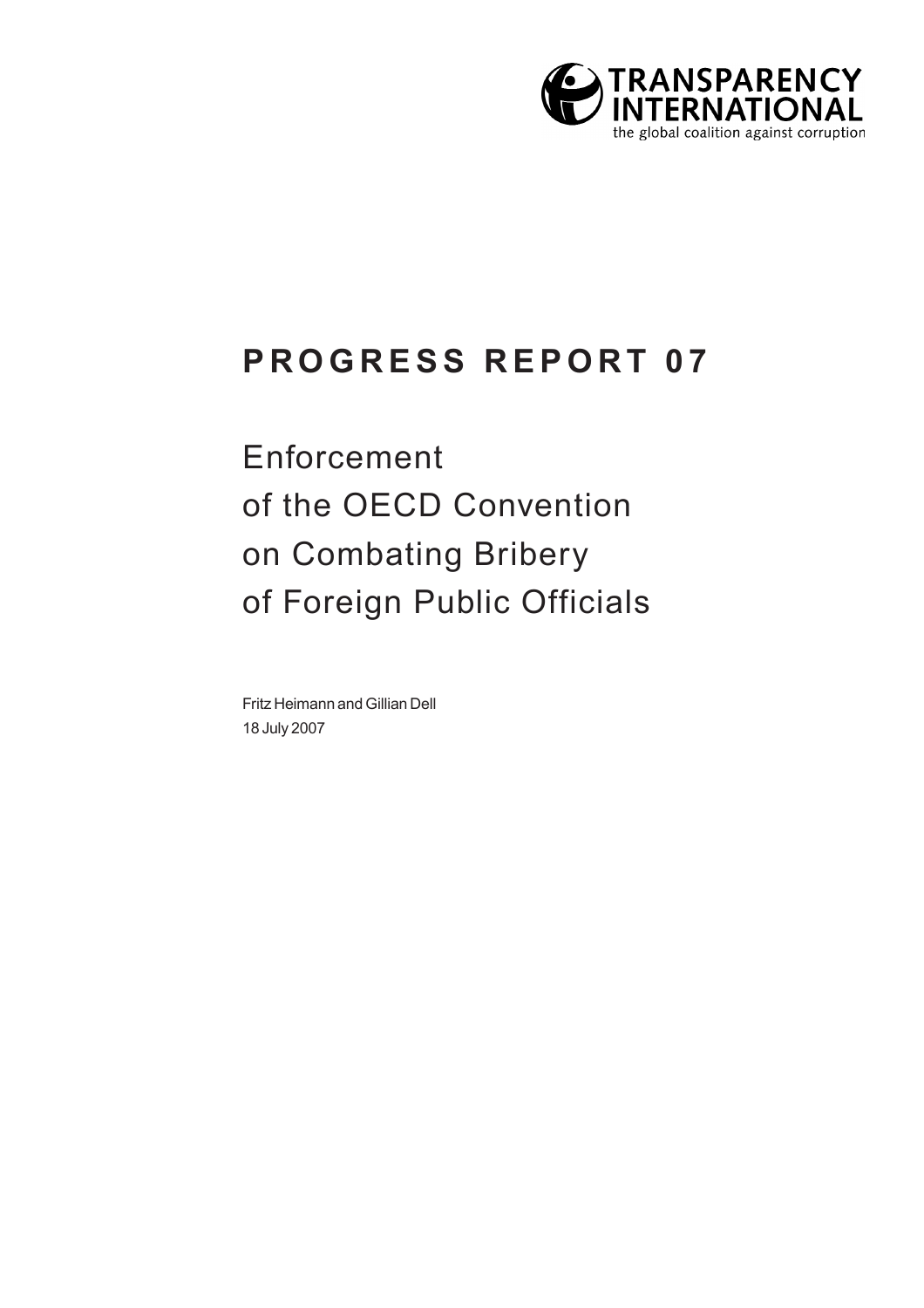TRANSPARENCY INTERNATIONAL

the global coalition against corruption

# PROGRESS REPORT 07

## Enforcement of the OECD Convention on Combating Bribery of Foreign Public Officials

Fritz Heimann and Gillian Dell

18 July 2007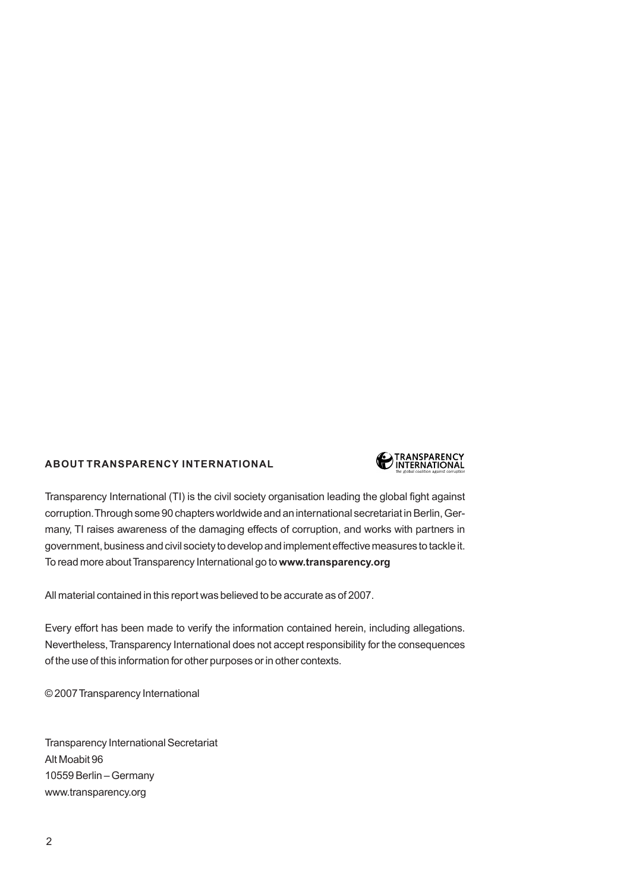## ABOUT TRANSPARENCY INTERNATIONAL

Transparency International (TI) is the civil society organisation leading the global fight against corruption. Through some 90 chapters worldwide and an international secretariat in Berlin, Germany, TI raises awareness of the damaging effects of corruption, and works with partners in government, business and civil society to develop and implement effective measures to tackle it. To read more about Transparency International go to **www.transparency.org**

All material contained in this report was believed to be accurate as of 2007.

Every effort has been made to verify the information contained herein, including allegations. Nevertheless, Transparency International does not accept responsibility for the consequences of the use of this information for other purposes or in other contexts.

© 2007 Transparency International

Transparency International Secretariat
Alt Moabit 96
10559 Berlin – Germany
www.transparency.org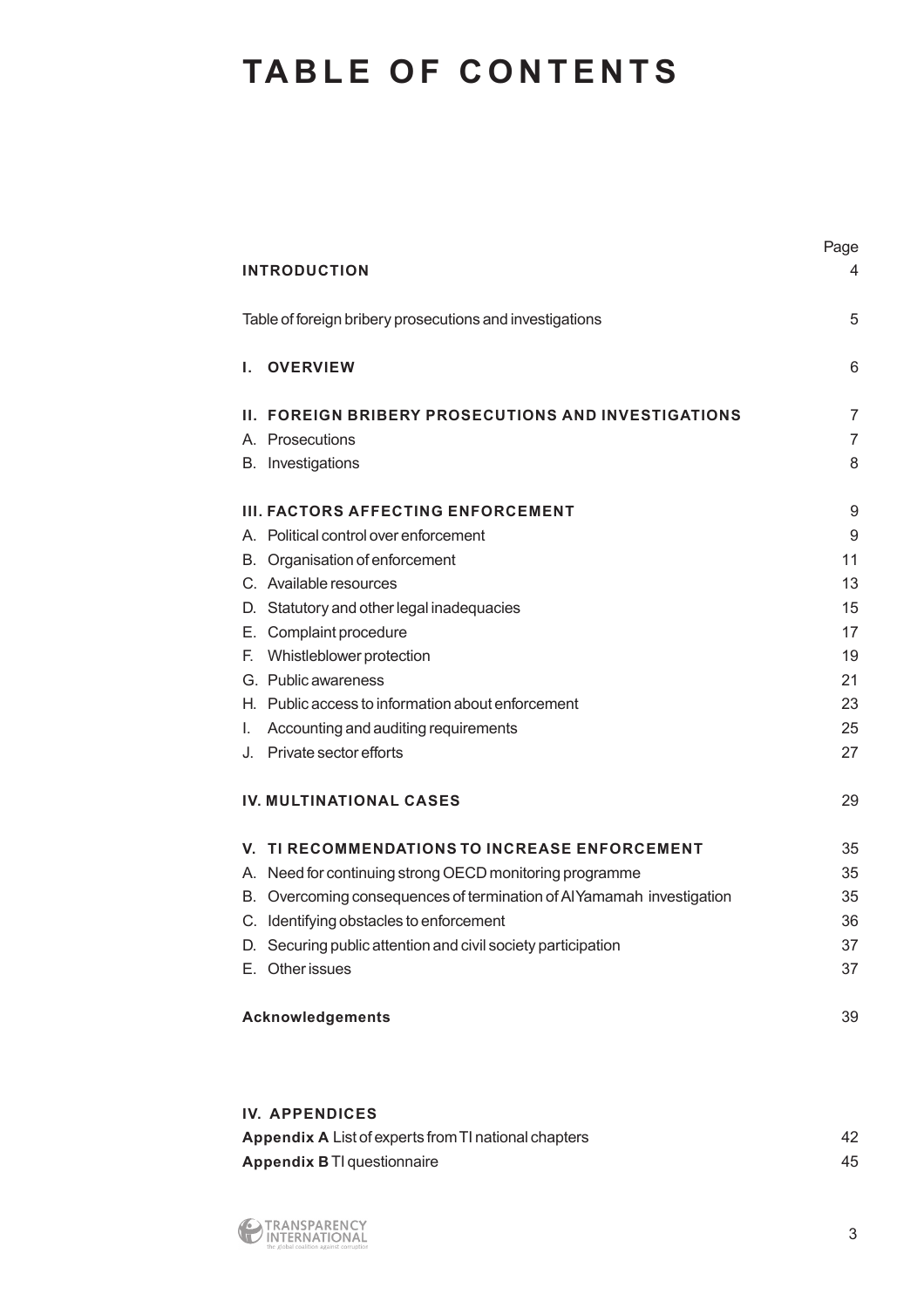# TABLE OF CONTENTS

| | Page |
|---|---|
| **INTRODUCTION** | 4 |
| Table of foreign bribery prosecutions and investigations | 5 |
| **I. OVERVIEW** | 6 |
| **II. FOREIGN BRIBERY PROSECUTIONS AND INVESTIGATIONS** | 7 |
| A. Prosecutions | 7 |
| B. Investigations | 8 |
| **III. FACTORS AFFECTING ENFORCEMENT** | 9 |
| A. Political control over enforcement | 9 |
| B. Organisation of enforcement | 11 |
| C. Available resources | 13 |
| D. Statutory and other legal inadequacies | 15 |
| E. Complaint procedure | 17 |
| F. Whistleblower protection | 19 |
| G. Public awareness | 21 |
| H. Public access to information about enforcement | 23 |
| I. Accounting and auditing requirements | 25 |
| J. Private sector efforts | 27 |
| **IV. MULTINATIONAL CASES** | 29 |
| **V. TI RECOMMENDATIONS TO INCREASE ENFORCEMENT** | 35 |
| A. Need for continuing strong OECD monitoring programme | 35 |
| B. Overcoming consequences of termination of Al Yamamah investigation | 35 |
| C. Identifying obstacles to enforcement | 36 |
| D. Securing public attention and civil society participation | 37 |
| E. Other issues | 37 |
| **Acknowledgements** | 39 |
| **IV. APPENDICES** | |
| **Appendix A** List of experts from TI national chapters | 42 |
| **Appendix B** TI questionnaire | 45 |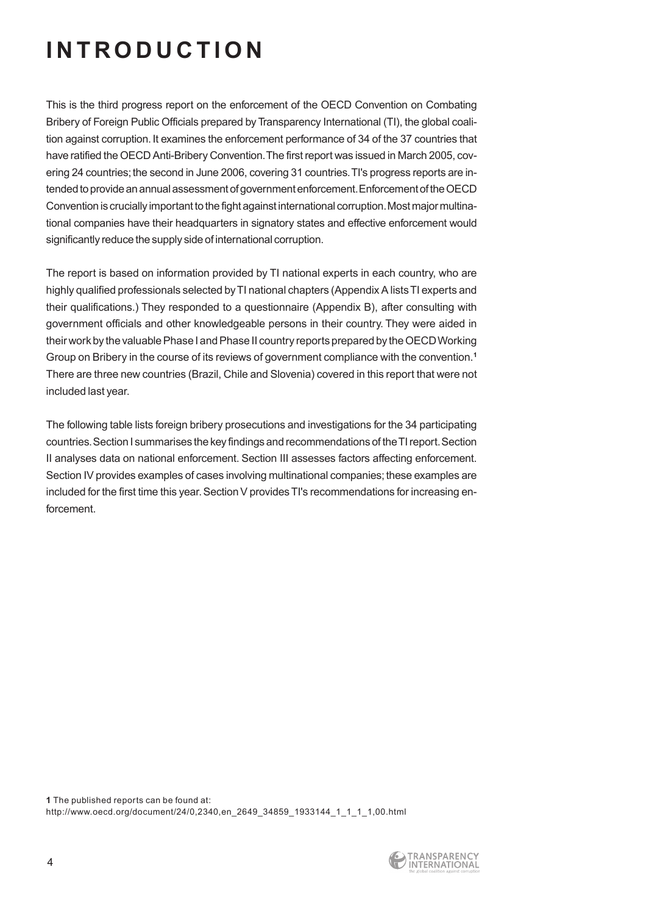# INTRODUCTION

This is the third progress report on the enforcement of the OECD Convention on Combating Bribery of Foreign Public Officials prepared by Transparency International (TI), the global coalition against corruption. It examines the enforcement performance of 34 of the 37 countries that have ratified the OECD Anti-Bribery Convention. The first report was issued in March 2005, covering 24 countries; the second in June 2006, covering 31 countries. TI's progress reports are intended to provide an annual assessment of government enforcement. Enforcement of the OECD Convention is crucially important to the fight against international corruption. Most major multinational companies have their headquarters in signatory states and effective enforcement would significantly reduce the supply side of international corruption.

The report is based on information provided by TI national experts in each country, who are highly qualified professionals selected by TI national chapters (Appendix A lists TI experts and their qualifications.) They responded to a questionnaire (Appendix B), after consulting with government officials and other knowledgeable persons in their country. They were aided in their work by the valuable Phase I and Phase II country reports prepared by the OECD Working Group on Bribery in the course of its reviews of government compliance with the convention.[1] There are three new countries (Brazil, Chile and Slovenia) covered in this report that were not included last year.

The following table lists foreign bribery prosecutions and investigations for the 34 participating countries. Section I summarises the key findings and recommendations of the TI report. Section II analyses data on national enforcement. Section III assesses factors affecting enforcement. Section IV provides examples of cases involving multinational companies; these examples are included for the first time this year. Section V provides TI's recommendations for increasing enforcement.

**1** The published reports can be found at:
http://www.oecd.org/document/24/0,2340,en_2649_34859_1933144_1_1_1_1,00.html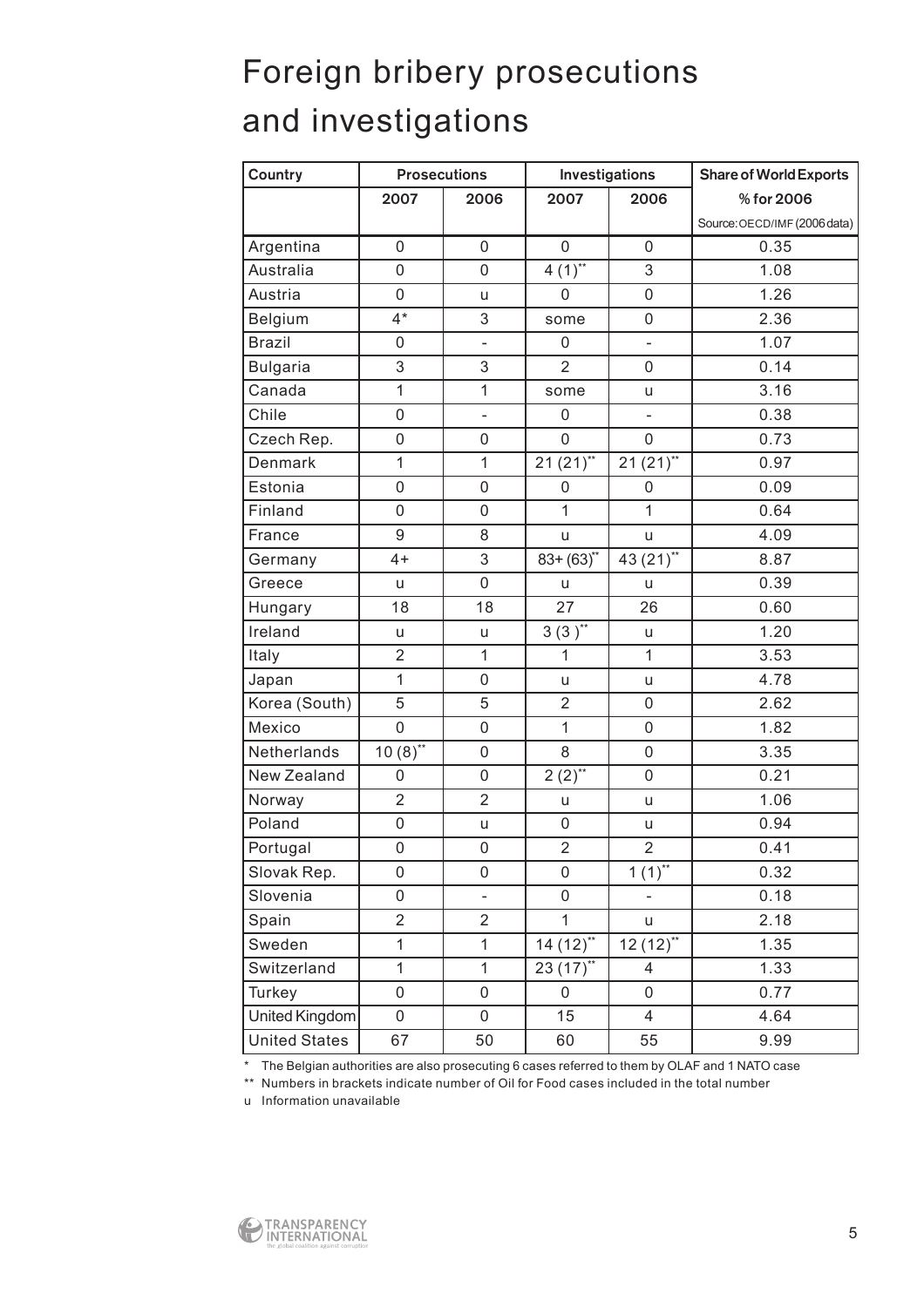# Foreign bribery prosecutions and investigations

| Country | Prosecutions | | Investigations | | Share of World Exports |
|---|---|---|---|---|---|
| | 2007 | 2006 | 2007 | 2006 | % for 2006<br>Source: OECD/IMF (2006 data) |
| Argentina | 0 | 0 | 0 | 0 | 0.35 |
| Australia | 0 | 0 | 4 (1)** | 3 | 1.08 |
| Austria | 0 | u | 0 | 0 | 1.26 |
| Belgium | 4* | 3 | some | 0 | 2.36 |
| Brazil | 0 | - | 0 | - | 1.07 |
| Bulgaria | 3 | 3 | 2 | 0 | 0.14 |
| Canada | 1 | 1 | some | u | 3.16 |
| Chile | 0 | - | 0 | - | 0.38 |
| Czech Rep. | 0 | 0 | 0 | 0 | 0.73 |
| Denmark | 1 | 1 | 21 (21)** | 21 (21)** | 0.97 |
| Estonia | 0 | 0 | 0 | 0 | 0.09 |
| Finland | 0 | 0 | 1 | 1 | 0.64 |
| France | 9 | 8 | u | u | 4.09 |
| Germany | 4+ | 3 | 83+ (63)** | 43 (21)** | 8.87 |
| Greece | u | 0 | u | u | 0.39 |
| Hungary | 18 | 18 | 27 | 26 | 0.60 |
| Ireland | u | u | 3 (3 )** | u | 1.20 |
| Italy | 2 | 1 | 1 | 1 | 3.53 |
| Japan | 1 | 0 | u | u | 4.78 |
| Korea (South) | 5 | 5 | 2 | 0 | 2.62 |
| Mexico | 0 | 0 | 1 | 0 | 1.82 |
| Netherlands | 10 (8)** | 0 | 8 | 0 | 3.35 |
| New Zealand | 0 | 0 | 2 (2)** | 0 | 0.21 |
| Norway | 2 | 2 | u | u | 1.06 |
| Poland | 0 | u | 0 | u | 0.94 |
| Portugal | 0 | 0 | 2 | 2 | 0.41 |
| Slovak Rep. | 0 | 0 | 0 | 1 (1)** | 0.32 |
| Slovenia | 0 | - | 0 | - | 0.18 |
| Spain | 2 | 2 | 1 | u | 2.18 |
| Sweden | 1 | 1 | 14 (12)** | 12 (12)** | 1.35 |
| Switzerland | 1 | 1 | 23 (17)** | 4 | 1.33 |
| Turkey | 0 | 0 | 0 | 0 | 0.77 |
| United Kingdom | 0 | 0 | 15 | 4 | 4.64 |
| United States | 67 | 50 | 60 | 55 | 9.99 |

\* The Belgian authorities are also prosecuting 6 cases referred to them by OLAF and 1 NATO case

\** Numbers in brackets indicate number of Oil for Food cases included in the total number

u Information unavailable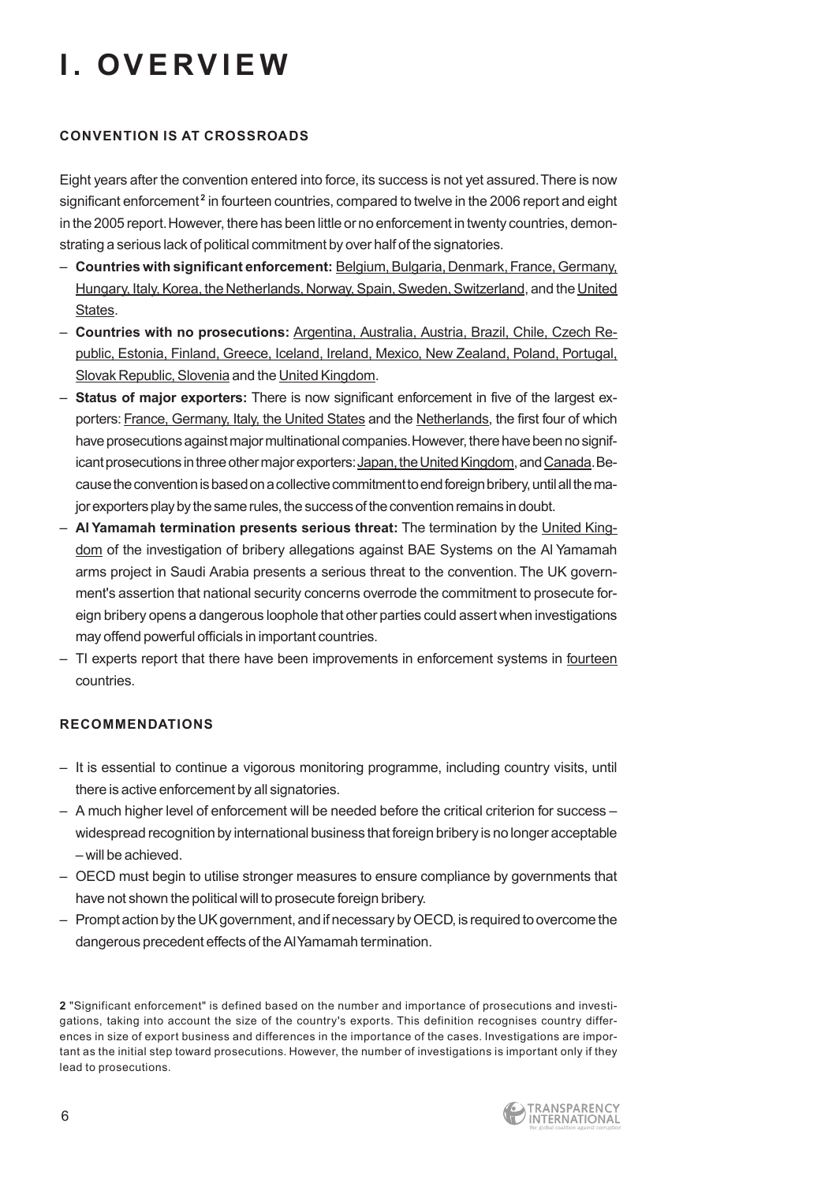# I. OVERVIEW

### CONVENTION IS AT CROSSROADS

Eight years after the convention entered into force, its success is not yet assured. There is now significant enforcement[2] in fourteen countries, compared to twelve in the 2006 report and eight in the 2005 report. However, there has been little or no enforcement in twenty countries, demonstrating a serious lack of political commitment by over half of the signatories.

- **Countries with significant enforcement:** Belgium, Bulgaria, Denmark, France, Germany, Hungary, Italy, Korea, the Netherlands, Norway, Spain, Sweden, Switzerland, and the United States.
- **Countries with no prosecutions:** Argentina, Australia, Austria, Brazil, Chile, Czech Republic, Estonia, Finland, Greece, Iceland, Ireland, Mexico, New Zealand, Poland, Portugal, Slovak Republic, Slovenia and the United Kingdom.
- **Status of major exporters:** There is now significant enforcement in five of the largest exporters: France, Germany, Italy, the United States and the Netherlands, the first four of which have prosecutions against major multinational companies. However, there have been no significant prosecutions in three other major exporters: Japan, the United Kingdom, and Canada. Because the convention is based on a collective commitment to end foreign bribery, until all the major exporters play by the same rules, the success of the convention remains in doubt.
- **Al Yamamah termination presents serious threat:** The termination by the United Kingdom of the investigation of bribery allegations against BAE Systems on the Al Yamamah arms project in Saudi Arabia presents a serious threat to the convention. The UK government's assertion that national security concerns overrode the commitment to prosecute foreign bribery opens a dangerous loophole that other parties could assert when investigations may offend powerful officials in important countries.
- TI experts report that there have been improvements in enforcement systems in fourteen countries.

### RECOMMENDATIONS

- It is essential to continue a vigorous monitoring programme, including country visits, until there is active enforcement by all signatories.
- A much higher level of enforcement will be needed before the critical criterion for success – widespread recognition by international business that foreign bribery is no longer acceptable – will be achieved.
- OECD must begin to utilise stronger measures to ensure compliance by governments that have not shown the political will to prosecute foreign bribery.
- Prompt action by the UK government, and if necessary by OECD, is required to overcome the dangerous precedent effects of the Al Yamamah termination.

**2** "Significant enforcement" is defined based on the number and importance of prosecutions and investigations, taking into account the size of the country's exports. This definition recognises country differences in size of export business and differences in the importance of the cases. Investigations are important as the initial step toward prosecutions. However, the number of investigations is important only if they lead to prosecutions.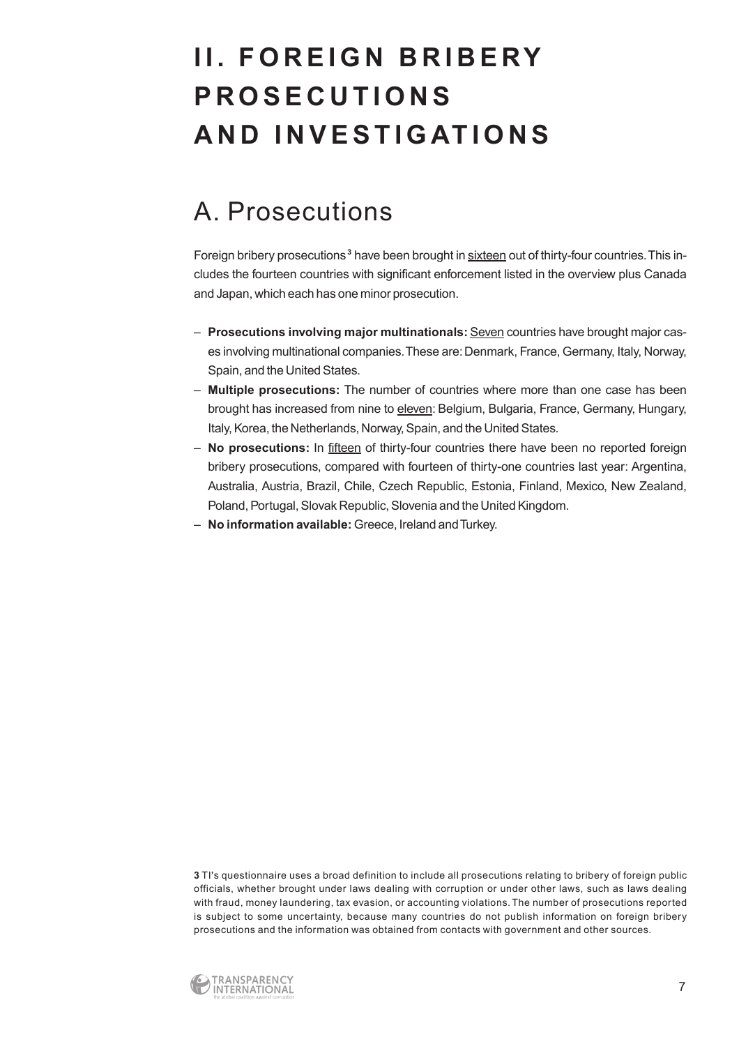# II. FOREIGN BRIBERY PROSECUTIONS AND INVESTIGATIONS

## A. Prosecutions

Foreign bribery prosecutions[3] have been brought in sixteen out of thirty-four countries. This includes the fourteen countries with significant enforcement listed in the overview plus Canada and Japan, which each has one minor prosecution.

- **Prosecutions involving major multinationals:** Seven countries have brought major cases involving multinational companies. These are: Denmark, France, Germany, Italy, Norway, Spain, and the United States.
- **Multiple prosecutions:** The number of countries where more than one case has been brought has increased from nine to eleven: Belgium, Bulgaria, France, Germany, Hungary, Italy, Korea, the Netherlands, Norway, Spain, and the United States.
- **No prosecutions:** In fifteen of thirty-four countries there have been no reported foreign bribery prosecutions, compared with fourteen of thirty-one countries last year: Argentina, Australia, Austria, Brazil, Chile, Czech Republic, Estonia, Finland, Mexico, New Zealand, Poland, Portugal, Slovak Republic, Slovenia and the United Kingdom.
- **No information available:** Greece, Ireland and Turkey.

[3] TI's questionnaire uses a broad definition to include all prosecutions relating to bribery of foreign public officials, whether brought under laws dealing with corruption or under other laws, such as laws dealing with fraud, money laundering, tax evasion, or accounting violations. The number of prosecutions reported is subject to some uncertainty, because many countries do not publish information on foreign bribery prosecutions and the information was obtained from contacts with government and other sources.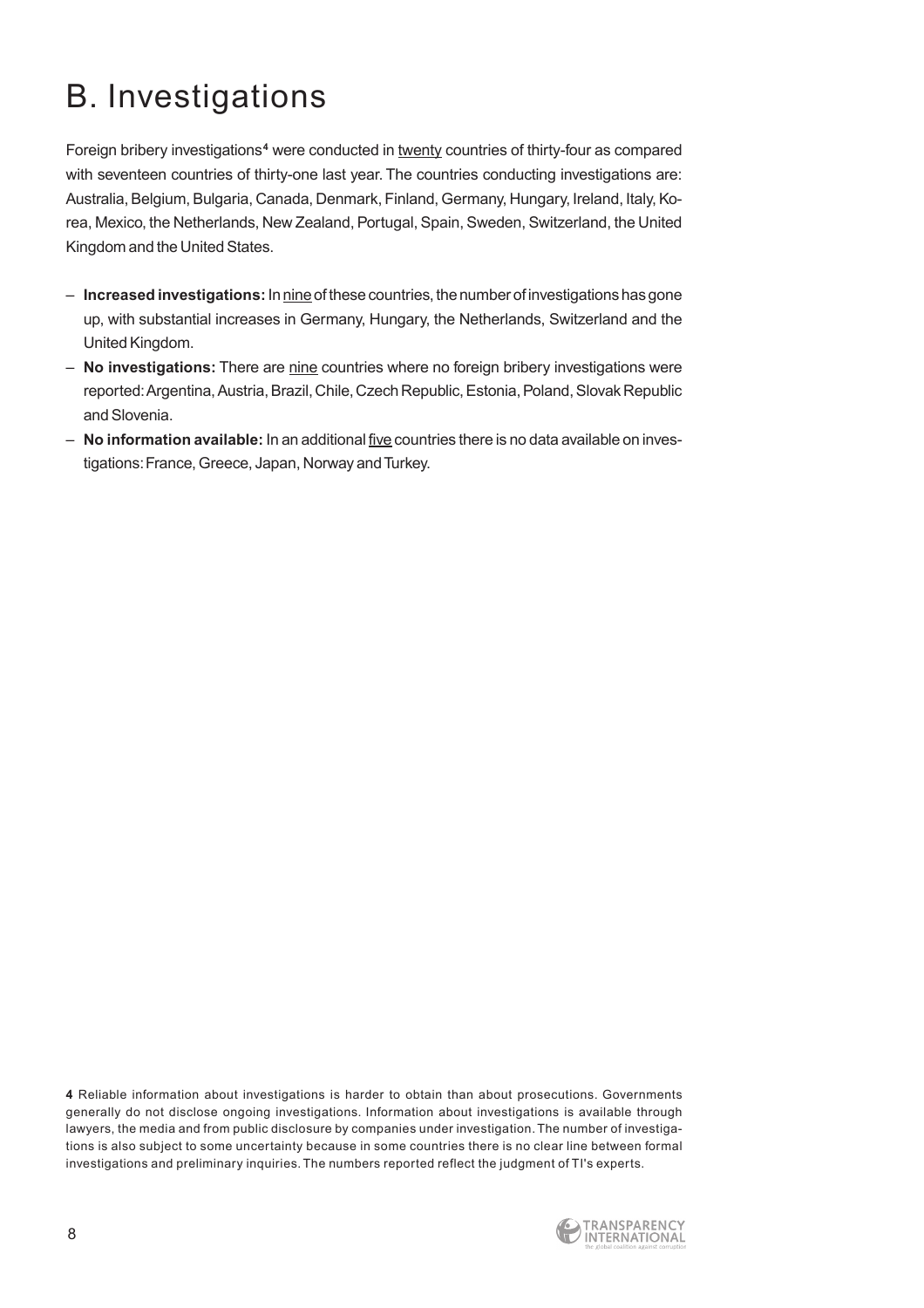# B. Investigations

Foreign bribery investigations[4] were conducted in twenty countries of thirty-four as compared with seventeen countries of thirty-one last year. The countries conducting investigations are: Australia, Belgium, Bulgaria, Canada, Denmark, Finland, Germany, Hungary, Ireland, Italy, Korea, Mexico, the Netherlands, New Zealand, Portugal, Spain, Sweden, Switzerland, the United Kingdom and the United States.

- **Increased investigations:** In nine of these countries, the number of investigations has gone up, with substantial increases in Germany, Hungary, the Netherlands, Switzerland and the United Kingdom.
- **No investigations:** There are nine countries where no foreign bribery investigations were reported: Argentina, Austria, Brazil, Chile, Czech Republic, Estonia, Poland, Slovak Republic and Slovenia.
- **No information available:** In an additional five countries there is no data available on investigations: France, Greece, Japan, Norway and Turkey.

**4** Reliable information about investigations is harder to obtain than about prosecutions. Governments generally do not disclose ongoing investigations. Information about investigations is available through lawyers, the media and from public disclosure by companies under investigation. The number of investigations is also subject to some uncertainty because in some countries there is no clear line between formal investigations and preliminary inquiries. The numbers reported reflect the judgment of TI's experts.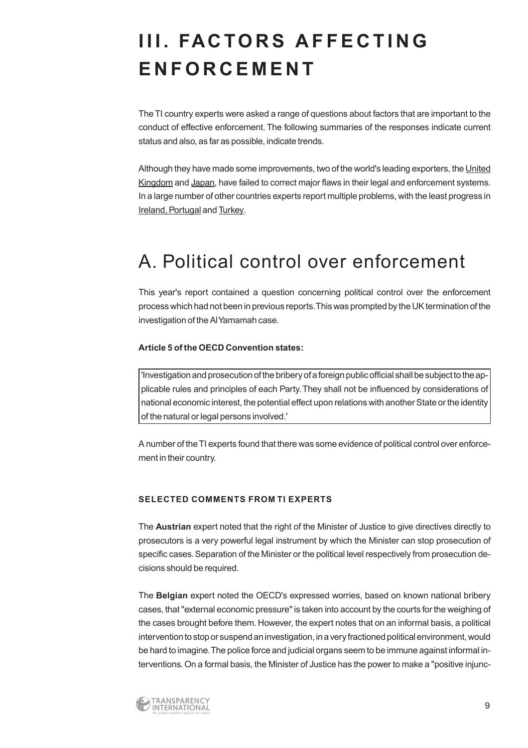# III. FACTORS AFFECTING ENFORCEMENT

The TI country experts were asked a range of questions about factors that are important to the conduct of effective enforcement. The following summaries of the responses indicate current status and also, as far as possible, indicate trends.

Although they have made some improvements, two of the world's leading exporters, the United Kingdom and Japan, have failed to correct major flaws in their legal and enforcement systems. In a large number of other countries experts report multiple problems, with the least progress in Ireland, Portugal and Turkey.

## A. Political control over enforcement

This year's report contained a question concerning political control over the enforcement process which had not been in previous reports. This was prompted by the UK termination of the investigation of the Al Yamamah case.

**Article 5 of the OECD Convention states:**

> 'Investigation and prosecution of the bribery of a foreign public official shall be subject to the applicable rules and principles of each Party. They shall not be influenced by considerations of national economic interest, the potential effect upon relations with another State or the identity of the natural or legal persons involved.'

A number of the TI experts found that there was some evidence of political control over enforcement in their country.

#### SELECTED COMMENTS FROM TI EXPERTS

The **Austrian** expert noted that the right of the Minister of Justice to give directives directly to prosecutors is a very powerful legal instrument by which the Minister can stop prosecution of specific cases. Separation of the Minister or the political level respectively from prosecution decisions should be required.

The **Belgian** expert noted the OECD's expressed worries, based on known national bribery cases, that "external economic pressure" is taken into account by the courts for the weighing of the cases brought before them. However, the expert notes that on an informal basis, a political intervention to stop or suspend an investigation, in a very fractioned political environment, would be hard to imagine. The police force and judicial organs seem to be immune against informal interventions. On a formal basis, the Minister of Justice has the power to make a "positive injunc-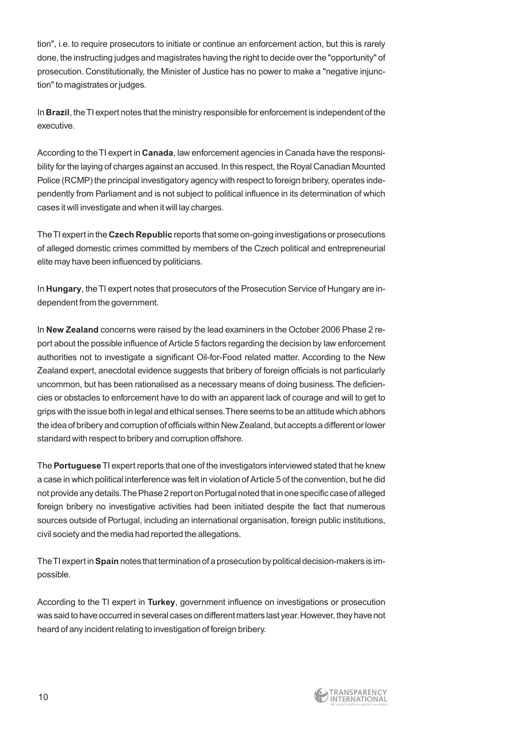tion", i.e. to require prosecutors to initiate or continue an enforcement action, but this is rarely done, the instructing judges and magistrates having the right to decide over the "opportunity" of prosecution. Constitutionally, the Minister of Justice has no power to make a "negative injunction" to magistrates or judges.

In **Brazil**, the TI expert notes that the ministry responsible for enforcement is independent of the executive.

According to the TI expert in **Canada**, law enforcement agencies in Canada have the responsibility for the laying of charges against an accused. In this respect, the Royal Canadian Mounted Police (RCMP) the principal investigatory agency with respect to foreign bribery, operates independently from Parliament and is not subject to political influence in its determination of which cases it will investigate and when it will lay charges.

The TI expert in the **Czech Republic** reports that some on-going investigations or prosecutions of alleged domestic crimes committed by members of the Czech political and entrepreneurial elite may have been influenced by politicians.

In **Hungary**, the TI expert notes that prosecutors of the Prosecution Service of Hungary are independent from the government.

In **New Zealand** concerns were raised by the lead examiners in the October 2006 Phase 2 report about the possible influence of Article 5 factors regarding the decision by law enforcement authorities not to investigate a significant Oil-for-Food related matter. According to the New Zealand expert, anecdotal evidence suggests that bribery of foreign officials is not particularly uncommon, but has been rationalised as a necessary means of doing business. The deficiencies or obstacles to enforcement have to do with an apparent lack of courage and will to get to grips with the issue both in legal and ethical senses. There seems to be an attitude which abhors the idea of bribery and corruption of officials within New Zealand, but accepts a different or lower standard with respect to bribery and corruption offshore.

The **Portuguese** TI expert reports that one of the investigators interviewed stated that he knew a case in which political interference was felt in violation of Article 5 of the convention, but he did not provide any details. The Phase 2 report on Portugal noted that in one specific case of alleged foreign bribery no investigative activities had been initiated despite the fact that numerous sources outside of Portugal, including an international organisation, foreign public institutions, civil society and the media had reported the allegations.

The TI expert in **Spain** notes that termination of a prosecution by political decision-makers is impossible.

According to the TI expert in **Turkey**, government influence on investigations or prosecution was said to have occurred in several cases on different matters last year. However, they have not heard of any incident relating to investigation of foreign bribery.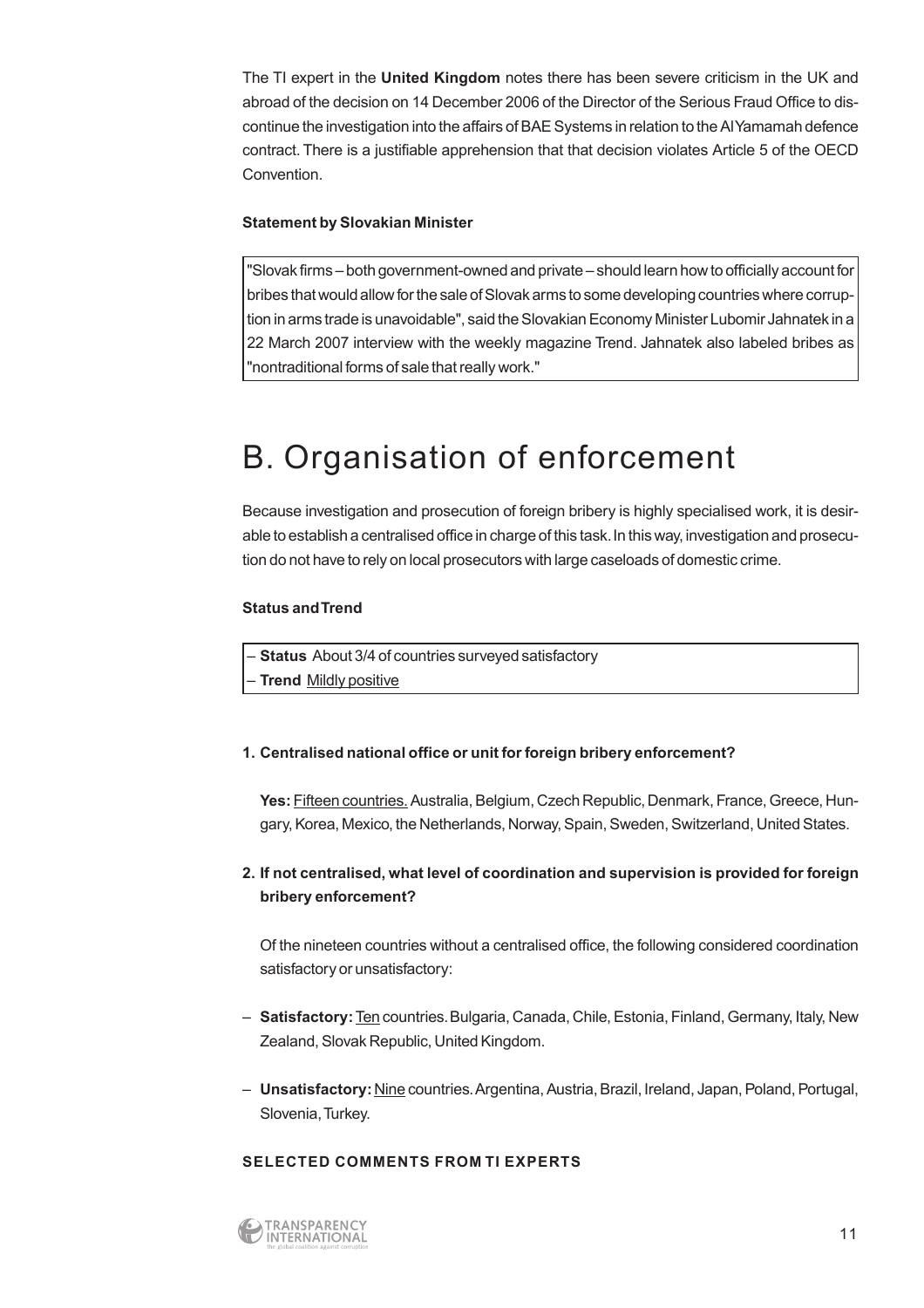The TI expert in the **United Kingdom** notes there has been severe criticism in the UK and abroad of the decision on 14 December 2006 of the Director of the Serious Fraud Office to discontinue the investigation into the affairs of BAE Systems in relation to the Al Yamamah defence contract. There is a justifiable apprehension that that decision violates Article 5 of the OECD Convention.

**Statement by Slovakian Minister**

"Slovak firms – both government-owned and private – should learn how to officially account for bribes that would allow for the sale of Slovak arms to some developing countries where corruption in arms trade is unavoidable", said the Slovakian Economy Minister Lubomir Jahnatek in a 22 March 2007 interview with the weekly magazine Trend. Jahnatek also labeled bribes as "nontraditional forms of sale that really work."

# B. Organisation of enforcement

Because investigation and prosecution of foreign bribery is highly specialised work, it is desirable to establish a centralised office in charge of this task. In this way, investigation and prosecution do not have to rely on local prosecutors with large caseloads of domestic crime.

**Status and Trend**

– **Status** About 3/4 of countries surveyed satisfactory
– **Trend** Mildly positive

**1. Centralised national office or unit for foreign bribery enforcement?**

**Yes:** Fifteen countries. Australia, Belgium, Czech Republic, Denmark, France, Greece, Hungary, Korea, Mexico, the Netherlands, Norway, Spain, Sweden, Switzerland, United States.

**2. If not centralised, what level of coordination and supervision is provided for foreign bribery enforcement?**

Of the nineteen countries without a centralised office, the following considered coordination satisfactory or unsatisfactory:

- **Satisfactory:** Ten countries. Bulgaria, Canada, Chile, Estonia, Finland, Germany, Italy, New Zealand, Slovak Republic, United Kingdom.
- **Unsatisfactory:** Nine countries. Argentina, Austria, Brazil, Ireland, Japan, Poland, Portugal, Slovenia, Turkey.

**SELECTED COMMENTS FROM TI EXPERTS**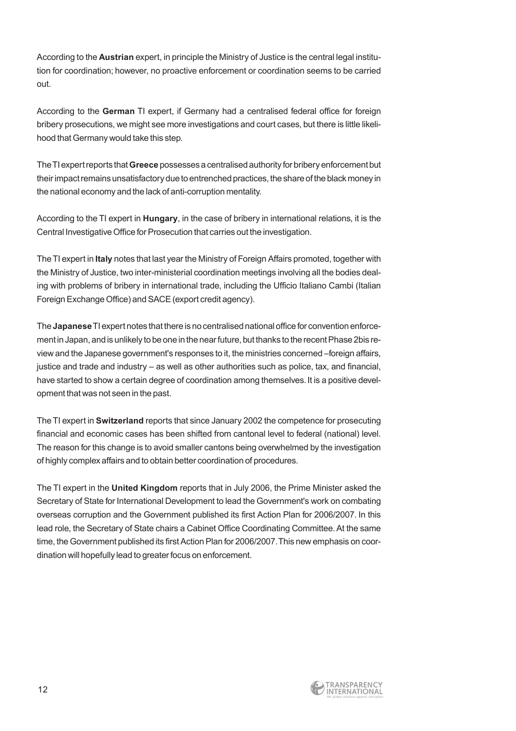According to the **Austrian** expert, in principle the Ministry of Justice is the central legal institution for coordination; however, no proactive enforcement or coordination seems to be carried out.

According to the **German** TI expert, if Germany had a centralised federal office for foreign bribery prosecutions, we might see more investigations and court cases, but there is little likelihood that Germany would take this step.

The TI expert reports that **Greece** possesses a centralised authority for bribery enforcement but their impact remains unsatisfactory due to entrenched practices, the share of the black money in the national economy and the lack of anti-corruption mentality.

According to the TI expert in **Hungary**, in the case of bribery in international relations, it is the Central Investigative Office for Prosecution that carries out the investigation.

The TI expert in **Italy** notes that last year the Ministry of Foreign Affairs promoted, together with the Ministry of Justice, two inter-ministerial coordination meetings involving all the bodies dealing with problems of bribery in international trade, including the Ufficio Italiano Cambi (Italian Foreign Exchange Office) and SACE (export credit agency).

The **Japanese** TI expert notes that there is no centralised national office for convention enforcement in Japan, and is unlikely to be one in the near future, but thanks to the recent Phase 2bis review and the Japanese government's responses to it, the ministries concerned –foreign affairs, justice and trade and industry – as well as other authorities such as police, tax, and financial, have started to show a certain degree of coordination among themselves. It is a positive development that was not seen in the past.

The TI expert in **Switzerland** reports that since January 2002 the competence for prosecuting financial and economic cases has been shifted from cantonal level to federal (national) level. The reason for this change is to avoid smaller cantons being overwhelmed by the investigation of highly complex affairs and to obtain better coordination of procedures.

The TI expert in the **United Kingdom** reports that in July 2006, the Prime Minister asked the Secretary of State for International Development to lead the Government's work on combating overseas corruption and the Government published its first Action Plan for 2006/2007. In this lead role, the Secretary of State chairs a Cabinet Office Coordinating Committee. At the same time, the Government published its first Action Plan for 2006/2007. This new emphasis on coordination will hopefully lead to greater focus on enforcement.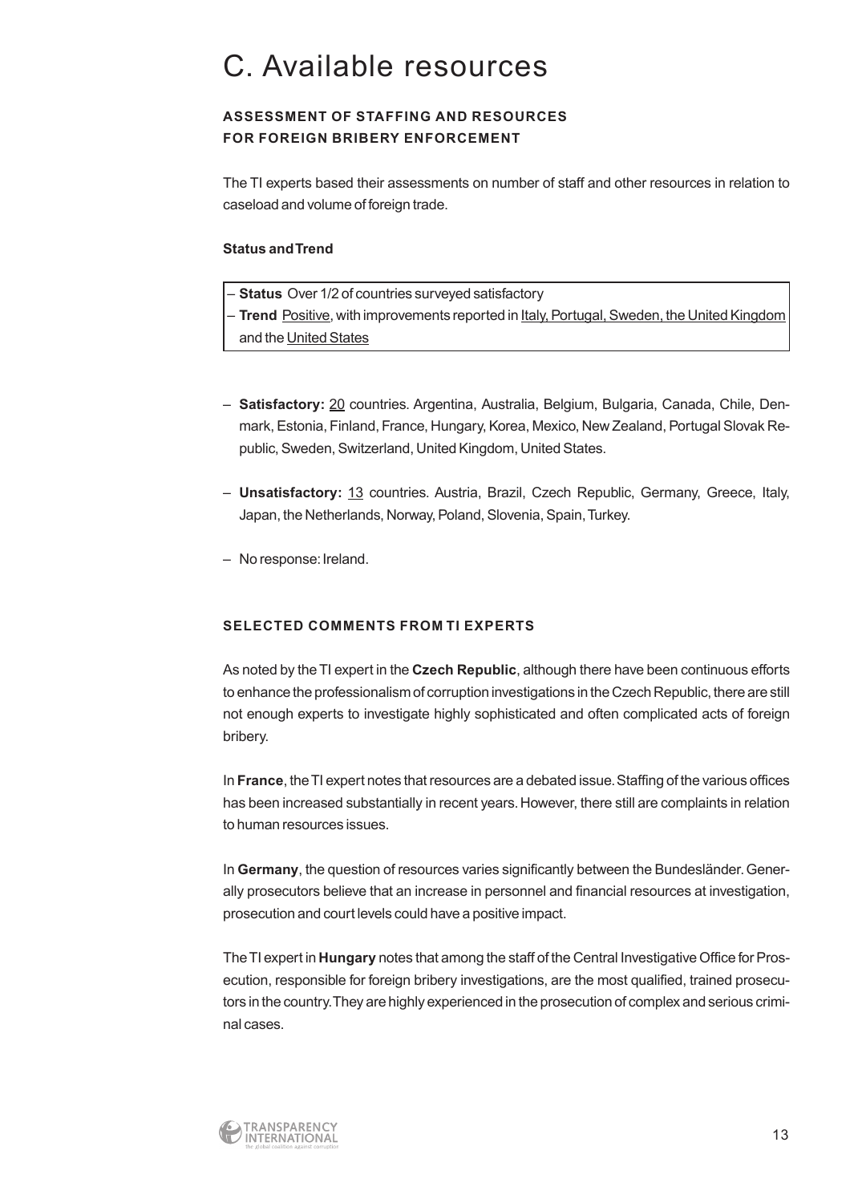# C. Available resources

### ASSESSMENT OF STAFFING AND RESOURCES FOR FOREIGN BRIBERY ENFORCEMENT

The TI experts based their assessments on number of staff and other resources in relation to caseload and volume of foreign trade.

**Status and Trend**

- **Status** Over 1/2 of countries surveyed satisfactory
- **Trend** Positive, with improvements reported in Italy, Portugal, Sweden, the United Kingdom and the United States

- **Satisfactory:** 20 countries. Argentina, Australia, Belgium, Bulgaria, Canada, Chile, Denmark, Estonia, Finland, France, Hungary, Korea, Mexico, New Zealand, Portugal Slovak Republic, Sweden, Switzerland, United Kingdom, United States.

- **Unsatisfactory:** 13 countries. Austria, Brazil, Czech Republic, Germany, Greece, Italy, Japan, the Netherlands, Norway, Poland, Slovenia, Spain, Turkey.

- No response: Ireland.

### SELECTED COMMENTS FROM TI EXPERTS

As noted by the TI expert in the **Czech Republic**, although there have been continuous efforts to enhance the professionalism of corruption investigations in the Czech Republic, there are still not enough experts to investigate highly sophisticated and often complicated acts of foreign bribery.

In **France**, the TI expert notes that resources are a debated issue. Staffing of the various offices has been increased substantially in recent years. However, there still are complaints in relation to human resources issues.

In **Germany**, the question of resources varies significantly between the Bundesländer. Generally prosecutors believe that an increase in personnel and financial resources at investigation, prosecution and court levels could have a positive impact.

The TI expert in **Hungary** notes that among the staff of the Central Investigative Office for Prosecution, responsible for foreign bribery investigations, are the most qualified, trained prosecutors in the country. They are highly experienced in the prosecution of complex and serious criminal cases.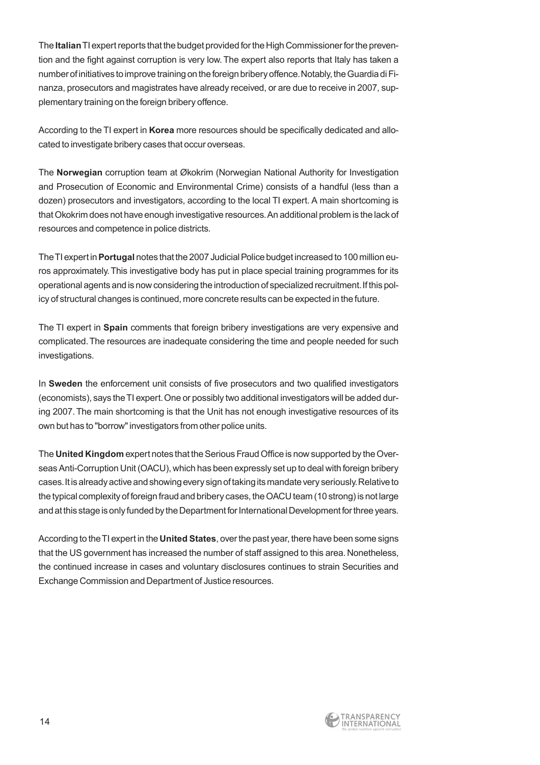The **Italian** TI expert reports that the budget provided for the High Commissioner for the prevention and the fight against corruption is very low. The expert also reports that Italy has taken a number of initiatives to improve training on the foreign bribery offence. Notably, the Guardia di Finanza, prosecutors and magistrates have already received, or are due to receive in 2007, supplementary training on the foreign bribery offence.

According to the TI expert in **Korea** more resources should be specifically dedicated and allocated to investigate bribery cases that occur overseas.

The **Norwegian** corruption team at Økokrim (Norwegian National Authority for Investigation and Prosecution of Economic and Environmental Crime) consists of a handful (less than a dozen) prosecutors and investigators, according to the local TI expert. A main shortcoming is that Okokrim does not have enough investigative resources. An additional problem is the lack of resources and competence in police districts.

The TI expert in **Portugal** notes that the 2007 Judicial Police budget increased to 100 million euros approximately. This investigative body has put in place special training programmes for its operational agents and is now considering the introduction of specialized recruitment. If this policy of structural changes is continued, more concrete results can be expected in the future.

The TI expert in **Spain** comments that foreign bribery investigations are very expensive and complicated. The resources are inadequate considering the time and people needed for such investigations.

In **Sweden** the enforcement unit consists of five prosecutors and two qualified investigators (economists), says the TI expert. One or possibly two additional investigators will be added during 2007. The main shortcoming is that the Unit has not enough investigative resources of its own but has to "borrow" investigators from other police units.

The **United Kingdom** expert notes that the Serious Fraud Office is now supported by the Overseas Anti-Corruption Unit (OACU), which has been expressly set up to deal with foreign bribery cases. It is already active and showing every sign of taking its mandate very seriously. Relative to the typical complexity of foreign fraud and bribery cases, the OACU team (10 strong) is not large and at this stage is only funded by the Department for International Development for three years.

According to the TI expert in the **United States**, over the past year, there have been some signs that the US government has increased the number of staff assigned to this area. Nonetheless, the continued increase in cases and voluntary disclosures continues to strain Securities and Exchange Commission and Department of Justice resources.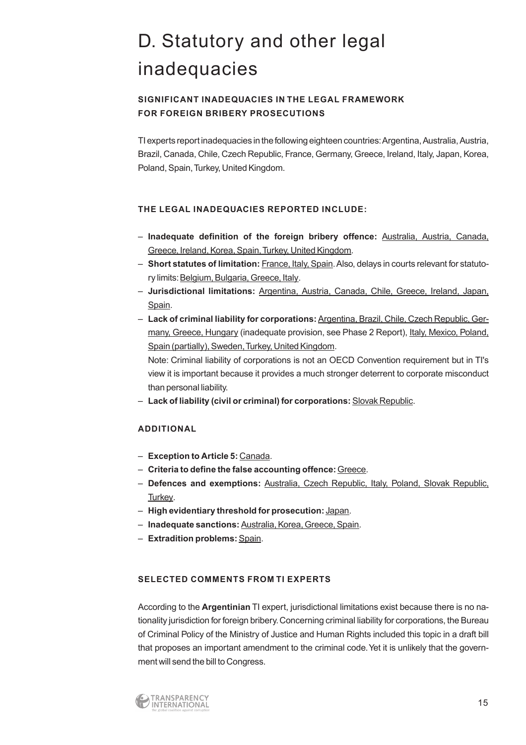# D. Statutory and other legal inadequacies

### SIGNIFICANT INADEQUACIES IN THE LEGAL FRAMEWORK FOR FOREIGN BRIBERY PROSECUTIONS

TI experts report inadequacies in the following eighteen countries: Argentina, Australia, Austria, Brazil, Canada, Chile, Czech Republic, France, Germany, Greece, Ireland, Italy, Japan, Korea, Poland, Spain, Turkey, United Kingdom.

### THE LEGAL INADEQUACIES REPORTED INCLUDE:

- **Inadequate definition of the foreign bribery offence:** Australia, Austria, Canada, Greece, Ireland, Korea, Spain, Turkey, United Kingdom.
- **Short statutes of limitation:** France, Italy, Spain. Also, delays in courts relevant for statutory limits: Belgium, Bulgaria, Greece, Italy.
- **Jurisdictional limitations:** Argentina, Austria, Canada, Chile, Greece, Ireland, Japan, Spain.
- **Lack of criminal liability for corporations:** Argentina, Brazil, Chile, Czech Republic, Germany, Greece, Hungary (inadequate provision, see Phase 2 Report), Italy, Mexico, Poland, Spain (partially), Sweden, Turkey, United Kingdom.

  Note: Criminal liability of corporations is not an OECD Convention requirement but in TI's view it is important because it provides a much stronger deterrent to corporate misconduct than personal liability.
- **Lack of liability (civil or criminal) for corporations:** Slovak Republic.

### ADDITIONAL

- **Exception to Article 5:** Canada.
- **Criteria to define the false accounting offence:** Greece.
- **Defences and exemptions:** Australia, Czech Republic, Italy, Poland, Slovak Republic, Turkey.
- **High evidentiary threshold for prosecution:** Japan.
- **Inadequate sanctions:** Australia, Korea, Greece, Spain.
- **Extradition problems:** Spain.

### SELECTED COMMENTS FROM TI EXPERTS

According to the **Argentinian** TI expert, jurisdictional limitations exist because there is no nationality jurisdiction for foreign bribery. Concerning criminal liability for corporations, the Bureau of Criminal Policy of the Ministry of Justice and Human Rights included this topic in a draft bill that proposes an important amendment to the criminal code. Yet it is unlikely that the government will send the bill to Congress.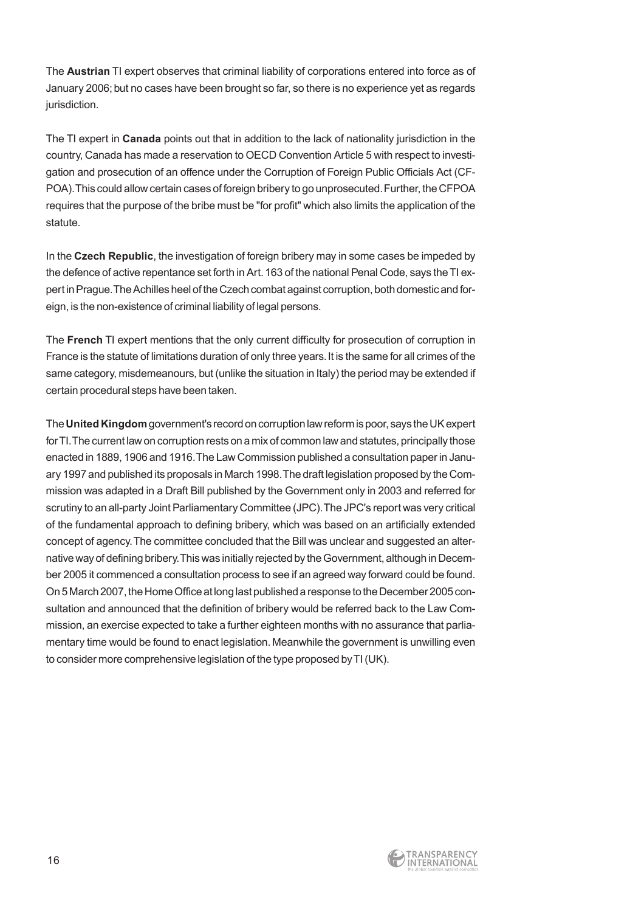The **Austrian** TI expert observes that criminal liability of corporations entered into force as of January 2006; but no cases have been brought so far, so there is no experience yet as regards jurisdiction.

The TI expert in **Canada** points out that in addition to the lack of nationality jurisdiction in the country, Canada has made a reservation to OECD Convention Article 5 with respect to investigation and prosecution of an offence under the Corruption of Foreign Public Officials Act (CFPOA). This could allow certain cases of foreign bribery to go unprosecuted. Further, the CFPOA requires that the purpose of the bribe must be "for profit" which also limits the application of the statute.

In the **Czech Republic**, the investigation of foreign bribery may in some cases be impeded by the defence of active repentance set forth in Art. 163 of the national Penal Code, says the TI expert in Prague. The Achilles heel of the Czech combat against corruption, both domestic and foreign, is the non-existence of criminal liability of legal persons.

The **French** TI expert mentions that the only current difficulty for prosecution of corruption in France is the statute of limitations duration of only three years. It is the same for all crimes of the same category, misdemeanours, but (unlike the situation in Italy) the period may be extended if certain procedural steps have been taken.

The **United Kingdom** government's record on corruption law reform is poor, says the UK expert for TI. The current law on corruption rests on a mix of common law and statutes, principally those enacted in 1889, 1906 and 1916. The Law Commission published a consultation paper in January 1997 and published its proposals in March 1998. The draft legislation proposed by the Commission was adapted in a Draft Bill published by the Government only in 2003 and referred for scrutiny to an all-party Joint Parliamentary Committee (JPC). The JPC's report was very critical of the fundamental approach to defining bribery, which was based on an artificially extended concept of agency. The committee concluded that the Bill was unclear and suggested an alternative way of defining bribery. This was initially rejected by the Government, although in December 2005 it commenced a consultation process to see if an agreed way forward could be found. On 5 March 2007, the Home Office at long last published a response to the December 2005 consultation and announced that the definition of bribery would be referred back to the Law Commission, an exercise expected to take a further eighteen months with no assurance that parliamentary time would be found to enact legislation. Meanwhile the government is unwilling even to consider more comprehensive legislation of the type proposed by TI (UK).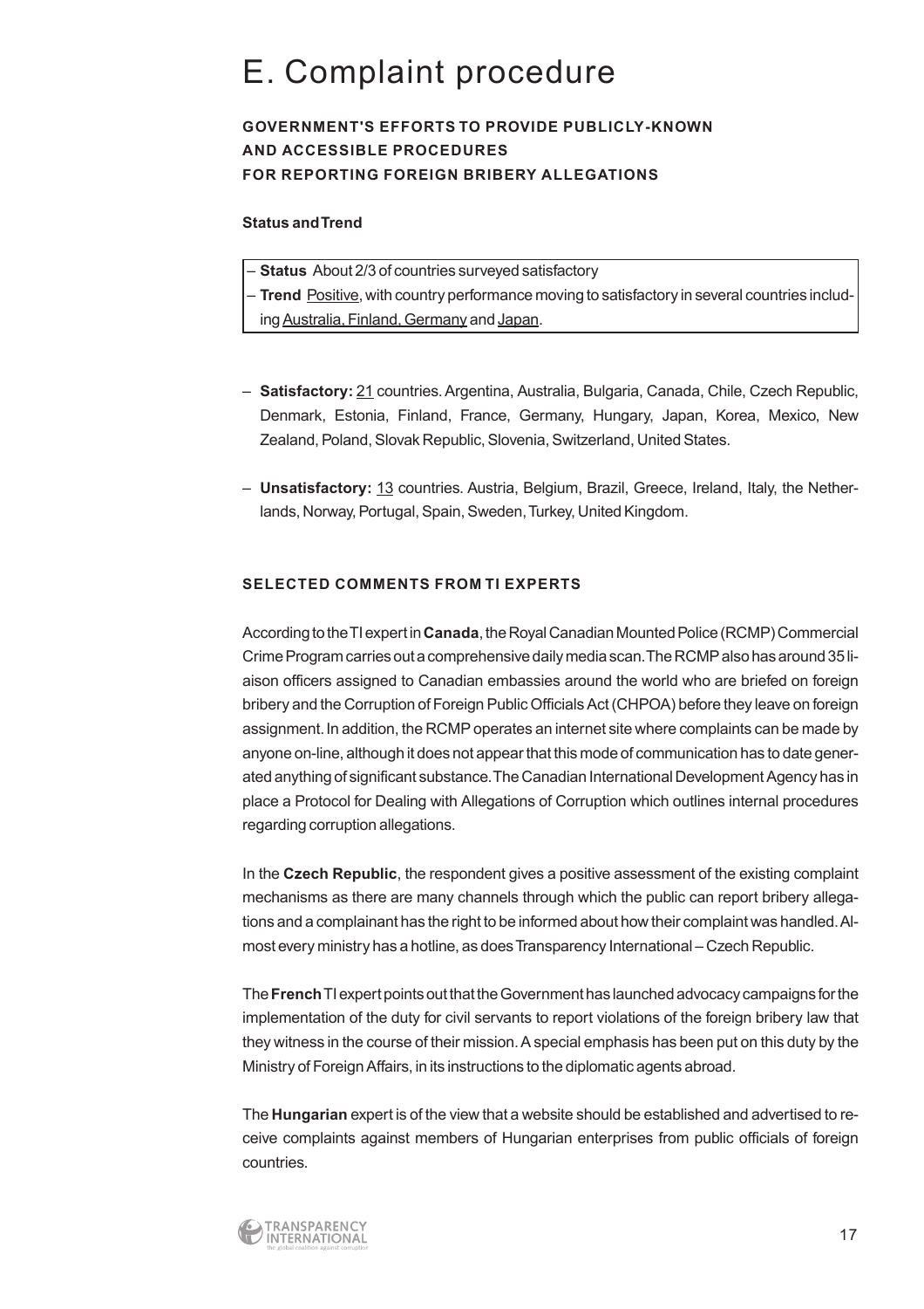# E. Complaint procedure

### GOVERNMENT'S EFFORTS TO PROVIDE PUBLICLY-KNOWN AND ACCESSIBLE PROCEDURES FOR REPORTING FOREIGN BRIBERY ALLEGATIONS

**Status and Trend**

- **Status** About 2/3 of countries surveyed satisfactory
- **Trend** Positive, with country performance moving to satisfactory in several countries including Australia, Finland, Germany and Japan.

- **Satisfactory:** 21 countries. Argentina, Australia, Bulgaria, Canada, Chile, Czech Republic, Denmark, Estonia, Finland, France, Germany, Hungary, Japan, Korea, Mexico, New Zealand, Poland, Slovak Republic, Slovenia, Switzerland, United States.

- **Unsatisfactory:** 13 countries. Austria, Belgium, Brazil, Greece, Ireland, Italy, the Netherlands, Norway, Portugal, Spain, Sweden, Turkey, United Kingdom.

### SELECTED COMMENTS FROM TI EXPERTS

According to the TI expert in **Canada**, the Royal Canadian Mounted Police (RCMP) Commercial Crime Program carries out a comprehensive daily media scan. The RCMP also has around 35 liaison officers assigned to Canadian embassies around the world who are briefed on foreign bribery and the Corruption of Foreign Public Officials Act (CHPOA) before they leave on foreign assignment. In addition, the RCMP operates an internet site where complaints can be made by anyone on-line, although it does not appear that this mode of communication has to date generated anything of significant substance. The Canadian International Development Agency has in place a Protocol for Dealing with Allegations of Corruption which outlines internal procedures regarding corruption allegations.

In the **Czech Republic**, the respondent gives a positive assessment of the existing complaint mechanisms as there are many channels through which the public can report bribery allegations and a complainant has the right to be informed about how their complaint was handled. Almost every ministry has a hotline, as does Transparency International – Czech Republic.

The **French** TI expert points out that the Government has launched advocacy campaigns for the implementation of the duty for civil servants to report violations of the foreign bribery law that they witness in the course of their mission. A special emphasis has been put on this duty by the Ministry of Foreign Affairs, in its instructions to the diplomatic agents abroad.

The **Hungarian** expert is of the view that a website should be established and advertised to receive complaints against members of Hungarian enterprises from public officials of foreign countries.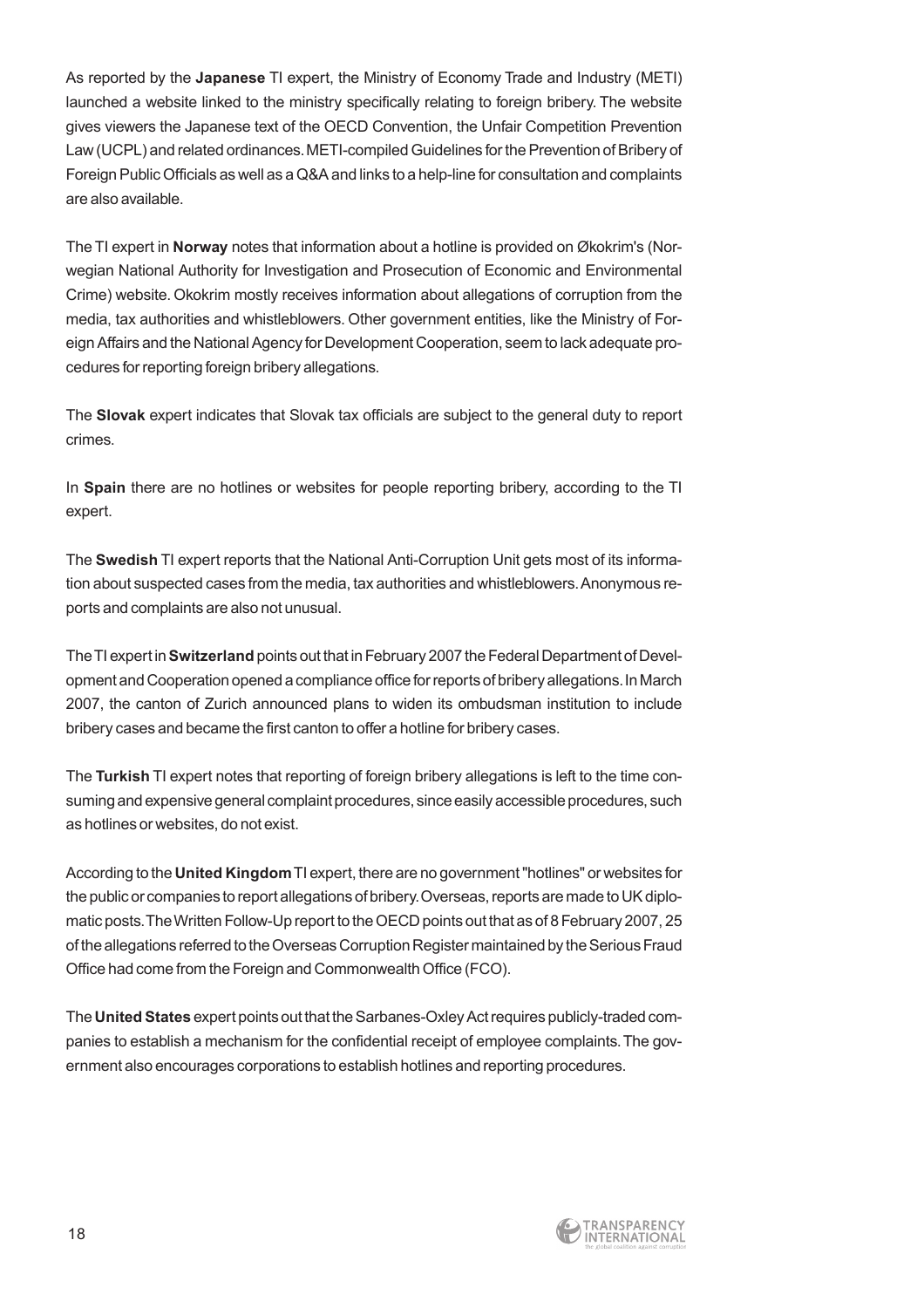As reported by the **Japanese** TI expert, the Ministry of Economy Trade and Industry (METI) launched a website linked to the ministry specifically relating to foreign bribery. The website gives viewers the Japanese text of the OECD Convention, the Unfair Competition Prevention Law (UCPL) and related ordinances. METI-compiled Guidelines for the Prevention of Bribery of Foreign Public Officials as well as a Q&A and links to a help-line for consultation and complaints are also available.

The TI expert in **Norway** notes that information about a hotline is provided on Økokrim's (Norwegian National Authority for Investigation and Prosecution of Economic and Environmental Crime) website. Okokrim mostly receives information about allegations of corruption from the media, tax authorities and whistleblowers. Other government entities, like the Ministry of Foreign Affairs and the National Agency for Development Cooperation, seem to lack adequate procedures for reporting foreign bribery allegations.

The **Slovak** expert indicates that Slovak tax officials are subject to the general duty to report crimes.

In **Spain** there are no hotlines or websites for people reporting bribery, according to the TI expert.

The **Swedish** TI expert reports that the National Anti-Corruption Unit gets most of its information about suspected cases from the media, tax authorities and whistleblowers. Anonymous reports and complaints are also not unusual.

The TI expert in **Switzerland** points out that in February 2007 the Federal Department of Development and Cooperation opened a compliance office for reports of bribery allegations. In March 2007, the canton of Zurich announced plans to widen its ombudsman institution to include bribery cases and became the first canton to offer a hotline for bribery cases.

The **Turkish** TI expert notes that reporting of foreign bribery allegations is left to the time consuming and expensive general complaint procedures, since easily accessible procedures, such as hotlines or websites, do not exist.

According to the **United Kingdom** TI expert, there are no government "hotlines" or websites for the public or companies to report allegations of bribery. Overseas, reports are made to UK diplomatic posts. The Written Follow-Up report to the OECD points out that as of 8 February 2007, 25 of the allegations referred to the Overseas Corruption Register maintained by the Serious Fraud Office had come from the Foreign and Commonwealth Office (FCO).

The **United States** expert points out that the Sarbanes-Oxley Act requires publicly-traded companies to establish a mechanism for the confidential receipt of employee complaints. The government also encourages corporations to establish hotlines and reporting procedures.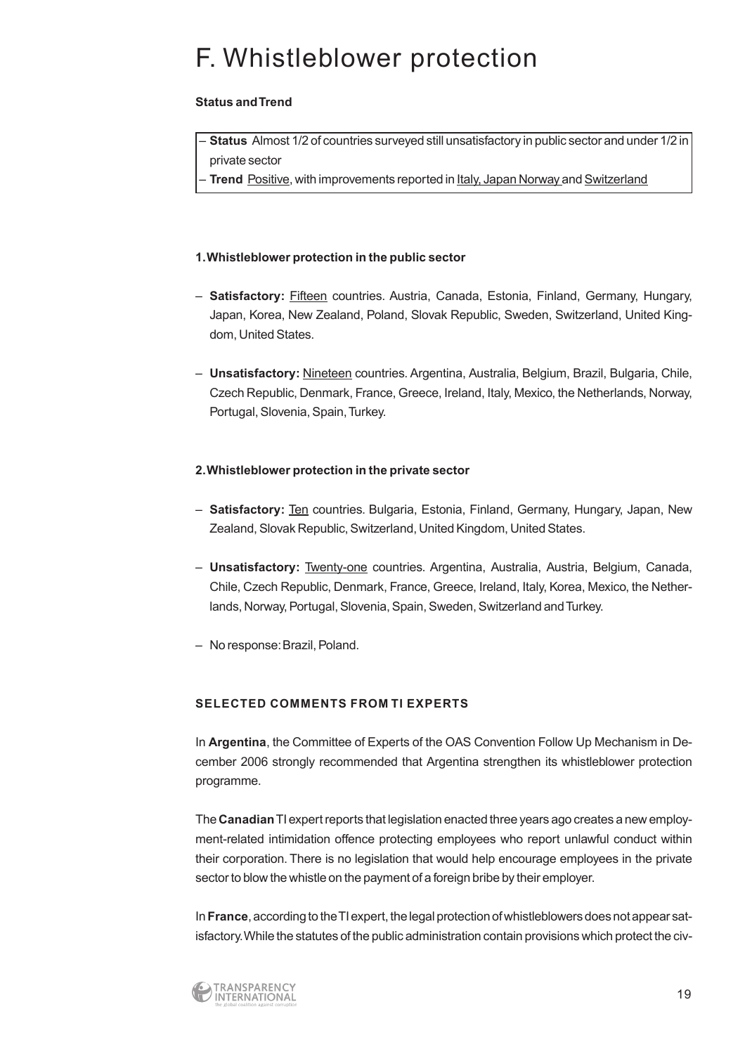# F. Whistleblower protection

**Status and Trend**

- **Status** Almost 1/2 of countries surveyed still unsatisfactory in public sector and under 1/2 in private sector
- **Trend** Positive, with improvements reported in Italy, Japan Norway and Switzerland

**1. Whistleblower protection in the public sector**

- **Satisfactory:** Fifteen countries. Austria, Canada, Estonia, Finland, Germany, Hungary, Japan, Korea, New Zealand, Poland, Slovak Republic, Sweden, Switzerland, United Kingdom, United States.
- **Unsatisfactory:** Nineteen countries. Argentina, Australia, Belgium, Brazil, Bulgaria, Chile, Czech Republic, Denmark, France, Greece, Ireland, Italy, Mexico, the Netherlands, Norway, Portugal, Slovenia, Spain, Turkey.

**2. Whistleblower protection in the private sector**

- **Satisfactory:** Ten countries. Bulgaria, Estonia, Finland, Germany, Hungary, Japan, New Zealand, Slovak Republic, Switzerland, United Kingdom, United States.
- **Unsatisfactory:** Twenty-one countries. Argentina, Australia, Austria, Belgium, Canada, Chile, Czech Republic, Denmark, France, Greece, Ireland, Italy, Korea, Mexico, the Netherlands, Norway, Portugal, Slovenia, Spain, Sweden, Switzerland and Turkey.
- No response: Brazil, Poland.

**SELECTED COMMENTS FROM TI EXPERTS**

In **Argentina**, the Committee of Experts of the OAS Convention Follow Up Mechanism in December 2006 strongly recommended that Argentina strengthen its whistleblower protection programme.

The **Canadian** TI expert reports that legislation enacted three years ago creates a new employment-related intimidation offence protecting employees who report unlawful conduct within their corporation. There is no legislation that would help encourage employees in the private sector to blow the whistle on the payment of a foreign bribe by their employer.

In **France**, according to the TI expert, the legal protection of whistleblowers does not appear satisfactory. While the statutes of the public administration contain provisions which protect the civ-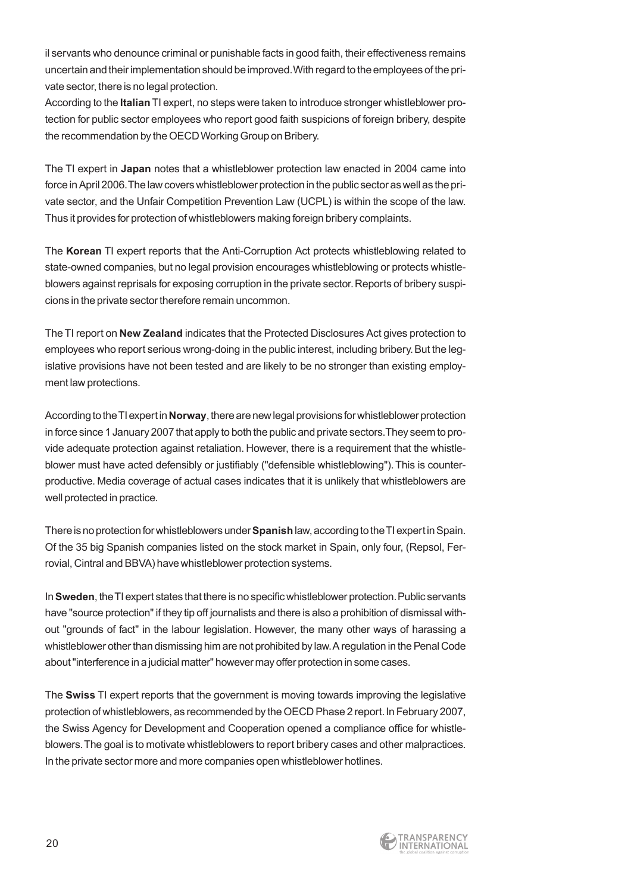il servants who denounce criminal or punishable facts in good faith, their effectiveness remains uncertain and their implementation should be improved. With regard to the employees of the private sector, there is no legal protection.

According to the **Italian** TI expert, no steps were taken to introduce stronger whistleblower protection for public sector employees who report good faith suspicions of foreign bribery, despite the recommendation by the OECD Working Group on Bribery.

The TI expert in **Japan** notes that a whistleblower protection law enacted in 2004 came into force in April 2006. The law covers whistleblower protection in the public sector as well as the private sector, and the Unfair Competition Prevention Law (UCPL) is within the scope of the law. Thus it provides for protection of whistleblowers making foreign bribery complaints.

The **Korean** TI expert reports that the Anti-Corruption Act protects whistleblowing related to state-owned companies, but no legal provision encourages whistleblowing or protects whistleblowers against reprisals for exposing corruption in the private sector. Reports of bribery suspicions in the private sector therefore remain uncommon.

The TI report on **New Zealand** indicates that the Protected Disclosures Act gives protection to employees who report serious wrong-doing in the public interest, including bribery. But the legislative provisions have not been tested and are likely to be no stronger than existing employment law protections.

According to the TI expert in **Norway**, there are new legal provisions for whistleblower protection in force since 1 January 2007 that apply to both the public and private sectors. They seem to provide adequate protection against retaliation. However, there is a requirement that the whistleblower must have acted defensibly or justifiably ("defensible whistleblowing"). This is counterproductive. Media coverage of actual cases indicates that it is unlikely that whistleblowers are well protected in practice.

There is no protection for whistleblowers under **Spanish** law, according to the TI expert in Spain. Of the 35 big Spanish companies listed on the stock market in Spain, only four, (Repsol, Ferrovial, Cintral and BBVA) have whistleblower protection systems.

In **Sweden**, the TI expert states that there is no specific whistleblower protection. Public servants have "source protection" if they tip off journalists and there is also a prohibition of dismissal without "grounds of fact" in the labour legislation. However, the many other ways of harassing a whistleblower other than dismissing him are not prohibited by law. A regulation in the Penal Code about "interference in a judicial matter" however may offer protection in some cases.

The **Swiss** TI expert reports that the government is moving towards improving the legislative protection of whistleblowers, as recommended by the OECD Phase 2 report. In February 2007, the Swiss Agency for Development and Cooperation opened a compliance office for whistleblowers. The goal is to motivate whistleblowers to report bribery cases and other malpractices. In the private sector more and more companies open whistleblower hotlines.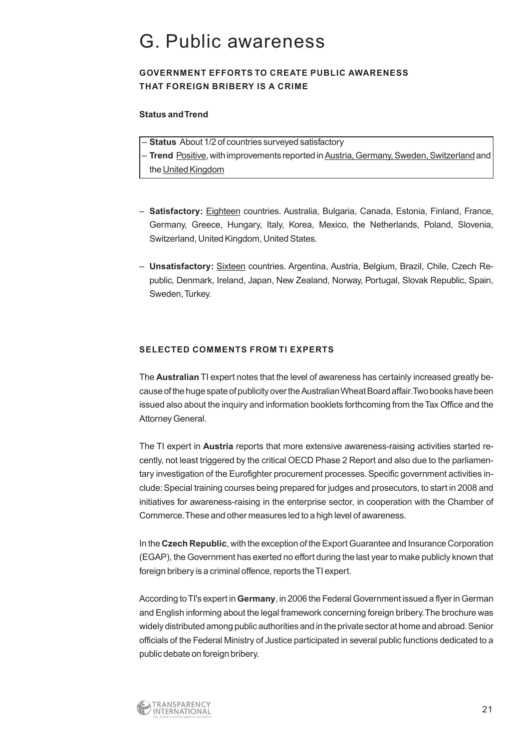# G. Public awareness

### GOVERNMENT EFFORTS TO CREATE PUBLIC AWARENESS THAT FOREIGN BRIBERY IS A CRIME

**Status and Trend**

- **Status** About 1/2 of countries surveyed satisfactory
- **Trend** Positive, with improvements reported in Austria, Germany, Sweden, Switzerland and the United Kingdom

- **Satisfactory:** Eighteen countries. Australia, Bulgaria, Canada, Estonia, Finland, France, Germany, Greece, Hungary, Italy, Korea, Mexico, the Netherlands, Poland, Slovenia, Switzerland, United Kingdom, United States.

- **Unsatisfactory:** Sixteen countries. Argentina, Austria, Belgium, Brazil, Chile, Czech Republic, Denmark, Ireland, Japan, New Zealand, Norway, Portugal, Slovak Republic, Spain, Sweden, Turkey.

### SELECTED COMMENTS FROM TI EXPERTS

The **Australian** TI expert notes that the level of awareness has certainly increased greatly because of the huge spate of publicity over the Australian Wheat Board affair. Two books have been issued also about the inquiry and information booklets forthcoming from the Tax Office and the Attorney General.

The TI expert in **Austria** reports that more extensive awareness-raising activities started recently, not least triggered by the critical OECD Phase 2 Report and also due to the parliamentary investigation of the Eurofighter procurement processes. Specific government activities include: Special training courses being prepared for judges and prosecutors, to start in 2008 and initiatives for awareness-raising in the enterprise sector, in cooperation with the Chamber of Commerce. These and other measures led to a high level of awareness.

In the **Czech Republic**, with the exception of the Export Guarantee and Insurance Corporation (EGAP), the Government has exerted no effort during the last year to make publicly known that foreign bribery is a criminal offence, reports the TI expert.

According to TI's expert in **Germany**, in 2006 the Federal Government issued a flyer in German and English informing about the legal framework concerning foreign bribery. The brochure was widely distributed among public authorities and in the private sector at home and abroad. Senior officials of the Federal Ministry of Justice participated in several public functions dedicated to a public debate on foreign bribery.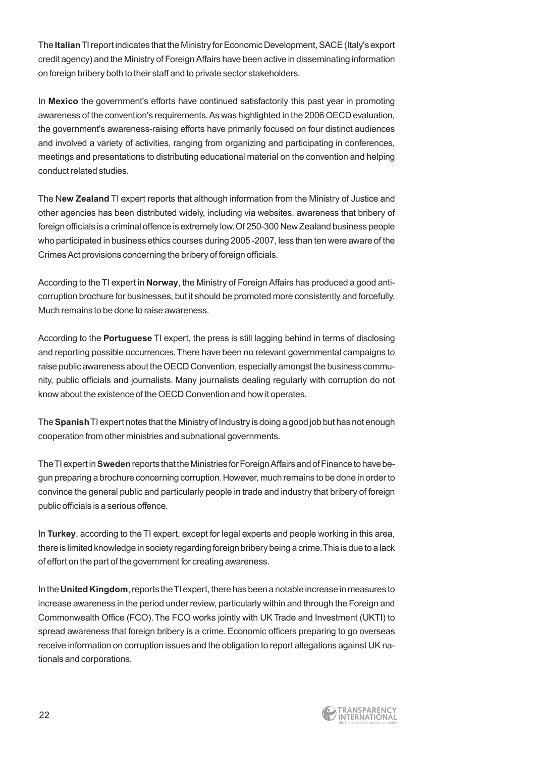The **Italian** TI report indicates that the Ministry for Economic Development, SACE (Italy's export credit agency) and the Ministry of Foreign Affairs have been active in disseminating information on foreign bribery both to their staff and to private sector stakeholders.

In **Mexico** the government's efforts have continued satisfactorily this past year in promoting awareness of the convention's requirements. As was highlighted in the 2006 OECD evaluation, the government's awareness-raising efforts have primarily focused on four distinct audiences and involved a variety of activities, ranging from organizing and participating in conferences, meetings and presentations to distributing educational material on the convention and helping conduct related studies.

The N**ew Zealand** TI expert reports that although information from the Ministry of Justice and other agencies has been distributed widely, including via websites, awareness that bribery of foreign officials is a criminal offence is extremely low. Of 250-300 New Zealand business people who participated in business ethics courses during 2005 -2007, less than ten were aware of the Crimes Act provisions concerning the bribery of foreign officials.

According to the TI expert in **Norway**, the Ministry of Foreign Affairs has produced a good anti-corruption brochure for businesses, but it should be promoted more consistently and forcefully. Much remains to be done to raise awareness.

According to the **Portuguese** TI expert, the press is still lagging behind in terms of disclosing and reporting possible occurrences. There have been no relevant governmental campaigns to raise public awareness about the OECD Convention, especially amongst the business community, public officials and journalists. Many journalists dealing regularly with corruption do not know about the existence of the OECD Convention and how it operates.

The **Spanish** TI expert notes that the Ministry of Industry is doing a good job but has not enough cooperation from other ministries and subnational governments.

The TI expert in **Sweden** reports that the Ministries for Foreign Affairs and of Finance to have begun preparing a brochure concerning corruption. However, much remains to be done in order to convince the general public and particularly people in trade and industry that bribery of foreign public officials is a serious offence.

In **Turkey**, according to the TI expert, except for legal experts and people working in this area, there is limited knowledge in society regarding foreign bribery being a crime. This is due to a lack of effort on the part of the government for creating awareness.

In the **United Kingdom**, reports the TI expert, there has been a notable increase in measures to increase awareness in the period under review, particularly within and through the Foreign and Commonwealth Office (FCO). The FCO works jointly with UK Trade and Investment (UKTI) to spread awareness that foreign bribery is a crime. Economic officers preparing to go overseas receive information on corruption issues and the obligation to report allegations against UK nationals and corporations.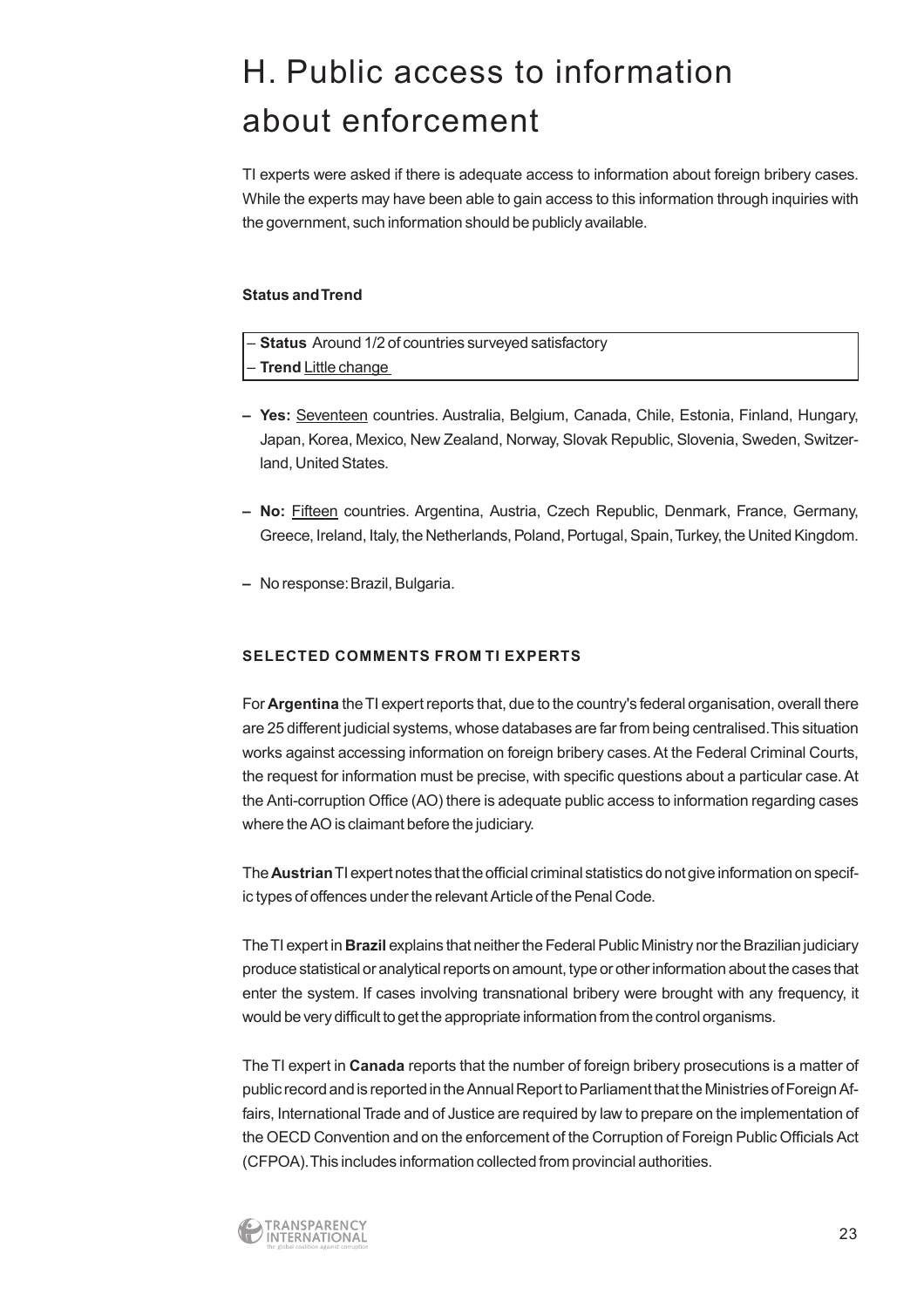# H. Public access to information about enforcement

TI experts were asked if there is adequate access to information about foreign bribery cases. While the experts may have been able to gain access to this information through inquiries with the government, such information should be publicly available.

**Status and Trend**

– **Status** Around 1/2 of countries surveyed satisfactory
– **Trend** Little change

– **Yes:** Seventeen countries. Australia, Belgium, Canada, Chile, Estonia, Finland, Hungary, Japan, Korea, Mexico, New Zealand, Norway, Slovak Republic, Slovenia, Sweden, Switzerland, United States.

– **No:** Fifteen countries. Argentina, Austria, Czech Republic, Denmark, France, Germany, Greece, Ireland, Italy, the Netherlands, Poland, Portugal, Spain, Turkey, the United Kingdom.

– No response: Brazil, Bulgaria.

**SELECTED COMMENTS FROM TI EXPERTS**

For **Argentina** the TI expert reports that, due to the country's federal organisation, overall there are 25 different judicial systems, whose databases are far from being centralised. This situation works against accessing information on foreign bribery cases. At the Federal Criminal Courts, the request for information must be precise, with specific questions about a particular case. At the Anti-corruption Office (AO) there is adequate public access to information regarding cases where the AO is claimant before the judiciary.

The **Austrian** TI expert notes that the official criminal statistics do not give information on specific types of offences under the relevant Article of the Penal Code.

The TI expert in **Brazil** explains that neither the Federal Public Ministry nor the Brazilian judiciary produce statistical or analytical reports on amount, type or other information about the cases that enter the system. If cases involving transnational bribery were brought with any frequency, it would be very difficult to get the appropriate information from the control organisms.

The TI expert in **Canada** reports that the number of foreign bribery prosecutions is a matter of public record and is reported in the Annual Report to Parliament that the Ministries of Foreign Affairs, International Trade and of Justice are required by law to prepare on the implementation of the OECD Convention and on the enforcement of the Corruption of Foreign Public Officials Act (CFPOA). This includes information collected from provincial authorities.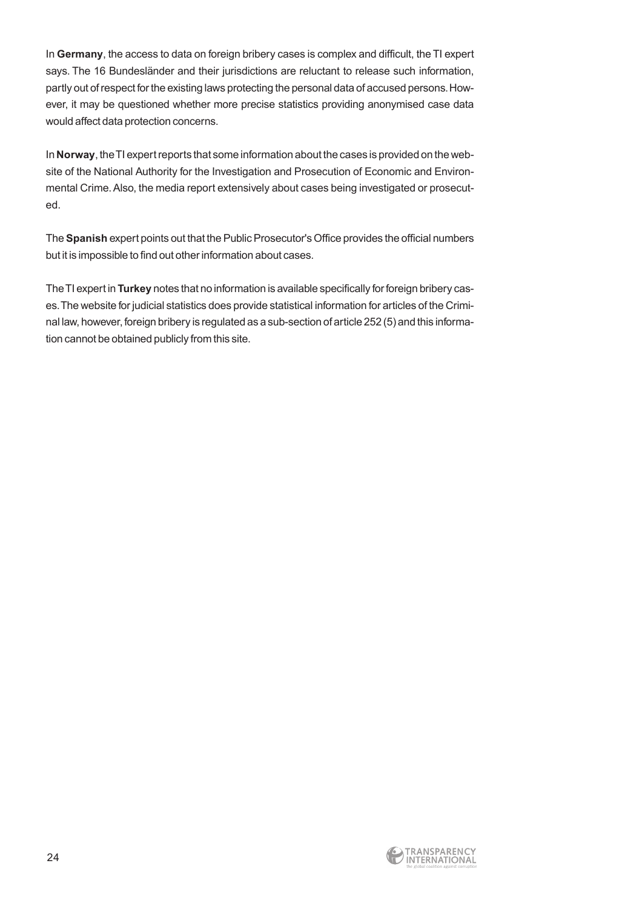In **Germany**, the access to data on foreign bribery cases is complex and difficult, the TI expert says. The 16 Bundesländer and their jurisdictions are reluctant to release such information, partly out of respect for the existing laws protecting the personal data of accused persons. However, it may be questioned whether more precise statistics providing anonymised case data would affect data protection concerns.

In **Norway**, the TI expert reports that some information about the cases is provided on the website of the National Authority for the Investigation and Prosecution of Economic and Environmental Crime. Also, the media report extensively about cases being investigated or prosecuted.

The **Spanish** expert points out that the Public Prosecutor's Office provides the official numbers but it is impossible to find out other information about cases.

The TI expert in **Turkey** notes that no information is available specifically for foreign bribery cases. The website for judicial statistics does provide statistical information for articles of the Criminal law, however, foreign bribery is regulated as a sub-section of article 252 (5) and this information cannot be obtained publicly from this site.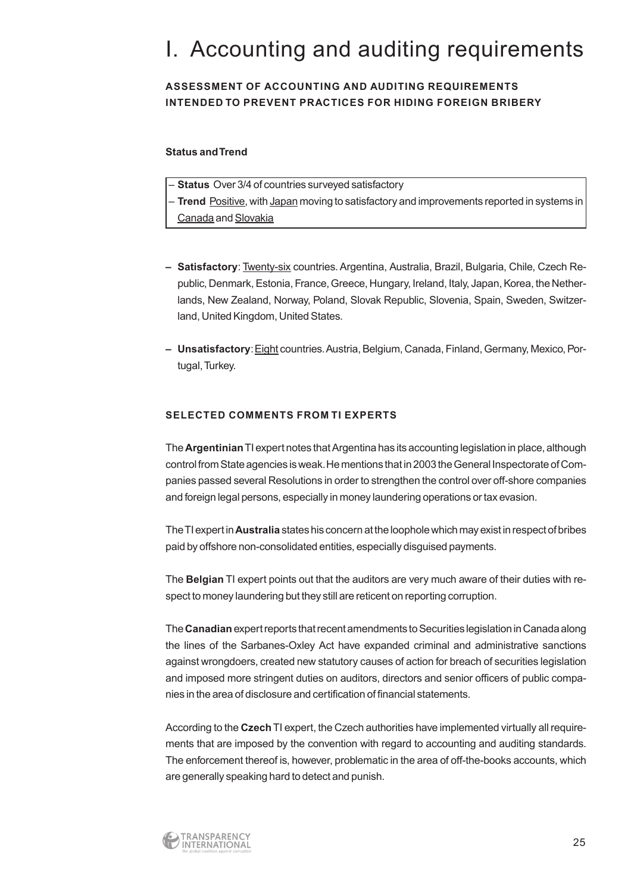# I. Accounting and auditing requirements

### ASSESSMENT OF ACCOUNTING AND AUDITING REQUIREMENTS INTENDED TO PREVENT PRACTICES FOR HIDING FOREIGN BRIBERY

**Status and Trend**

- **Status** Over 3/4 of countries surveyed satisfactory
- **Trend** Positive, with Japan moving to satisfactory and improvements reported in systems in Canada and Slovakia

- **Satisfactory**: Twenty-six countries. Argentina, Australia, Brazil, Bulgaria, Chile, Czech Republic, Denmark, Estonia, France, Greece, Hungary, Ireland, Italy, Japan, Korea, the Netherlands, New Zealand, Norway, Poland, Slovak Republic, Slovenia, Spain, Sweden, Switzerland, United Kingdom, United States.

- **Unsatisfactory**: Eight countries. Austria, Belgium, Canada, Finland, Germany, Mexico, Portugal, Turkey.

### SELECTED COMMENTS FROM TI EXPERTS

The **Argentinian** TI expert notes that Argentina has its accounting legislation in place, although control from State agencies is weak. He mentions that in 2003 the General Inspectorate of Companies passed several Resolutions in order to strengthen the control over off-shore companies and foreign legal persons, especially in money laundering operations or tax evasion.

The TI expert in **Australia** states his concern at the loophole which may exist in respect of bribes paid by offshore non-consolidated entities, especially disguised payments.

The **Belgian** TI expert points out that the auditors are very much aware of their duties with respect to money laundering but they still are reticent on reporting corruption.

The **Canadian** expert reports that recent amendments to Securities legislation in Canada along the lines of the Sarbanes-Oxley Act have expanded criminal and administrative sanctions against wrongdoers, created new statutory causes of action for breach of securities legislation and imposed more stringent duties on auditors, directors and senior officers of public companies in the area of disclosure and certification of financial statements.

According to the **Czech** TI expert, the Czech authorities have implemented virtually all requirements that are imposed by the convention with regard to accounting and auditing standards. The enforcement thereof is, however, problematic in the area of off-the-books accounts, which are generally speaking hard to detect and punish.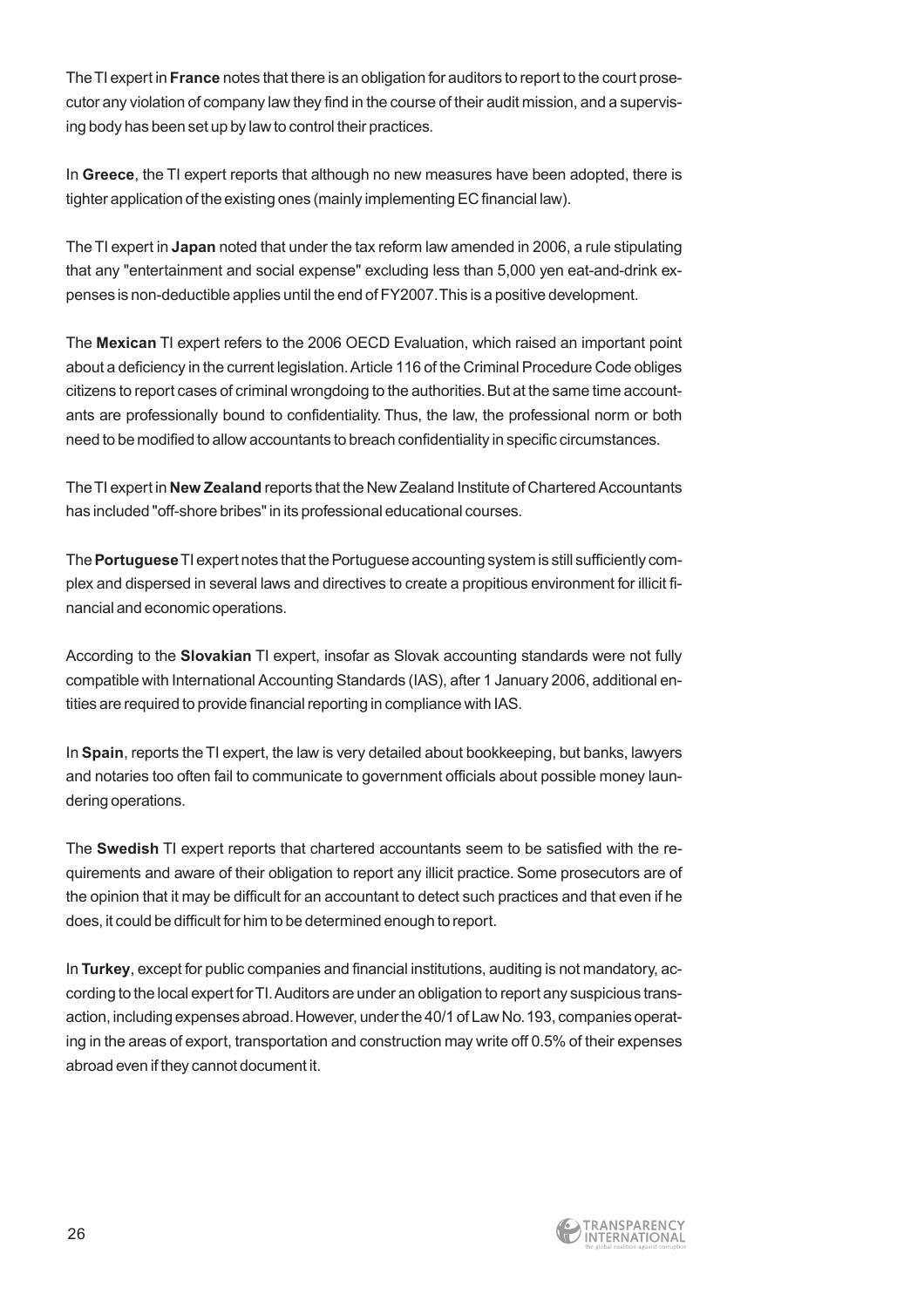The TI expert in **France** notes that there is an obligation for auditors to report to the court prosecutor any violation of company law they find in the course of their audit mission, and a supervising body has been set up by law to control their practices.

In **Greece**, the TI expert reports that although no new measures have been adopted, there is tighter application of the existing ones (mainly implementing EC financial law).

The TI expert in **Japan** noted that under the tax reform law amended in 2006, a rule stipulating that any "entertainment and social expense" excluding less than 5,000 yen eat-and-drink expenses is non-deductible applies until the end of FY2007. This is a positive development.

The **Mexican** TI expert refers to the 2006 OECD Evaluation, which raised an important point about a deficiency in the current legislation. Article 116 of the Criminal Procedure Code obliges citizens to report cases of criminal wrongdoing to the authorities. But at the same time accountants are professionally bound to confidentiality. Thus, the law, the professional norm or both need to be modified to allow accountants to breach confidentiality in specific circumstances.

The TI expert in **New Zealand** reports that the New Zealand Institute of Chartered Accountants has included "off-shore bribes" in its professional educational courses.

The **Portuguese** TI expert notes that the Portuguese accounting system is still sufficiently complex and dispersed in several laws and directives to create a propitious environment for illicit financial and economic operations.

According to the **Slovakian** TI expert, insofar as Slovak accounting standards were not fully compatible with International Accounting Standards (IAS), after 1 January 2006, additional entities are required to provide financial reporting in compliance with IAS.

In **Spain**, reports the TI expert, the law is very detailed about bookkeeping, but banks, lawyers and notaries too often fail to communicate to government officials about possible money laundering operations.

The **Swedish** TI expert reports that chartered accountants seem to be satisfied with the requirements and aware of their obligation to report any illicit practice. Some prosecutors are of the opinion that it may be difficult for an accountant to detect such practices and that even if he does, it could be difficult for him to be determined enough to report.

In **Turkey**, except for public companies and financial institutions, auditing is not mandatory, according to the local expert for TI. Auditors are under an obligation to report any suspicious transaction, including expenses abroad. However, under the 40/1 of Law No. 193, companies operating in the areas of export, transportation and construction may write off 0.5% of their expenses abroad even if they cannot document it.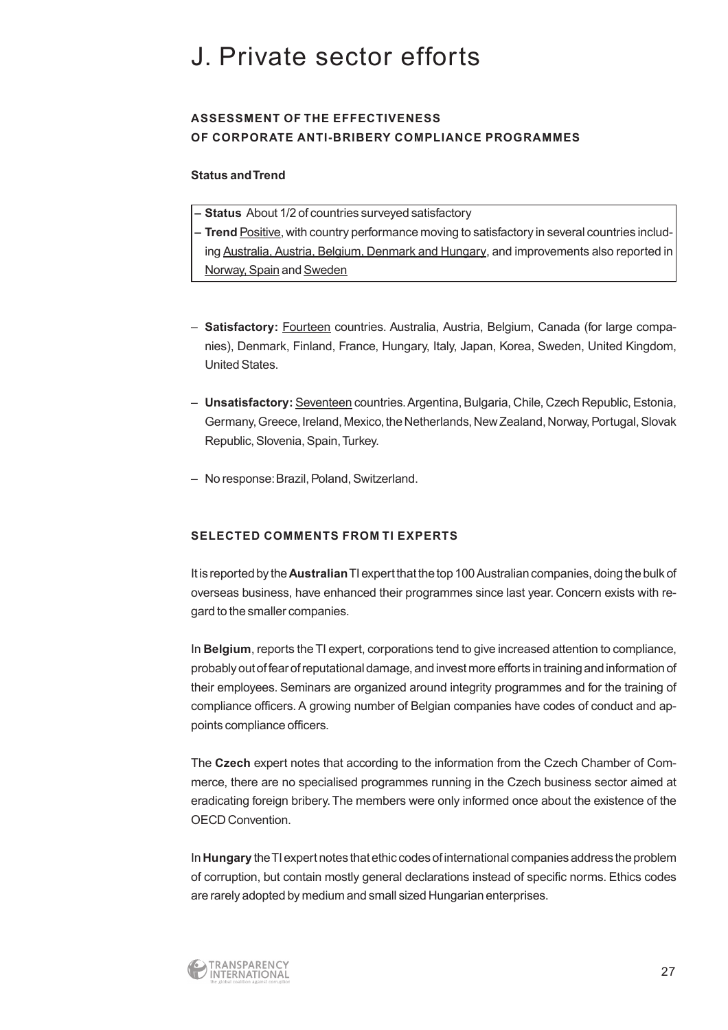# J. Private sector efforts

### ASSESSMENT OF THE EFFECTIVENESS OF CORPORATE ANTI-BRIBERY COMPLIANCE PROGRAMMES

**Status and Trend**

- **Status** About 1/2 of countries surveyed satisfactory
- **Trend** Positive, with country performance moving to satisfactory in several countries including Australia, Austria, Belgium, Denmark and Hungary, and improvements also reported in Norway, Spain and Sweden

- **Satisfactory:** Fourteen countries. Australia, Austria, Belgium, Canada (for large companies), Denmark, Finland, France, Hungary, Italy, Japan, Korea, Sweden, United Kingdom, United States.
- **Unsatisfactory:** Seventeen countries. Argentina, Bulgaria, Chile, Czech Republic, Estonia, Germany, Greece, Ireland, Mexico, the Netherlands, New Zealand, Norway, Portugal, Slovak Republic, Slovenia, Spain, Turkey.
- No response: Brazil, Poland, Switzerland.

### SELECTED COMMENTS FROM TI EXPERTS

It is reported by the **Australian** TI expert that the top 100 Australian companies, doing the bulk of overseas business, have enhanced their programmes since last year. Concern exists with regard to the smaller companies.

In **Belgium**, reports the TI expert, corporations tend to give increased attention to compliance, probably out of fear of reputational damage, and invest more efforts in training and information of their employees. Seminars are organized around integrity programmes and for the training of compliance officers. A growing number of Belgian companies have codes of conduct and appoints compliance officers.

The **Czech** expert notes that according to the information from the Czech Chamber of Commerce, there are no specialised programmes running in the Czech business sector aimed at eradicating foreign bribery. The members were only informed once about the existence of the OECD Convention.

In **Hungary** the TI expert notes that ethic codes of international companies address the problem of corruption, but contain mostly general declarations instead of specific norms. Ethics codes are rarely adopted by medium and small sized Hungarian enterprises.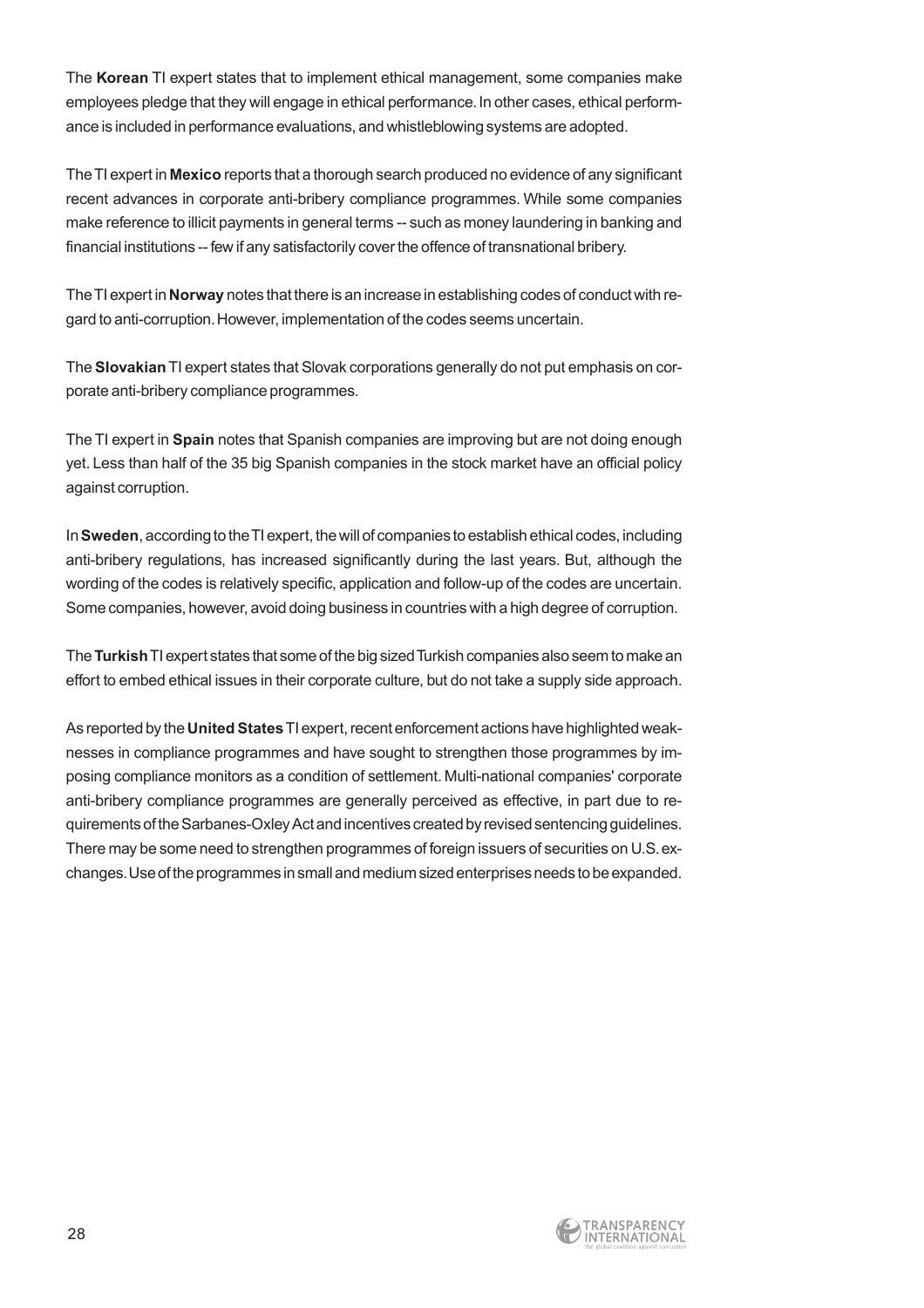The **Korean** TI expert states that to implement ethical management, some companies make employees pledge that they will engage in ethical performance. In other cases, ethical performance is included in performance evaluations, and whistleblowing systems are adopted.

The TI expert in **Mexico** reports that a thorough search produced no evidence of any significant recent advances in corporate anti-bribery compliance programmes. While some companies make reference to illicit payments in general terms -- such as money laundering in banking and financial institutions -- few if any satisfactorily cover the offence of transnational bribery.

The TI expert in **Norway** notes that there is an increase in establishing codes of conduct with regard to anti-corruption. However, implementation of the codes seems uncertain.

The **Slovakian** TI expert states that Slovak corporations generally do not put emphasis on corporate anti-bribery compliance programmes.

The TI expert in **Spain** notes that Spanish companies are improving but are not doing enough yet. Less than half of the 35 big Spanish companies in the stock market have an official policy against corruption.

In **Sweden**, according to the TI expert, the will of companies to establish ethical codes, including anti-bribery regulations, has increased significantly during the last years. But, although the wording of the codes is relatively specific, application and follow-up of the codes are uncertain. Some companies, however, avoid doing business in countries with a high degree of corruption.

The **Turkish** TI expert states that some of the big sized Turkish companies also seem to make an effort to embed ethical issues in their corporate culture, but do not take a supply side approach.

As reported by the **United States** TI expert, recent enforcement actions have highlighted weaknesses in compliance programmes and have sought to strengthen those programmes by imposing compliance monitors as a condition of settlement. Multi-national companies' corporate anti-bribery compliance programmes are generally perceived as effective, in part due to requirements of the Sarbanes-Oxley Act and incentives created by revised sentencing guidelines. There may be some need to strengthen programmes of foreign issuers of securities on U.S. exchanges. Use of the programmes in small and medium sized enterprises needs to be expanded.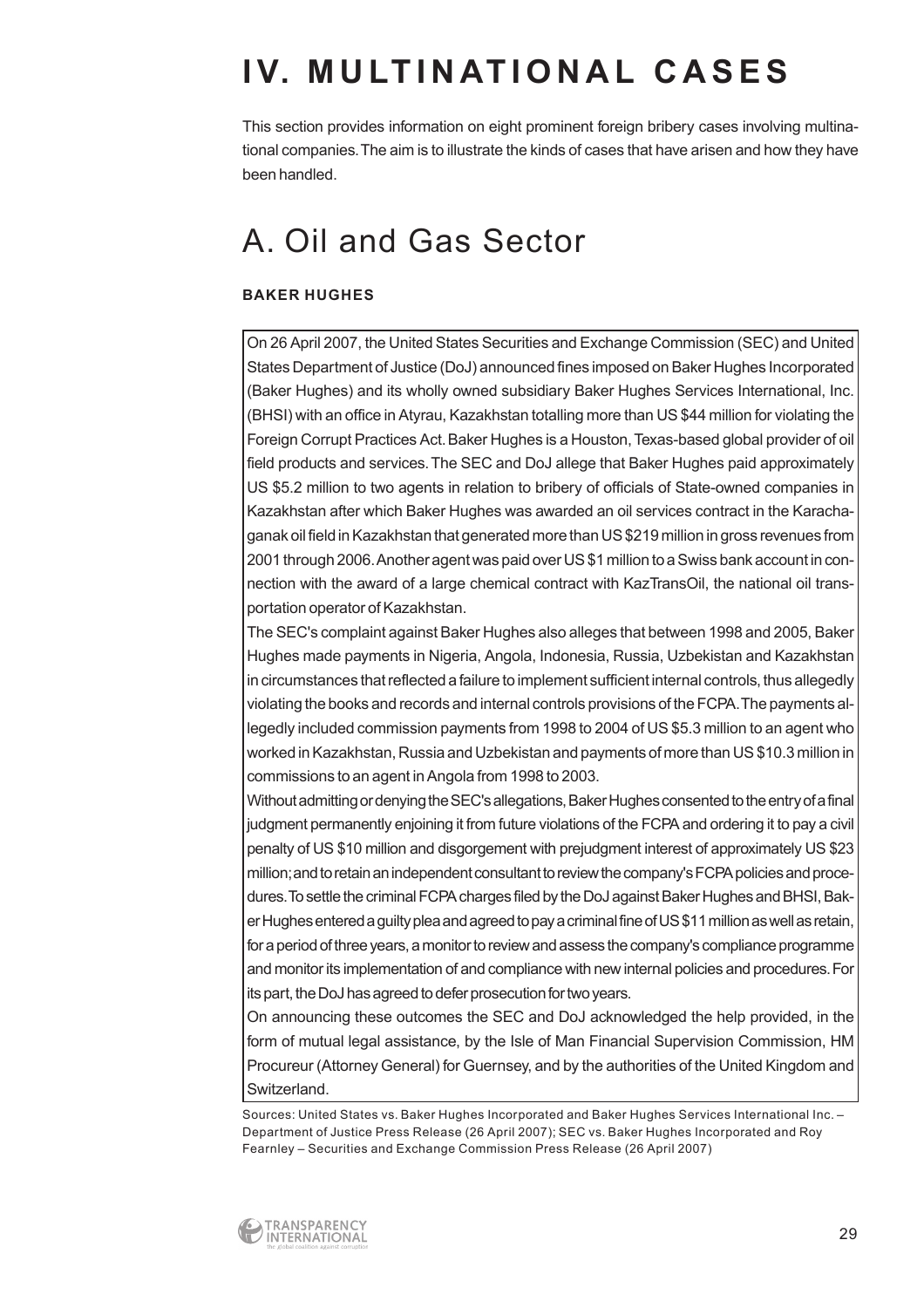# IV. MULTINATIONAL CASES

This section provides information on eight prominent foreign bribery cases involving multinational companies. The aim is to illustrate the kinds of cases that have arisen and how they have been handled.

## A. Oil and Gas Sector

### BAKER HUGHES

On 26 April 2007, the United States Securities and Exchange Commission (SEC) and United States Department of Justice (DoJ) announced fines imposed on Baker Hughes Incorporated (Baker Hughes) and its wholly owned subsidiary Baker Hughes Services International, Inc. (BHSI) with an office in Atyrau, Kazakhstan totalling more than US $44 million for violating the Foreign Corrupt Practices Act. Baker Hughes is a Houston, Texas-based global provider of oil field products and services. The SEC and DoJ allege that Baker Hughes paid approximately US $5.2 million to two agents in relation to bribery of officials of State-owned companies in Kazakhstan after which Baker Hughes was awarded an oil services contract in the Karachaganak oil field in Kazakhstan that generated more than US $219 million in gross revenues from 2001 through 2006. Another agent was paid over US $1 million to a Swiss bank account in connection with the award of a large chemical contract with KazTransOil, the national oil transportation operator of Kazakhstan.

The SEC's complaint against Baker Hughes also alleges that between 1998 and 2005, Baker Hughes made payments in Nigeria, Angola, Indonesia, Russia, Uzbekistan and Kazakhstan in circumstances that reflected a failure to implement sufficient internal controls, thus allegedly violating the books and records and internal controls provisions of the FCPA. The payments allegedly included commission payments from 1998 to 2004 of US $5.3 million to an agent who worked in Kazakhstan, Russia and Uzbekistan and payments of more than US $10.3 million in commissions to an agent in Angola from 1998 to 2003.

Without admitting or denying the SEC's allegations, Baker Hughes consented to the entry of a final judgment permanently enjoining it from future violations of the FCPA and ordering it to pay a civil penalty of US $10 million and disgorgement with prejudgment interest of approximately US $23 million; and to retain an independent consultant to review the company's FCPA policies and procedures. To settle the criminal FCPA charges filed by the DoJ against Baker Hughes and BHSI, Baker Hughes entered a guilty plea and agreed to pay a criminal fine of US $11 million as well as retain, for a period of three years, a monitor to review and assess the company's compliance programme and monitor its implementation of and compliance with new internal policies and procedures. For its part, the DoJ has agreed to defer prosecution for two years.

On announcing these outcomes the SEC and DoJ acknowledged the help provided, in the form of mutual legal assistance, by the Isle of Man Financial Supervision Commission, HM Procureur (Attorney General) for Guernsey, and by the authorities of the United Kingdom and Switzerland.

Sources: United States vs. Baker Hughes Incorporated and Baker Hughes Services International Inc. – Department of Justice Press Release (26 April 2007); SEC vs. Baker Hughes Incorporated and Roy Fearnley – Securities and Exchange Commission Press Release (26 April 2007)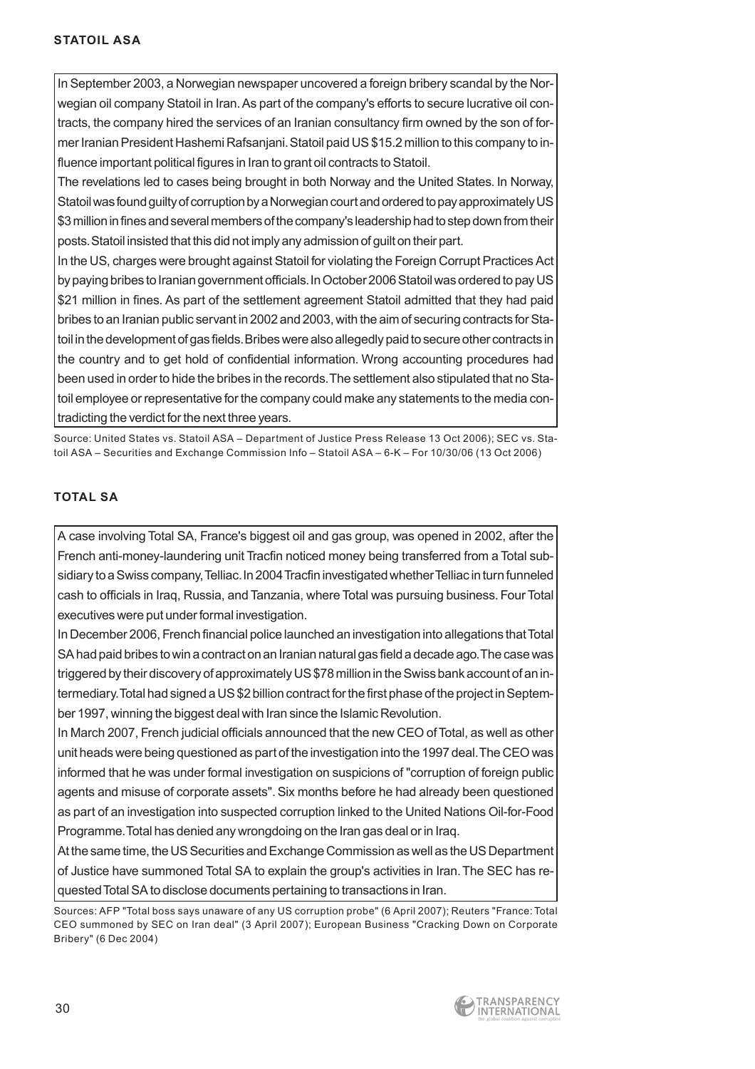## STATOIL ASA

In September 2003, a Norwegian newspaper uncovered a foreign bribery scandal by the Norwegian oil company Statoil in Iran. As part of the company's efforts to secure lucrative oil contracts, the company hired the services of an Iranian consultancy firm owned by the son of former Iranian President Hashemi Rafsanjani. Statoil paid US $15.2 million to this company to influence important political figures in Iran to grant oil contracts to Statoil.

The revelations led to cases being brought in both Norway and the United States. In Norway, Statoil was found guilty of corruption by a Norwegian court and ordered to pay approximately US $3 million in fines and several members of the company's leadership had to step down from their posts. Statoil insisted that this did not imply any admission of guilt on their part.

In the US, charges were brought against Statoil for violating the Foreign Corrupt Practices Act by paying bribes to Iranian government officials. In October 2006 Statoil was ordered to pay US $21 million in fines. As part of the settlement agreement Statoil admitted that they had paid bribes to an Iranian public servant in 2002 and 2003, with the aim of securing contracts for Statoil in the development of gas fields. Bribes were also allegedly paid to secure other contracts in the country and to get hold of confidential information. Wrong accounting procedures had been used in order to hide the bribes in the records. The settlement also stipulated that no Statoil employee or representative for the company could make any statements to the media contradicting the verdict for the next three years.

Source: United States vs. Statoil ASA – Department of Justice Press Release 13 Oct 2006); SEC vs. Statoil ASA – Securities and Exchange Commission Info – Statoil ASA – 6-K – For 10/30/06 (13 Oct 2006)

## TOTAL SA

A case involving Total SA, France's biggest oil and gas group, was opened in 2002, after the French anti-money-laundering unit Tracfin noticed money being transferred from a Total subsidiary to a Swiss company, Telliac. In 2004 Tracfin investigated whether Telliac in turn funneled cash to officials in Iraq, Russia, and Tanzania, where Total was pursuing business. Four Total executives were put under formal investigation.

In December 2006, French financial police launched an investigation into allegations that Total SA had paid bribes to win a contract on an Iranian natural gas field a decade ago. The case was triggered by their discovery of approximately US $78 million in the Swiss bank account of an intermediary. Total had signed a US $2 billion contract for the first phase of the project in September 1997, winning the biggest deal with Iran since the Islamic Revolution.

In March 2007, French judicial officials announced that the new CEO of Total, as well as other unit heads were being questioned as part of the investigation into the 1997 deal. The CEO was informed that he was under formal investigation on suspicions of "corruption of foreign public agents and misuse of corporate assets". Six months before he had already been questioned as part of an investigation into suspected corruption linked to the United Nations Oil-for-Food Programme. Total has denied any wrongdoing on the Iran gas deal or in Iraq.

At the same time, the US Securities and Exchange Commission as well as the US Department of Justice have summoned Total SA to explain the group's activities in Iran. The SEC has requested Total SA to disclose documents pertaining to transactions in Iran.

Sources: AFP "Total boss says unaware of any US corruption probe" (6 April 2007); Reuters "France: Total CEO summoned by SEC on Iran deal" (3 April 2007); European Business "Cracking Down on Corporate Bribery" (6 Dec 2004)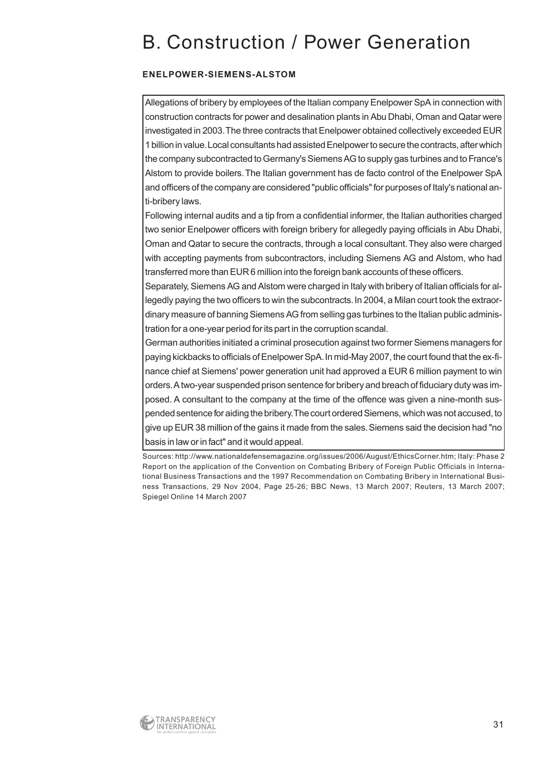# B. Construction / Power Generation

**ENELPOWER-SIEMENS-ALSTOM**

Allegations of bribery by employees of the Italian company Enelpower SpA in connection with construction contracts for power and desalination plants in Abu Dhabi, Oman and Qatar were investigated in 2003. The three contracts that Enelpower obtained collectively exceeded EUR 1 billion in value. Local consultants had assisted Enelpower to secure the contracts, after which the company subcontracted to Germany's Siemens AG to supply gas turbines and to France's Alstom to provide boilers. The Italian government has de facto control of the Enelpower SpA and officers of the company are considered "public officials" for purposes of Italy's national anti-bribery laws.

Following internal audits and a tip from a confidential informer, the Italian authorities charged two senior Enelpower officers with foreign bribery for allegedly paying officials in Abu Dhabi, Oman and Qatar to secure the contracts, through a local consultant. They also were charged with accepting payments from subcontractors, including Siemens AG and Alstom, who had transferred more than EUR 6 million into the foreign bank accounts of these officers.

Separately, Siemens AG and Alstom were charged in Italy with bribery of Italian officials for allegedly paying the two officers to win the subcontracts. In 2004, a Milan court took the extraordinary measure of banning Siemens AG from selling gas turbines to the Italian public administration for a one-year period for its part in the corruption scandal.

German authorities initiated a criminal prosecution against two former Siemens managers for paying kickbacks to officials of Enelpower SpA. In mid-May 2007, the court found that the ex-finance chief at Siemens' power generation unit had approved a EUR 6 million payment to win orders. A two-year suspended prison sentence for bribery and breach of fiduciary duty was imposed. A consultant to the company at the time of the offence was given a nine-month suspended sentence for aiding the bribery. The court ordered Siemens, which was not accused, to give up EUR 38 million of the gains it made from the sales. Siemens said the decision had "no basis in law or in fact" and it would appeal.

Sources: http://www.nationaldefensemagazine.org/issues/2006/August/EthicsCorner.htm; Italy: Phase 2 Report on the application of the Convention on Combating Bribery of Foreign Public Officials in International Business Transactions and the 1997 Recommendation on Combating Bribery in International Business Transactions, 29 Nov 2004, Page 25-26; BBC News, 13 March 2007; Reuters, 13 March 2007; Spiegel Online 14 March 2007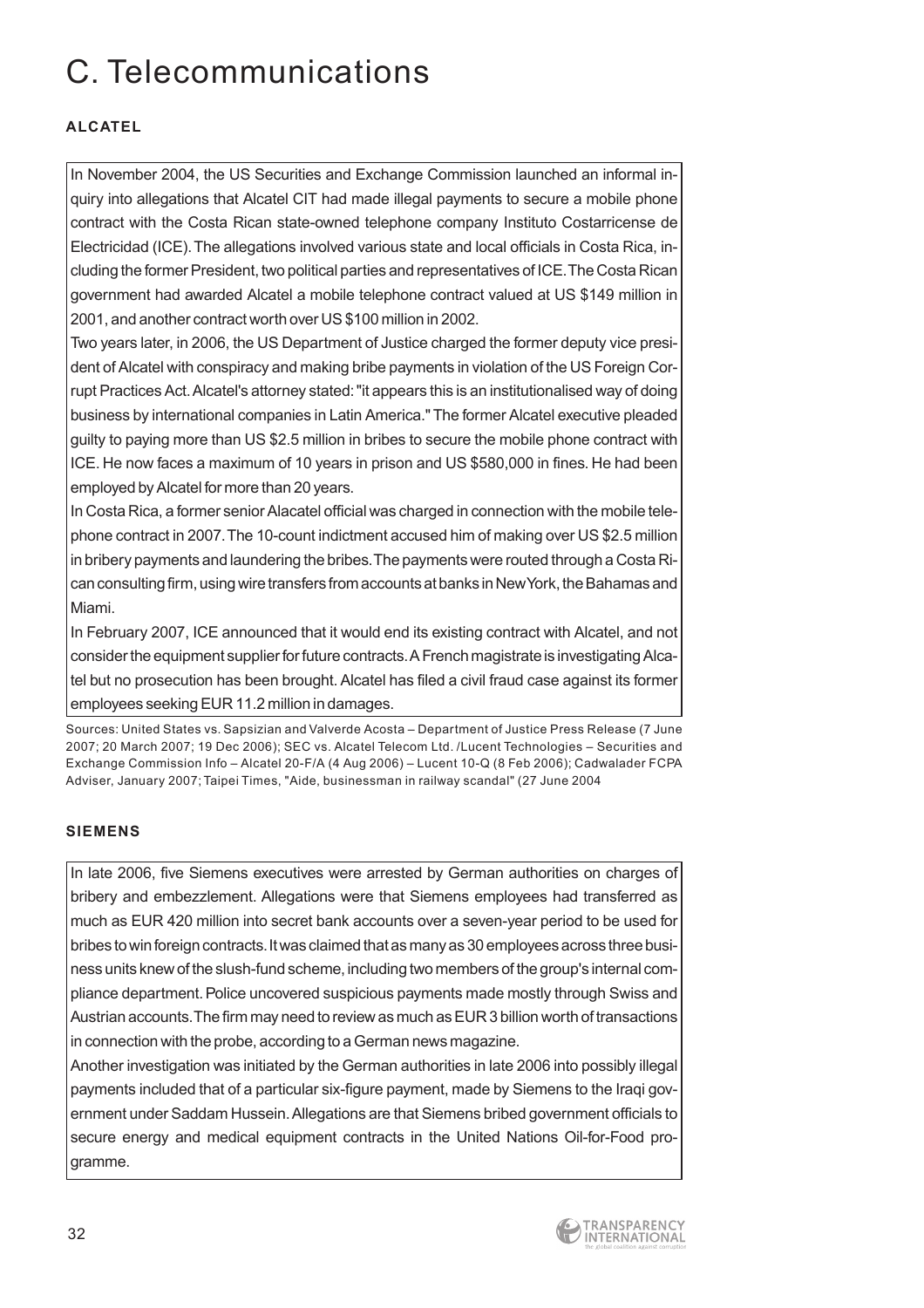# C. Telecommunications

### ALCATEL

In November 2004, the US Securities and Exchange Commission launched an informal inquiry into allegations that Alcatel CIT had made illegal payments to secure a mobile phone contract with the Costa Rican state-owned telephone company Instituto Costarricense de Electricidad (ICE). The allegations involved various state and local officials in Costa Rica, including the former President, two political parties and representatives of ICE. The Costa Rican government had awarded Alcatel a mobile telephone contract valued at US $149 million in 2001, and another contract worth over US $100 million in 2002.

Two years later, in 2006, the US Department of Justice charged the former deputy vice president of Alcatel with conspiracy and making bribe payments in violation of the US Foreign Corrupt Practices Act. Alcatel's attorney stated: "it appears this is an institutionalised way of doing business by international companies in Latin America." The former Alcatel executive pleaded guilty to paying more than US $2.5 million in bribes to secure the mobile phone contract with ICE. He now faces a maximum of 10 years in prison and US $580,000 in fines. He had been employed by Alcatel for more than 20 years.

In Costa Rica, a former senior Alacatel official was charged in connection with the mobile telephone contract in 2007. The 10-count indictment accused him of making over US $2.5 million in bribery payments and laundering the bribes. The payments were routed through a Costa Rican consulting firm, using wire transfers from accounts at banks in New York, the Bahamas and Miami.

In February 2007, ICE announced that it would end its existing contract with Alcatel, and not consider the equipment supplier for future contracts. A French magistrate is investigating Alcatel but no prosecution has been brought. Alcatel has filed a civil fraud case against its former employees seeking EUR 11.2 million in damages.

Sources: United States vs. Sapsizian and Valverde Acosta – Department of Justice Press Release (7 June 2007; 20 March 2007; 19 Dec 2006); SEC vs. Alcatel Telecom Ltd. /Lucent Technologies – Securities and Exchange Commission Info – Alcatel 20-F/A (4 Aug 2006) – Lucent 10-Q (8 Feb 2006); Cadwalader FCPA Adviser, January 2007; Taipei Times, "Aide, businessman in railway scandal" (27 June 2004

### SIEMENS

In late 2006, five Siemens executives were arrested by German authorities on charges of bribery and embezzlement. Allegations were that Siemens employees had transferred as much as EUR 420 million into secret bank accounts over a seven-year period to be used for bribes to win foreign contracts. It was claimed that as many as 30 employees across three business units knew of the slush-fund scheme, including two members of the group's internal compliance department. Police uncovered suspicious payments made mostly through Swiss and Austrian accounts. The firm may need to review as much as EUR 3 billion worth of transactions in connection with the probe, according to a German news magazine.

Another investigation was initiated by the German authorities in late 2006 into possibly illegal payments included that of a particular six-figure payment, made by Siemens to the Iraqi government under Saddam Hussein. Allegations are that Siemens bribed government officials to secure energy and medical equipment contracts in the United Nations Oil-for-Food programme.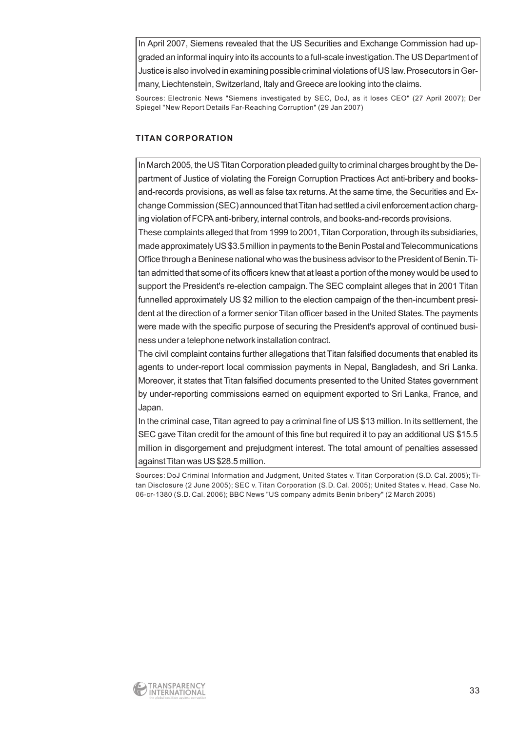In April 2007, Siemens revealed that the US Securities and Exchange Commission had upgraded an informal inquiry into its accounts to a full-scale investigation. The US Department of Justice is also involved in examining possible criminal violations of US law. Prosecutors in Germany, Liechtenstein, Switzerland, Italy and Greece are looking into the claims.

Sources: Electronic News "Siemens investigated by SEC, DoJ, as it loses CEO" (27 April 2007); Der Spiegel "New Report Details Far-Reaching Corruption" (29 Jan 2007)

### TITAN CORPORATION

In March 2005, the US Titan Corporation pleaded guilty to criminal charges brought by the Department of Justice of violating the Foreign Corruption Practices Act anti-bribery and books-and-records provisions, as well as false tax returns. At the same time, the Securities and Exchange Commission (SEC) announced that Titan had settled a civil enforcement action charging violation of FCPA anti-bribery, internal controls, and books-and-records provisions.

These complaints alleged that from 1999 to 2001, Titan Corporation, through its subsidiaries, made approximately US $3.5 million in payments to the Benin Postal and Telecommunications Office through a Beninese national who was the business advisor to the President of Benin. Titan admitted that some of its officers knew that at least a portion of the money would be used to support the President's re-election campaign. The SEC complaint alleges that in 2001 Titan funnelled approximately US $2 million to the election campaign of the then-incumbent president at the direction of a former senior Titan officer based in the United States. The payments were made with the specific purpose of securing the President's approval of continued business under a telephone network installation contract.

The civil complaint contains further allegations that Titan falsified documents that enabled its agents to under-report local commission payments in Nepal, Bangladesh, and Sri Lanka. Moreover, it states that Titan falsified documents presented to the United States government by under-reporting commissions earned on equipment exported to Sri Lanka, France, and Japan.

In the criminal case, Titan agreed to pay a criminal fine of US $13 million. In its settlement, the SEC gave Titan credit for the amount of this fine but required it to pay an additional US $15.5 million in disgorgement and prejudgment interest. The total amount of penalties assessed against Titan was US $28.5 million.

Sources: DoJ Criminal Information and Judgment, United States v. Titan Corporation (S.D. Cal. 2005); Titan Disclosure (2 June 2005); SEC v. Titan Corporation (S.D. Cal. 2005); United States v. Head, Case No. 06-cr-1380 (S.D. Cal. 2006); BBC News "US company admits Benin bribery" (2 March 2005)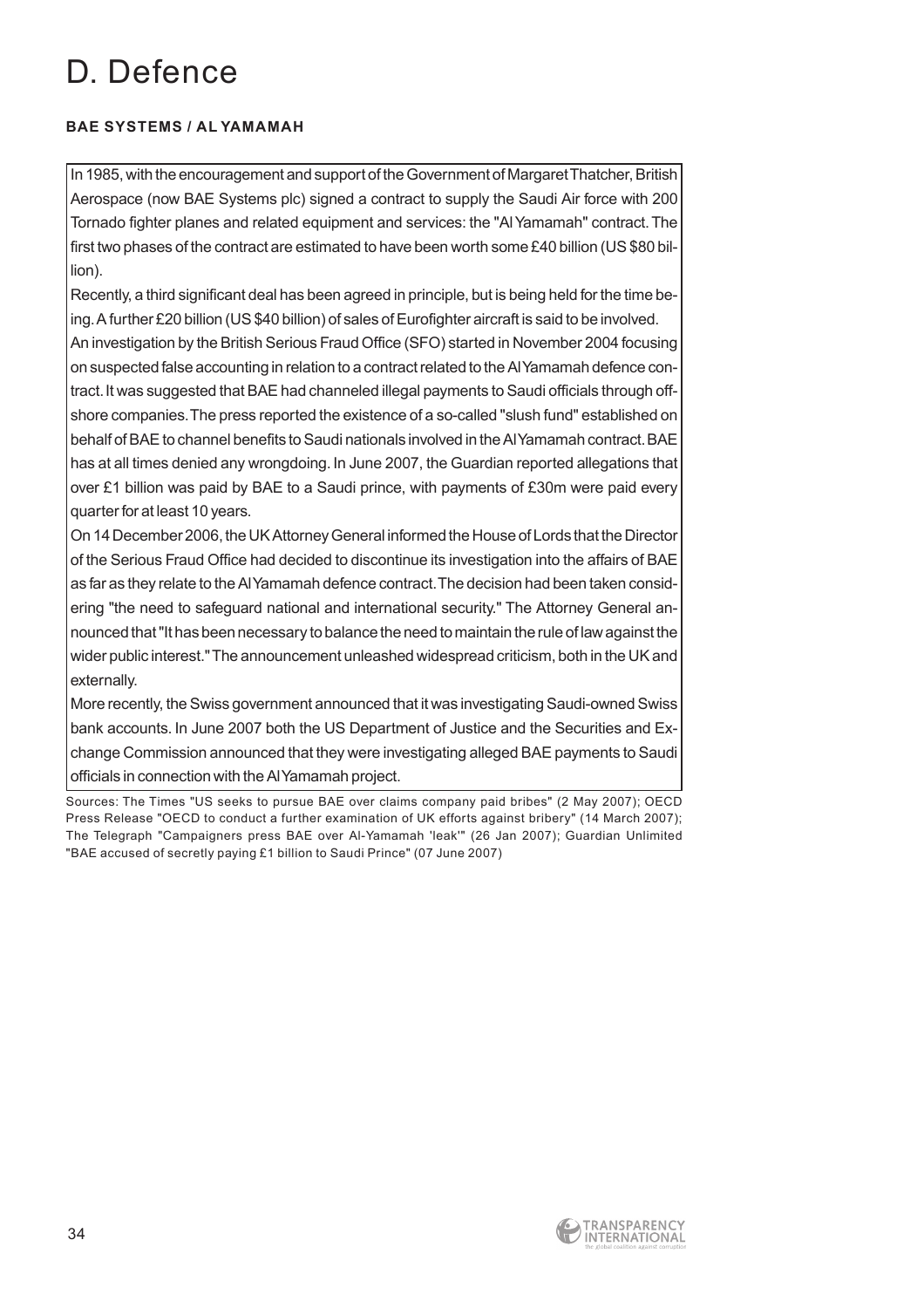# D. Defence

**BAE SYSTEMS / AL YAMAMAH**

In 1985, with the encouragement and support of the Government of Margaret Thatcher, British Aerospace (now BAE Systems plc) signed a contract to supply the Saudi Air force with 200 Tornado fighter planes and related equipment and services: the "Al Yamamah" contract. The first two phases of the contract are estimated to have been worth some £40 billion (US $80 billion).

Recently, a third significant deal has been agreed in principle, but is being held for the time being. A further £20 billion (US $40 billion) of sales of Eurofighter aircraft is said to be involved.

An investigation by the British Serious Fraud Office (SFO) started in November 2004 focusing on suspected false accounting in relation to a contract related to the Al Yamamah defence contract. It was suggested that BAE had channeled illegal payments to Saudi officials through offshore companies. The press reported the existence of a so-called "slush fund" established on behalf of BAE to channel benefits to Saudi nationals involved in the Al Yamamah contract. BAE has at all times denied any wrongdoing. In June 2007, the Guardian reported allegations that over £1 billion was paid by BAE to a Saudi prince, with payments of £30m were paid every quarter for at least 10 years.

On 14 December 2006, the UK Attorney General informed the House of Lords that the Director of the Serious Fraud Office had decided to discontinue its investigation into the affairs of BAE as far as they relate to the Al Yamamah defence contract. The decision had been taken considering "the need to safeguard national and international security." The Attorney General announced that "It has been necessary to balance the need to maintain the rule of law against the wider public interest." The announcement unleashed widespread criticism, both in the UK and externally.

More recently, the Swiss government announced that it was investigating Saudi-owned Swiss bank accounts. In June 2007 both the US Department of Justice and the Securities and Exchange Commission announced that they were investigating alleged BAE payments to Saudi officials in connection with the Al Yamamah project.

Sources: The Times "US seeks to pursue BAE over claims company paid bribes" (2 May 2007); OECD Press Release "OECD to conduct a further examination of UK efforts against bribery" (14 March 2007); The Telegraph "Campaigners press BAE over Al-Yamamah 'leak'" (26 Jan 2007); Guardian Unlimited "BAE accused of secretly paying £1 billion to Saudi Prince" (07 June 2007)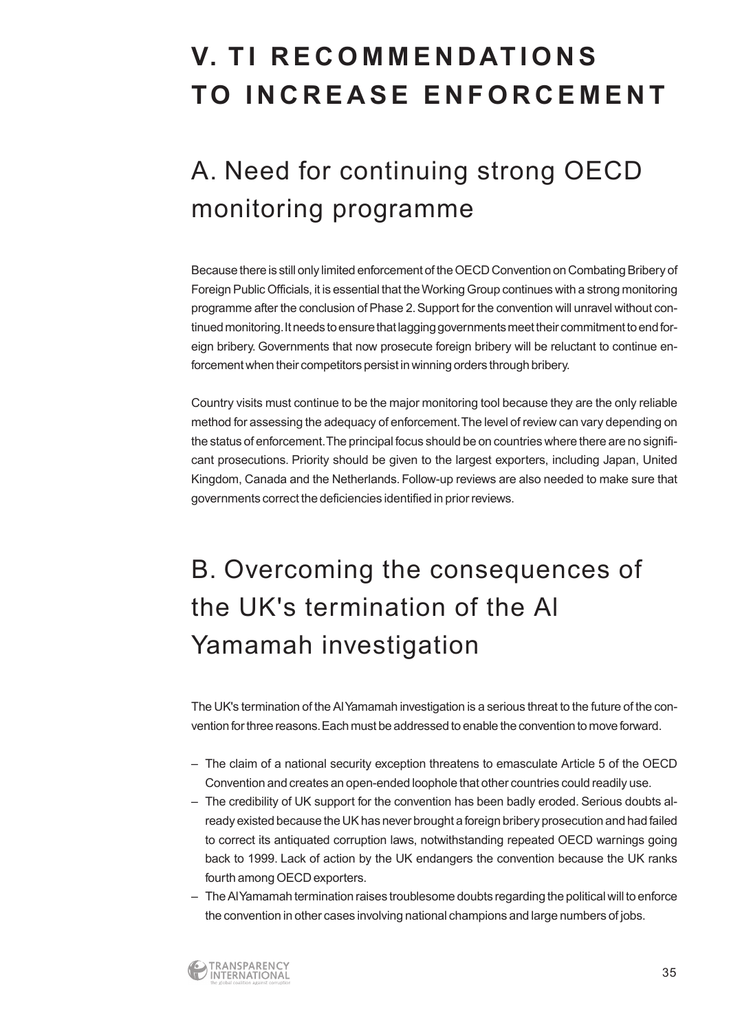# V. TI RECOMMENDATIONS TO INCREASE ENFORCEMENT

## A. Need for continuing strong OECD monitoring programme

Because there is still only limited enforcement of the OECD Convention on Combating Bribery of Foreign Public Officials, it is essential that the Working Group continues with a strong monitoring programme after the conclusion of Phase 2. Support for the convention will unravel without continued monitoring. It needs to ensure that lagging governments meet their commitment to end foreign bribery. Governments that now prosecute foreign bribery will be reluctant to continue enforcement when their competitors persist in winning orders through bribery.

Country visits must continue to be the major monitoring tool because they are the only reliable method for assessing the adequacy of enforcement. The level of review can vary depending on the status of enforcement. The principal focus should be on countries where there are no significant prosecutions. Priority should be given to the largest exporters, including Japan, United Kingdom, Canada and the Netherlands. Follow-up reviews are also needed to make sure that governments correct the deficiencies identified in prior reviews.

## B. Overcoming the consequences of the UK's termination of the Al Yamamah investigation

The UK's termination of the Al Yamamah investigation is a serious threat to the future of the convention for three reasons. Each must be addressed to enable the convention to move forward.

- The claim of a national security exception threatens to emasculate Article 5 of the OECD Convention and creates an open-ended loophole that other countries could readily use.
- The credibility of UK support for the convention has been badly eroded. Serious doubts already existed because the UK has never brought a foreign bribery prosecution and had failed to correct its antiquated corruption laws, notwithstanding repeated OECD warnings going back to 1999. Lack of action by the UK endangers the convention because the UK ranks fourth among OECD exporters.
- The Al Yamamah termination raises troublesome doubts regarding the political will to enforce the convention in other cases involving national champions and large numbers of jobs.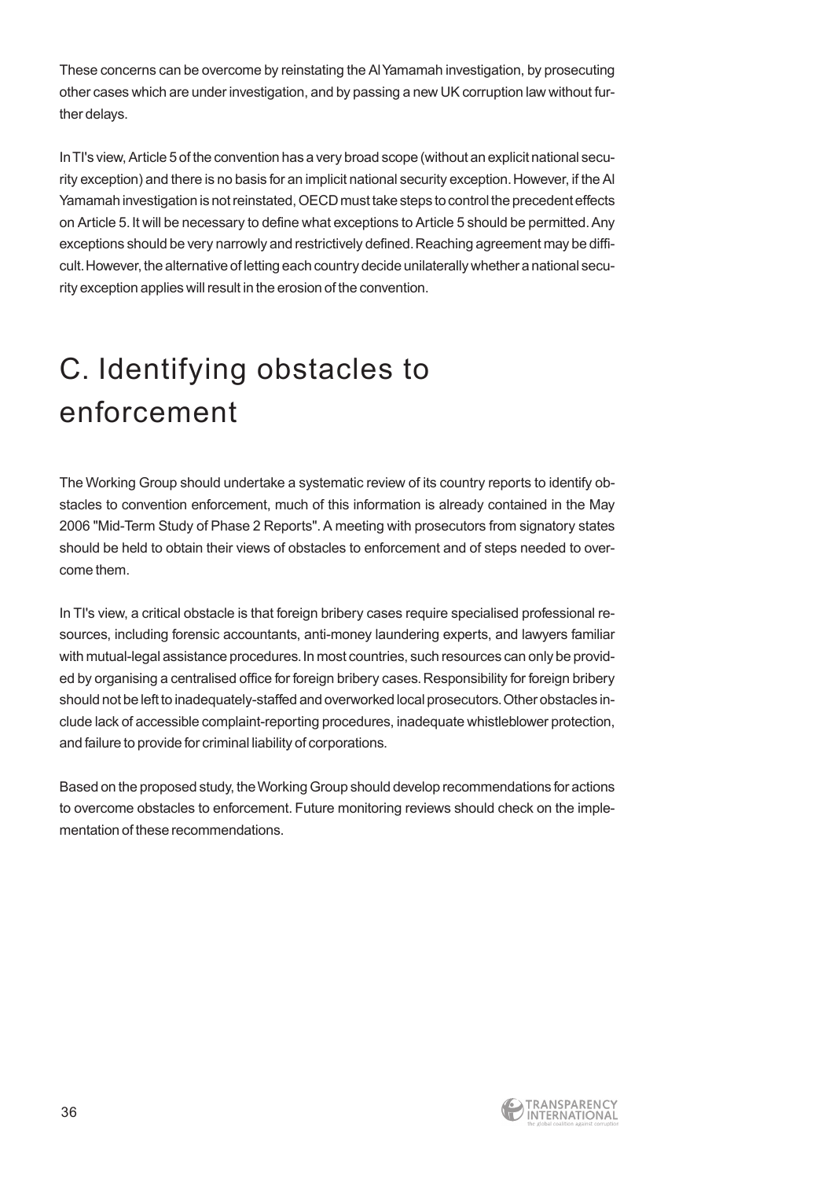These concerns can be overcome by reinstating the Al Yamamah investigation, by prosecuting other cases which are under investigation, and by passing a new UK corruption law without further delays.

In TI's view, Article 5 of the convention has a very broad scope (without an explicit national security exception) and there is no basis for an implicit national security exception. However, if the Al Yamamah investigation is not reinstated, OECD must take steps to control the precedent effects on Article 5. It will be necessary to define what exceptions to Article 5 should be permitted. Any exceptions should be very narrowly and restrictively defined. Reaching agreement may be difficult. However, the alternative of letting each country decide unilaterally whether a national security exception applies will result in the erosion of the convention.

# C. Identifying obstacles to enforcement

The Working Group should undertake a systematic review of its country reports to identify obstacles to convention enforcement, much of this information is already contained in the May 2006 "Mid-Term Study of Phase 2 Reports". A meeting with prosecutors from signatory states should be held to obtain their views of obstacles to enforcement and of steps needed to overcome them.

In TI's view, a critical obstacle is that foreign bribery cases require specialised professional resources, including forensic accountants, anti-money laundering experts, and lawyers familiar with mutual-legal assistance procedures. In most countries, such resources can only be provided by organising a centralised office for foreign bribery cases. Responsibility for foreign bribery should not be left to inadequately-staffed and overworked local prosecutors. Other obstacles include lack of accessible complaint-reporting procedures, inadequate whistleblower protection, and failure to provide for criminal liability of corporations.

Based on the proposed study, the Working Group should develop recommendations for actions to overcome obstacles to enforcement. Future monitoring reviews should check on the implementation of these recommendations.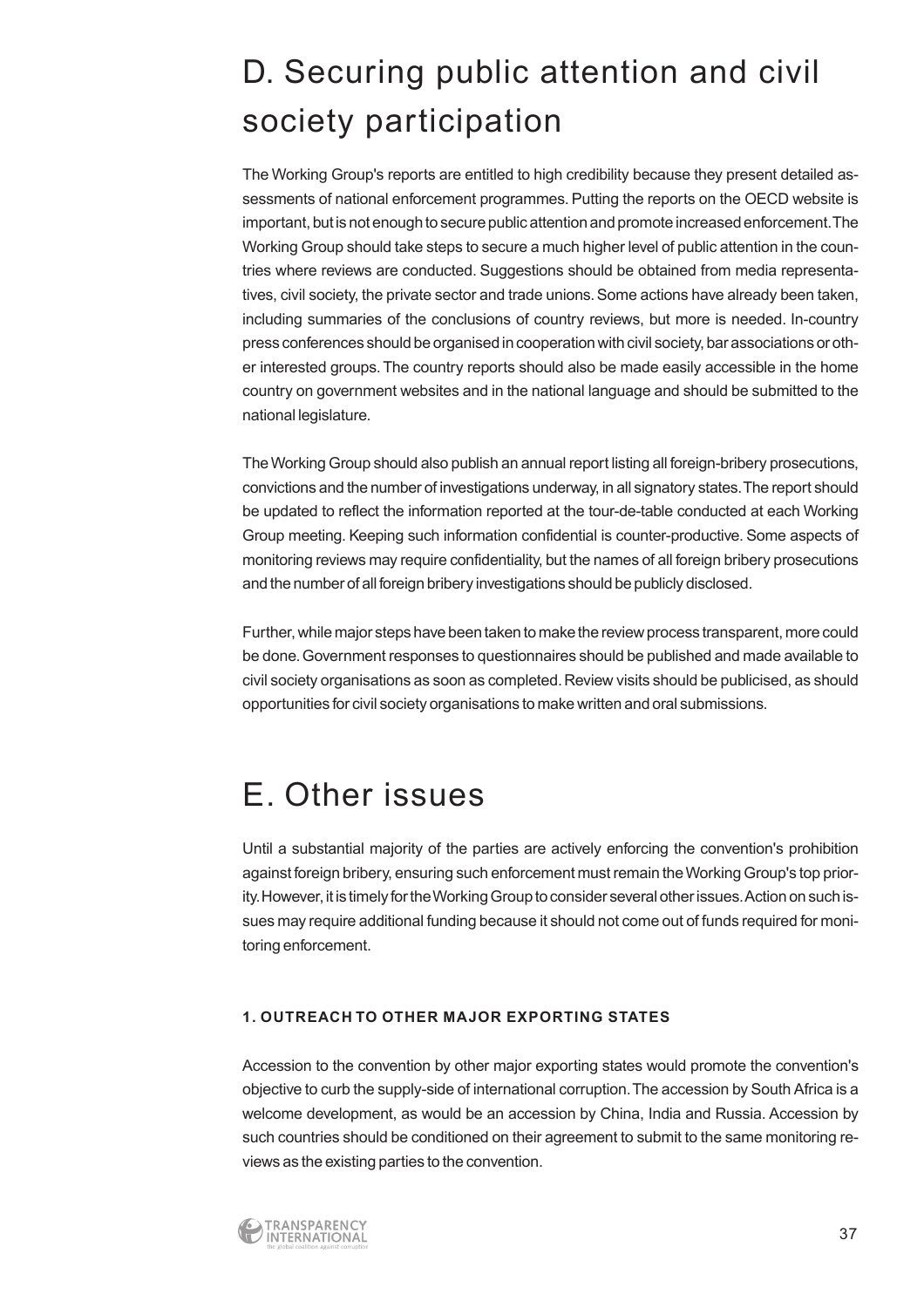# D. Securing public attention and civil society participation

The Working Group's reports are entitled to high credibility because they present detailed assessments of national enforcement programmes. Putting the reports on the OECD website is important, but is not enough to secure public attention and promote increased enforcement. The Working Group should take steps to secure a much higher level of public attention in the countries where reviews are conducted. Suggestions should be obtained from media representatives, civil society, the private sector and trade unions. Some actions have already been taken, including summaries of the conclusions of country reviews, but more is needed. In-country press conferences should be organised in cooperation with civil society, bar associations or other interested groups. The country reports should also be made easily accessible in the home country on government websites and in the national language and should be submitted to the national legislature.

The Working Group should also publish an annual report listing all foreign-bribery prosecutions, convictions and the number of investigations underway, in all signatory states. The report should be updated to reflect the information reported at the tour-de-table conducted at each Working Group meeting. Keeping such information confidential is counter-productive. Some aspects of monitoring reviews may require confidentiality, but the names of all foreign bribery prosecutions and the number of all foreign bribery investigations should be publicly disclosed.

Further, while major steps have been taken to make the review process transparent, more could be done. Government responses to questionnaires should be published and made available to civil society organisations as soon as completed. Review visits should be publicised, as should opportunities for civil society organisations to make written and oral submissions.

# E. Other issues

Until a substantial majority of the parties are actively enforcing the convention's prohibition against foreign bribery, ensuring such enforcement must remain the Working Group's top priority. However, it is timely for the Working Group to consider several other issues. Action on such issues may require additional funding because it should not come out of funds required for monitoring enforcement.

#### 1. OUTREACH TO OTHER MAJOR EXPORTING STATES

Accession to the convention by other major exporting states would promote the convention's objective to curb the supply-side of international corruption. The accession by South Africa is a welcome development, as would be an accession by China, India and Russia. Accession by such countries should be conditioned on their agreement to submit to the same monitoring reviews as the existing parties to the convention.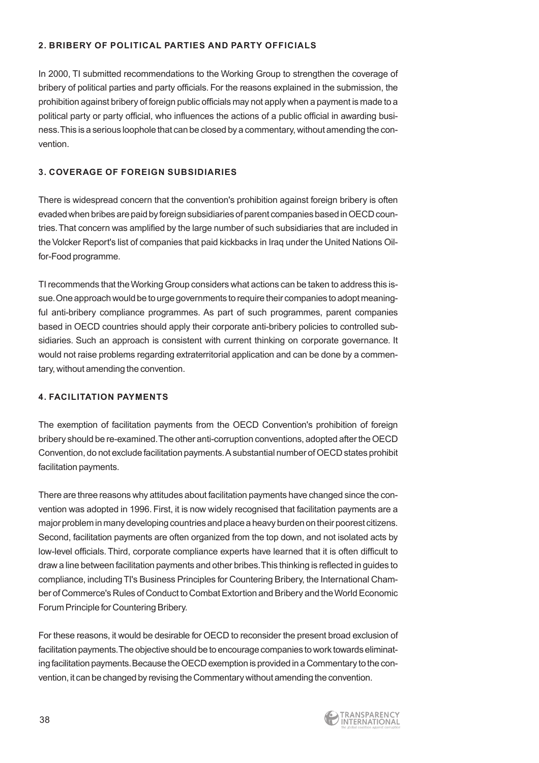### 2. BRIBERY OF POLITICAL PARTIES AND PARTY OFFICIALS

In 2000, TI submitted recommendations to the Working Group to strengthen the coverage of bribery of political parties and party officials. For the reasons explained in the submission, the prohibition against bribery of foreign public officials may not apply when a payment is made to a political party or party official, who influences the actions of a public official in awarding business. This is a serious loophole that can be closed by a commentary, without amending the convention.

### 3. COVERAGE OF FOREIGN SUBSIDIARIES

There is widespread concern that the convention's prohibition against foreign bribery is often evaded when bribes are paid by foreign subsidiaries of parent companies based in OECD countries. That concern was amplified by the large number of such subsidiaries that are included in the Volcker Report's list of companies that paid kickbacks in Iraq under the United Nations Oil-for-Food programme.

TI recommends that the Working Group considers what actions can be taken to address this issue. One approach would be to urge governments to require their companies to adopt meaningful anti-bribery compliance programmes. As part of such programmes, parent companies based in OECD countries should apply their corporate anti-bribery policies to controlled subsidiaries. Such an approach is consistent with current thinking on corporate governance. It would not raise problems regarding extraterritorial application and can be done by a commentary, without amending the convention.

### 4. FACILITATION PAYMENTS

The exemption of facilitation payments from the OECD Convention's prohibition of foreign bribery should be re-examined. The other anti-corruption conventions, adopted after the OECD Convention, do not exclude facilitation payments. A substantial number of OECD states prohibit facilitation payments.

There are three reasons why attitudes about facilitation payments have changed since the convention was adopted in 1996. First, it is now widely recognised that facilitation payments are a major problem in many developing countries and place a heavy burden on their poorest citizens. Second, facilitation payments are often organized from the top down, and not isolated acts by low-level officials. Third, corporate compliance experts have learned that it is often difficult to draw a line between facilitation payments and other bribes. This thinking is reflected in guides to compliance, including TI's Business Principles for Countering Bribery, the International Chamber of Commerce's Rules of Conduct to Combat Extortion and Bribery and the World Economic Forum Principle for Countering Bribery.

For these reasons, it would be desirable for OECD to reconsider the present broad exclusion of facilitation payments. The objective should be to encourage companies to work towards eliminating facilitation payments. Because the OECD exemption is provided in a Commentary to the convention, it can be changed by revising the Commentary without amending the convention.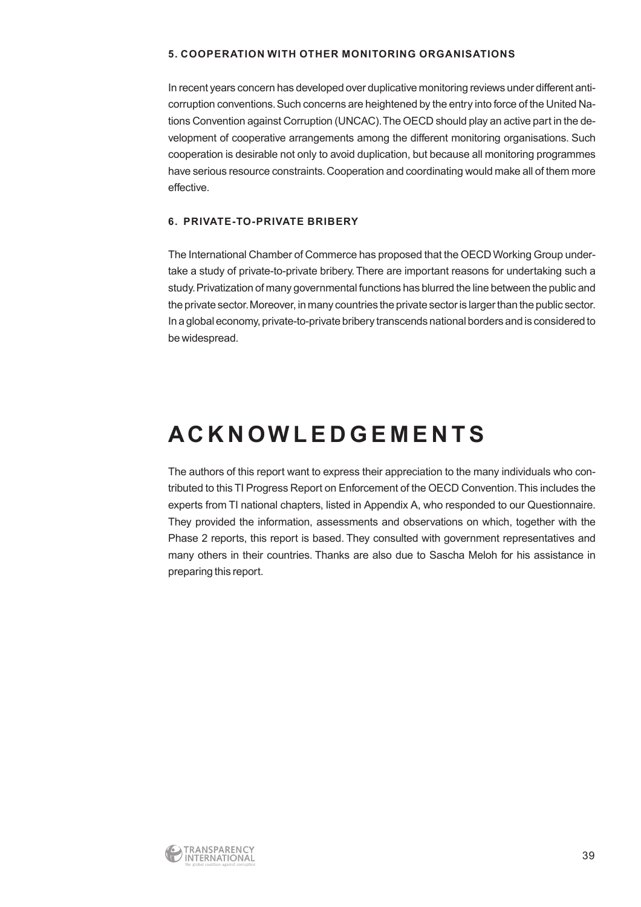#### 5. COOPERATION WITH OTHER MONITORING ORGANISATIONS

In recent years concern has developed over duplicative monitoring reviews under different anti-corruption conventions. Such concerns are heightened by the entry into force of the United Nations Convention against Corruption (UNCAC). The OECD should play an active part in the development of cooperative arrangements among the different monitoring organisations. Such cooperation is desirable not only to avoid duplication, but because all monitoring programmes have serious resource constraints. Cooperation and coordinating would make all of them more effective.

#### 6. PRIVATE-TO-PRIVATE BRIBERY

The International Chamber of Commerce has proposed that the OECD Working Group undertake a study of private-to-private bribery. There are important reasons for undertaking such a study. Privatization of many governmental functions has blurred the line between the public and the private sector. Moreover, in many countries the private sector is larger than the public sector. In a global economy, private-to-private bribery transcends national borders and is considered to be widespread.

# ACKNOWLEDGEMENTS

The authors of this report want to express their appreciation to the many individuals who contributed to this TI Progress Report on Enforcement of the OECD Convention. This includes the experts from TI national chapters, listed in Appendix A, who responded to our Questionnaire. They provided the information, assessments and observations on which, together with the Phase 2 reports, this report is based. They consulted with government representatives and many others in their countries. Thanks are also due to Sascha Meloh for his assistance in preparing this report.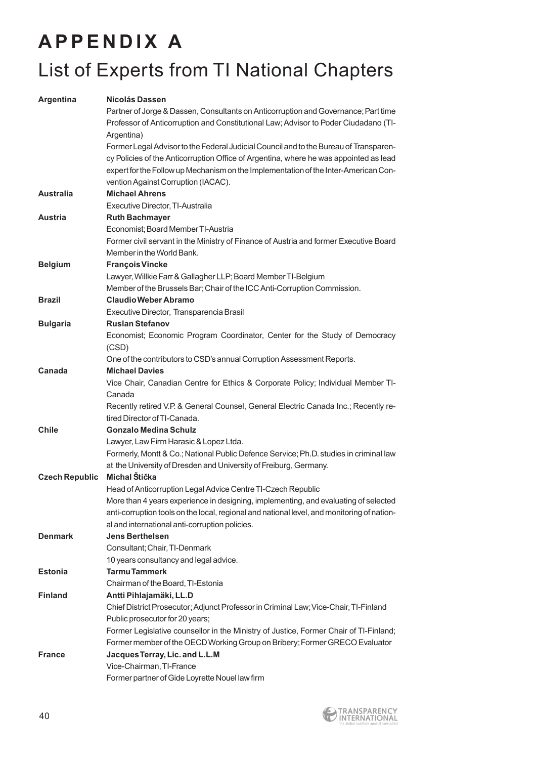# APPENDIX A

## List of Experts from TI National Chapters

**Argentina** — **Nicolás Dassen**

Partner of Jorge & Dassen, Consultants on Anticorruption and Governance; Part time Professor of Anticorruption and Constitutional Law; Advisor to Poder Ciudadano (TI-Argentina)

Former Legal Advisor to the Federal Judicial Council and to the Bureau of Transparency Policies of the Anticorruption Office of Argentina, where he was appointed as lead expert for the Follow up Mechanism on the Implementation of the Inter-American Convention Against Corruption (IACAC).

**Australia** — **Michael Ahrens**

Executive Director, TI-Australia

**Austria** — **Ruth Bachmayer**

Economist; Board Member TI-Austria

Former civil servant in the Ministry of Finance of Austria and former Executive Board Member in the World Bank.

**Belgium** — **François Vincke**

Lawyer, Willkie Farr & Gallagher LLP; Board Member TI-Belgium

Member of the Brussels Bar; Chair of the ICC Anti-Corruption Commission.

**Brazil** — **Claudio Weber Abramo**

Executive Director, Transparencia Brasil

**Bulgaria** — **Ruslan Stefanov**

Economist; Economic Program Coordinator, Center for the Study of Democracy (CSD)

One of the contributors to CSD's annual Corruption Assessment Reports.

**Canada** — **Michael Davies**

Vice Chair, Canadian Centre for Ethics & Corporate Policy; Individual Member TI-Canada

Recently retired V.P. & General Counsel, General Electric Canada Inc.; Recently retired Director of TI-Canada.

**Chile** — **Gonzalo Medina Schulz**

Lawyer, Law Firm Harasic & Lopez Ltda.

Formerly, Montt & Co.; National Public Defence Service; Ph.D. studies in criminal law at the University of Dresden and University of Freiburg, Germany.

**Czech Republic** — **Michal Štička**

Head of Anticorruption Legal Advice Centre TI-Czech Republic

More than 4 years experience in designing, implementing, and evaluating of selected anti-corruption tools on the local, regional and national level, and monitoring of national and international anti-corruption policies.

**Denmark** — **Jens Berthelsen**

Consultant; Chair, TI-Denmark

10 years consultancy and legal advice.

**Estonia** — **Tarmu Tammerk**

Chairman of the Board, TI-Estonia

**Finland** — **Antti Pihlajamäki, LL.D**

Chief District Prosecutor; Adjunct Professor in Criminal Law; Vice-Chair, TI-Finland

Public prosecutor for 20 years;

Former Legislative counsellor in the Ministry of Justice, Former Chair of TI-Finland; Former member of the OECD Working Group on Bribery; Former GRECO Evaluator

**France** — **Jacques Terray, Lic. and L.L.M**

Vice-Chairman, TI-France

Former partner of Gide Loyrette Nouel law firm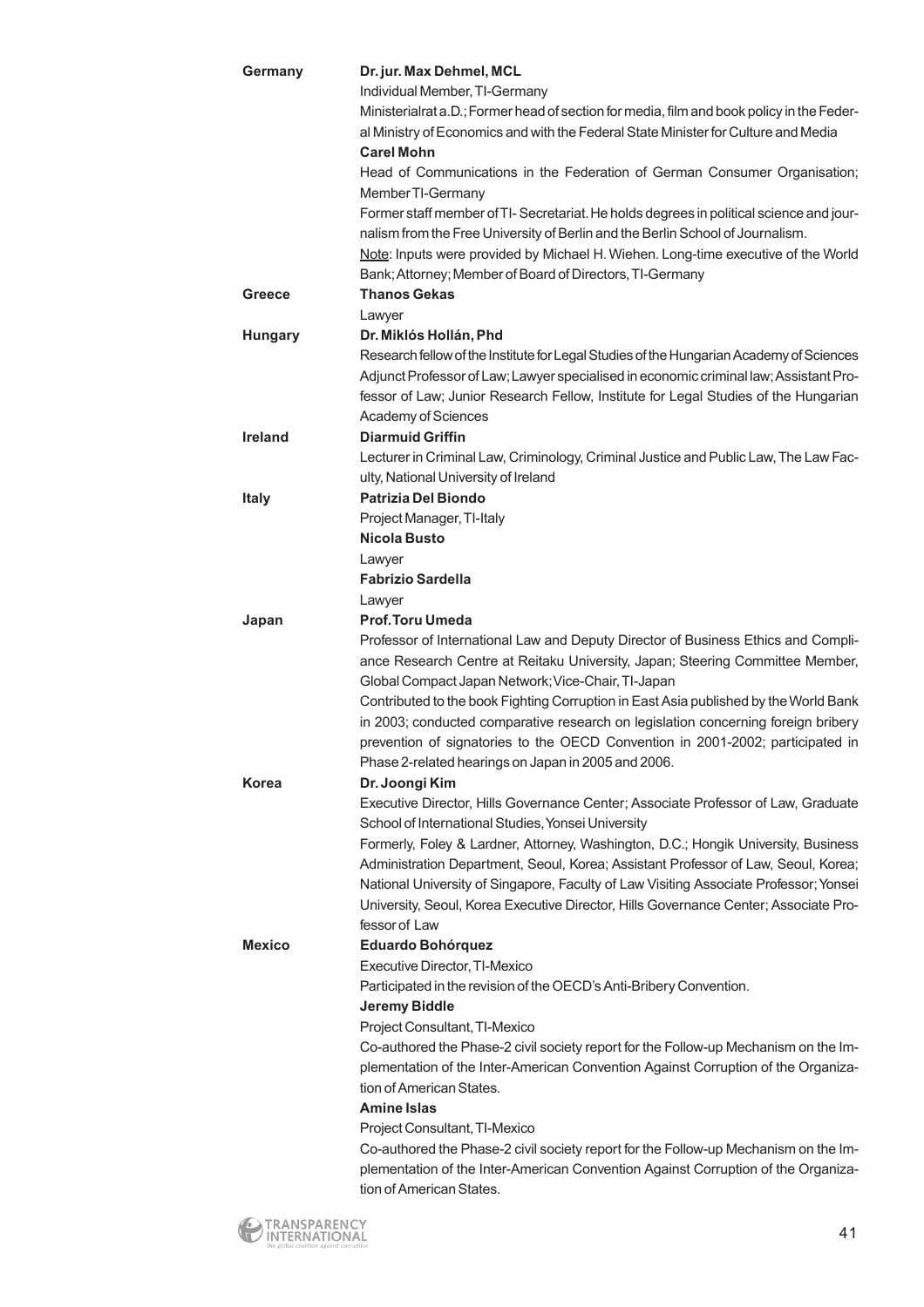**Germany**

**Dr. jur. Max Dehmel, MCL**
Individual Member, TI-Germany
Ministerialrat a.D.; Former head of section for media, film and book policy in the Federal Ministry of Economics and with the Federal State Minister for Culture and Media

**Carel Mohn**
Head of Communications in the Federation of German Consumer Organisation; Member TI-Germany
Former staff member of TI- Secretariat. He holds degrees in political science and journalism from the Free University of Berlin and the Berlin School of Journalism.
Note: Inputs were provided by Michael H. Wiehen. Long-time executive of the World Bank; Attorney; Member of Board of Directors, TI-Germany

**Greece**

**Thanos Gekas**
Lawyer

**Hungary**

**Dr. Miklós Hollán, Phd**
Research fellow of the Institute for Legal Studies of the Hungarian Academy of Sciences Adjunct Professor of Law; Lawyer specialised in economic criminal law; Assistant Professor of Law; Junior Research Fellow, Institute for Legal Studies of the Hungarian Academy of Sciences

**Ireland**

**Diarmuid Griffin**
Lecturer in Criminal Law, Criminology, Criminal Justice and Public Law, The Law Faculty, National University of Ireland

**Italy**

**Patrizia Del Biondo**
Project Manager, TI-Italy

**Nicola Busto**
Lawyer

**Fabrizio Sardella**
Lawyer

**Japan**

**Prof. Toru Umeda**
Professor of International Law and Deputy Director of Business Ethics and Compliance Research Centre at Reitaku University, Japan; Steering Committee Member, Global Compact Japan Network; Vice-Chair, TI-Japan
Contributed to the book Fighting Corruption in East Asia published by the World Bank in 2003; conducted comparative research on legislation concerning foreign bribery prevention of signatories to the OECD Convention in 2001-2002; participated in Phase 2-related hearings on Japan in 2005 and 2006.

**Korea**

**Dr. Joongi Kim**
Executive Director, Hills Governance Center; Associate Professor of Law, Graduate School of International Studies, Yonsei University
Formerly, Foley & Lardner, Attorney, Washington, D.C.; Hongik University, Business Administration Department, Seoul, Korea; Assistant Professor of Law, Seoul, Korea; National University of Singapore, Faculty of Law Visiting Associate Professor; Yonsei University, Seoul, Korea Executive Director, Hills Governance Center; Associate Professor of Law

**Mexico**

**Eduardo Bohórquez**
Executive Director, TI-Mexico
Participated in the revision of the OECD's Anti-Bribery Convention.

**Jeremy Biddle**
Project Consultant, TI-Mexico
Co-authored the Phase-2 civil society report for the Follow-up Mechanism on the Implementation of the Inter-American Convention Against Corruption of the Organization of American States.

**Amine Islas**
Project Consultant, TI-Mexico
Co-authored the Phase-2 civil society report for the Follow-up Mechanism on the Implementation of the Inter-American Convention Against Corruption of the Organization of American States.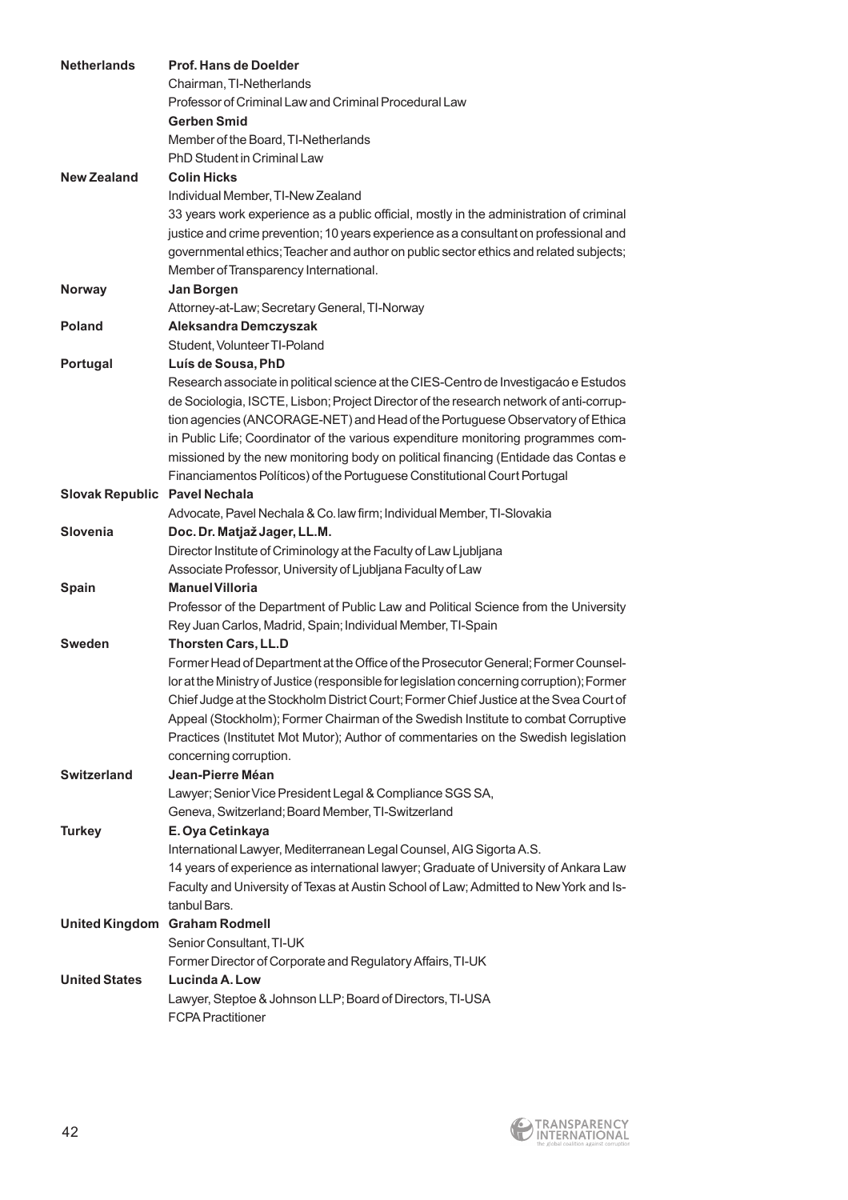| | |
|---|---|
| **Netherlands** | **Prof. Hans de Doelder**<br>Chairman, TI-Netherlands<br>Professor of Criminal Law and Criminal Procedural Law<br>**Gerben Smid**<br>Member of the Board, TI-Netherlands<br>PhD Student in Criminal Law |
| **New Zealand** | **Colin Hicks**<br>Individual Member, TI-New Zealand<br>33 years work experience as a public official, mostly in the administration of criminal justice and crime prevention; 10 years experience as a consultant on professional and governmental ethics; Teacher and author on public sector ethics and related subjects; Member of Transparency International. |
| **Norway** | **Jan Borgen**<br>Attorney-at-Law; Secretary General, TI-Norway |
| **Poland** | **Aleksandra Demczyszak**<br>Student, Volunteer TI-Poland |
| **Portugal** | **Luís de Sousa, PhD**<br>Research associate in political science at the CIES-Centro de Investigacáo e Estudos de Sociologia, ISCTE, Lisbon; Project Director of the research network of anti-corruption agencies (ANCORAGE-NET) and Head of the Portuguese Observatory of Ethica in Public Life; Coordinator of the various expenditure monitoring programmes commissioned by the new monitoring body on political financing (Entidade das Contas e Financiamentos Políticos) of the Portuguese Constitutional Court Portugal |
| **Slovak Republic** | **Pavel Nechala**<br>Advocate, Pavel Nechala & Co. law firm; Individual Member, TI-Slovakia |
| **Slovenia** | **Doc. Dr. Matjaž Jager, LL.M.**<br>Director Institute of Criminology at the Faculty of Law Ljubljana<br>Associate Professor, University of Ljubljana Faculty of Law |
| **Spain** | **Manuel Villoria**<br>Professor of the Department of Public Law and Political Science from the University Rey Juan Carlos, Madrid, Spain; Individual Member, TI-Spain |
| **Sweden** | **Thorsten Cars, LL.D**<br>Former Head of Department at the Office of the Prosecutor General; Former Counsellor at the Ministry of Justice (responsible for legislation concerning corruption); Former Chief Judge at the Stockholm District Court; Former Chief Justice at the Svea Court of Appeal (Stockholm); Former Chairman of the Swedish Institute to combat Corruptive Practices (Institutet Mot Mutor); Author of commentaries on the Swedish legislation concerning corruption. |
| **Switzerland** | **Jean-Pierre Méan**<br>Lawyer; Senior Vice President Legal & Compliance SGS SA, Geneva, Switzerland; Board Member, TI-Switzerland |
| **Turkey** | **E. Oya Cetinkaya**<br>International Lawyer, Mediterranean Legal Counsel, AIG Sigorta A.S.<br>14 years of experience as international lawyer; Graduate of University of Ankara Law Faculty and University of Texas at Austin School of Law; Admitted to New York and Istanbul Bars. |
| **United Kingdom** | **Graham Rodmell**<br>Senior Consultant, TI-UK<br>Former Director of Corporate and Regulatory Affairs, TI-UK |
| **United States** | **Lucinda A. Low**<br>Lawyer, Steptoe & Johnson LLP; Board of Directors, TI-USA<br>FCPA Practitioner |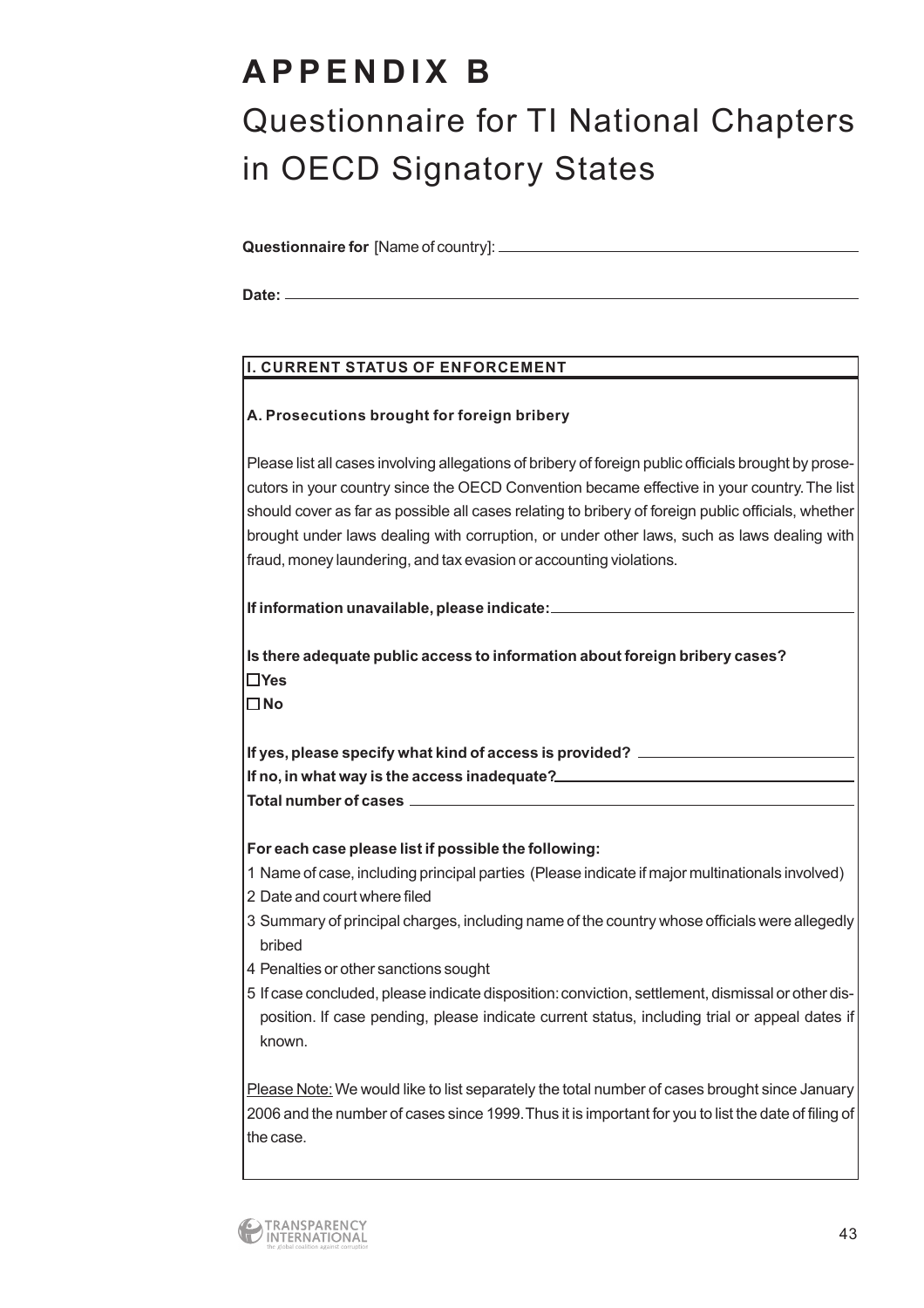# APPENDIX B

## Questionnaire for TI National Chapters in OECD Signatory States

**Questionnaire for** [Name of country]: ______________________________

**Date:** ______________________________

### I. CURRENT STATUS OF ENFORCEMENT

**A. Prosecutions brought for foreign bribery**

Please list all cases involving allegations of bribery of foreign public officials brought by prosecutors in your country since the OECD Convention became effective in your country. The list should cover as far as possible all cases relating to bribery of foreign public officials, whether brought under laws dealing with corruption, or under other laws, such as laws dealing with fraud, money laundering, and tax evasion or accounting violations.

**If information unavailable, please indicate:** ______________________________

**Is there adequate public access to information about foreign bribery cases?**

☐ **Yes**

☐ **No**

**If yes, please specify what kind of access is provided?** ______________________________

**If no, in what way is the access inadequate?** ______________________________

**Total number of cases** ______________________________

**For each case please list if possible the following:**

1. Name of case, including principal parties (Please indicate if major multinationals involved)
2. Date and court where filed
3. Summary of principal charges, including name of the country whose officials were allegedly bribed
4. Penalties or other sanctions sought
5. If case concluded, please indicate disposition: conviction, settlement, dismissal or other disposition. If case pending, please indicate current status, including trial or appeal dates if known.

<u>Please Note:</u> We would like to list separately the total number of cases brought since January 2006 and the number of cases since 1999. Thus it is important for you to list the date of filing of the case.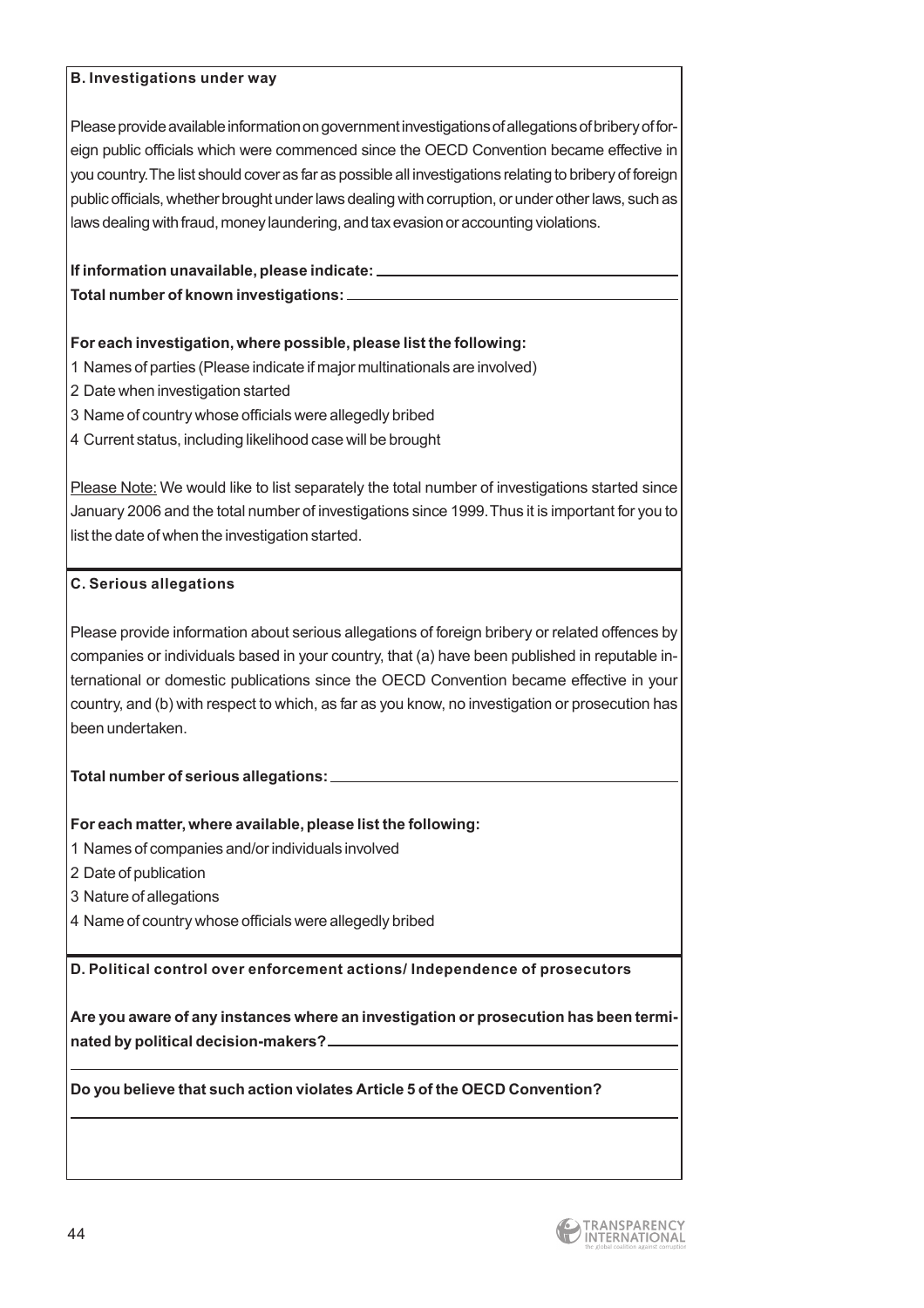### B. Investigations under way

Please provide available information on government investigations of allegations of bribery of foreign public officials which were commenced since the OECD Convention became effective in you country. The list should cover as far as possible all investigations relating to bribery of foreign public officials, whether brought under laws dealing with corruption, or under other laws, such as laws dealing with fraud, money laundering, and tax evasion or accounting violations.

**If information unavailable, please indicate:** ______________________

**Total number of known investigations:** ______________________

**For each investigation, where possible, please list the following:**

1 Names of parties (Please indicate if major multinationals are involved)
2 Date when investigation started
3 Name of country whose officials were allegedly bribed
4 Current status, including likelihood case will be brought

Please Note: We would like to list separately the total number of investigations started since January 2006 and the total number of investigations since 1999. Thus it is important for you to list the date of when the investigation started.

### C. Serious allegations

Please provide information about serious allegations of foreign bribery or related offences by companies or individuals based in your country, that (a) have been published in reputable international or domestic publications since the OECD Convention became effective in your country, and (b) with respect to which, as far as you know, no investigation or prosecution has been undertaken.

**Total number of serious allegations:** ______________________

**For each matter, where available, please list the following:**

1 Names of companies and/or individuals involved
2 Date of publication
3 Nature of allegations
4 Name of country whose officials were allegedly bribed

### D. Political control over enforcement actions/ Independence of prosecutors

**Are you aware of any instances where an investigation or prosecution has been terminated by political decision-makers?** ______________________

**Do you believe that such action violates Article 5 of the OECD Convention?**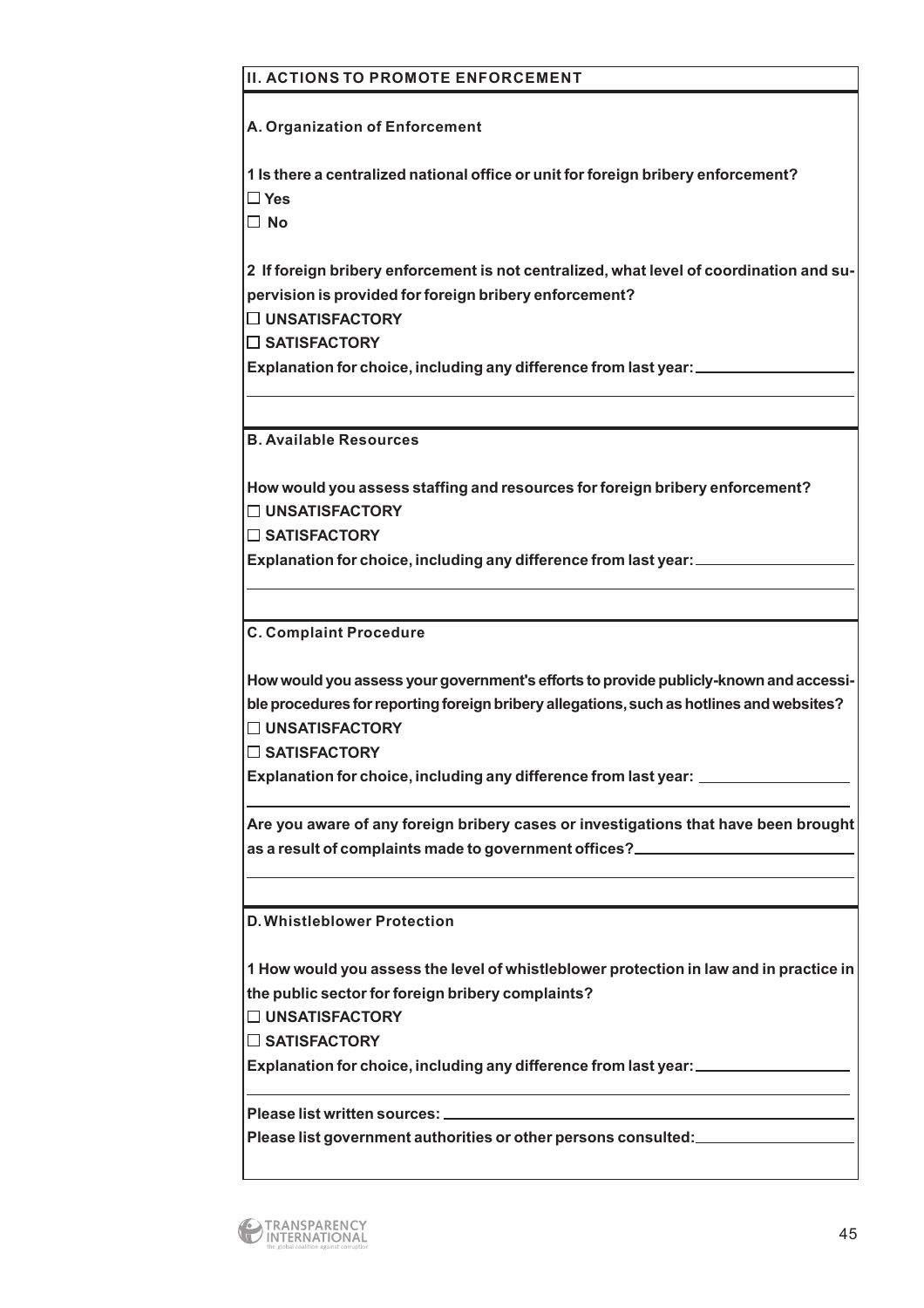## II. ACTIONS TO PROMOTE ENFORCEMENT

### A. Organization of Enforcement

**1 Is there a centralized national office or unit for foreign bribery enforcement?**

☐ **Yes**

☐ **No**

**2 If foreign bribery enforcement is not centralized, what level of coordination and supervision is provided for foreign bribery enforcement?**

☐ **UNSATISFACTORY**

☐ **SATISFACTORY**

**Explanation for choice, including any difference from last year:** \_\_\_\_\_\_\_\_\_\_\_\_\_\_\_\_\_\_

### B. Available Resources

**How would you assess staffing and resources for foreign bribery enforcement?**

☐ **UNSATISFACTORY**

☐ **SATISFACTORY**

**Explanation for choice, including any difference from last year:** \_\_\_\_\_\_\_\_\_\_\_\_\_\_\_\_\_\_

### C. Complaint Procedure

**How would you assess your government's efforts to provide publicly-known and accessible procedures for reporting foreign bribery allegations, such as hotlines and websites?**

☐ **UNSATISFACTORY**

☐ **SATISFACTORY**

**Explanation for choice, including any difference from last year:** \_\_\_\_\_\_\_\_\_\_\_\_\_\_\_\_\_\_

**Are you aware of any foreign bribery cases or investigations that have been brought as a result of complaints made to government offices?** \_\_\_\_\_\_\_\_\_\_\_\_\_\_\_\_\_\_

### D. Whistleblower Protection

**1 How would you assess the level of whistleblower protection in law and in practice in the public sector for foreign bribery complaints?**

☐ **UNSATISFACTORY**

☐ **SATISFACTORY**

**Explanation for choice, including any difference from last year:** \_\_\_\_\_\_\_\_\_\_\_\_\_\_\_\_\_\_

**Please list written sources:** \_\_\_\_\_\_\_\_\_\_\_\_\_\_\_\_\_\_

**Please list government authorities or other persons consulted:** \_\_\_\_\_\_\_\_\_\_\_\_\_\_\_\_\_\_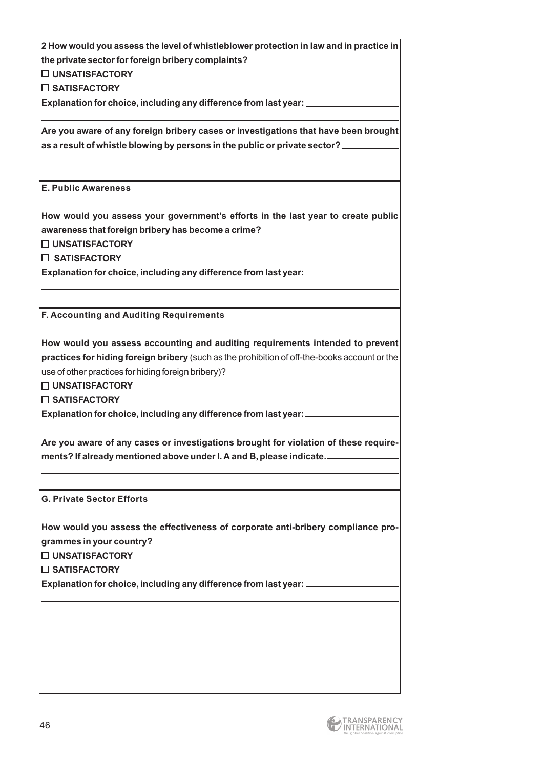**2 How would you assess the level of whistleblower protection in law and in practice in the private sector for foreign bribery complaints?**

☐ **UNSATISFACTORY**

☐ **SATISFACTORY**

**Explanation for choice, including any difference from last year:** \_\_\_\_\_\_\_\_\_\_\_\_\_\_\_\_\_\_

**Are you aware of any foreign bribery cases or investigations that have been brought as a result of whistle blowing by persons in the public or private sector?** \_\_\_\_\_\_\_\_\_\_\_\_

## E. Public Awareness

**How would you assess your government's efforts in the last year to create public awareness that foreign bribery has become a crime?**

☐ **UNSATISFACTORY**

☐ **SATISFACTORY**

**Explanation for choice, including any difference from last year:** \_\_\_\_\_\_\_\_\_\_\_\_\_\_\_\_\_\_

## F. Accounting and Auditing Requirements

**How would you assess accounting and auditing requirements intended to prevent practices for hiding foreign bribery** (such as the prohibition of off-the-books account or the use of other practices for hiding foreign bribery)?

☐ **UNSATISFACTORY**

☐ **SATISFACTORY**

**Explanation for choice, including any difference from last year:** \_\_\_\_\_\_\_\_\_\_\_\_\_\_\_\_\_\_

**Are you aware of any cases or investigations brought for violation of these requirements? If already mentioned above under I. A and B, please indicate.** \_\_\_\_\_\_\_\_\_\_\_\_\_\_\_

## G. Private Sector Efforts

**How would you assess the effectiveness of corporate anti-bribery compliance programmes in your country?**

☐ **UNSATISFACTORY**

☐ **SATISFACTORY**

**Explanation for choice, including any difference from last year:** \_\_\_\_\_\_\_\_\_\_\_\_\_\_\_\_\_\_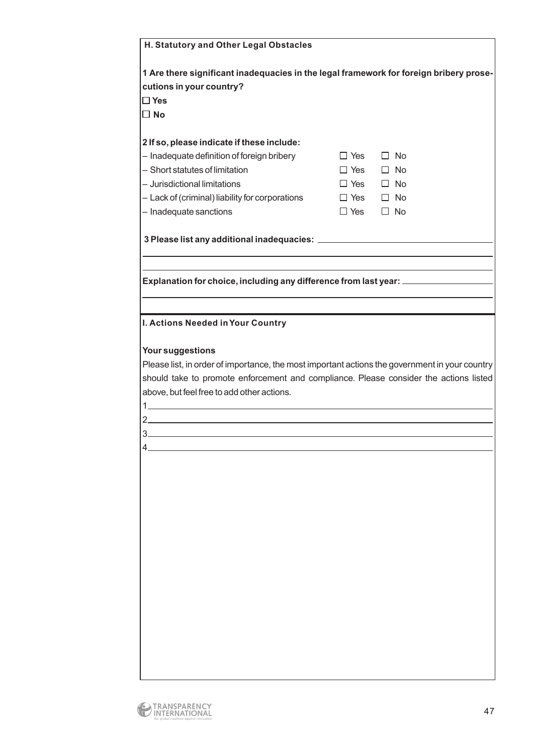### H. Statutory and Other Legal Obstacles

**1 Are there significant inadequacies in the legal framework for foreign bribery prosecutions in your country?**

☐ **Yes**

☐ **No**

**2 If so, please indicate if these include:**

| | | |
|---|---|---|
| – Inadequate definition of foreign bribery | ☐ Yes | ☐ No |
| – Short statutes of limitation | ☐ Yes | ☐ No |
| – Jurisdictional limitations | ☐ Yes | ☐ No |
| – Lack of (criminal) liability for corporations | ☐ Yes | ☐ No |
| – Inadequate sanctions | ☐ Yes | ☐ No |

**3 Please list any additional inadequacies:** ______________________

______________________________________________________________

______________________________________________________________

**Explanation for choice, including any difference from last year:** ______________________

______________________________________________________________

### I. Actions Needed in Your Country

**Your suggestions**

Please list, in order of importance, the most important actions the government in your country should take to promote enforcement and compliance. Please consider the actions listed above, but feel free to add other actions.

1. ______________________________________________________________
2. ______________________________________________________________
3. ______________________________________________________________
4. ______________________________________________________________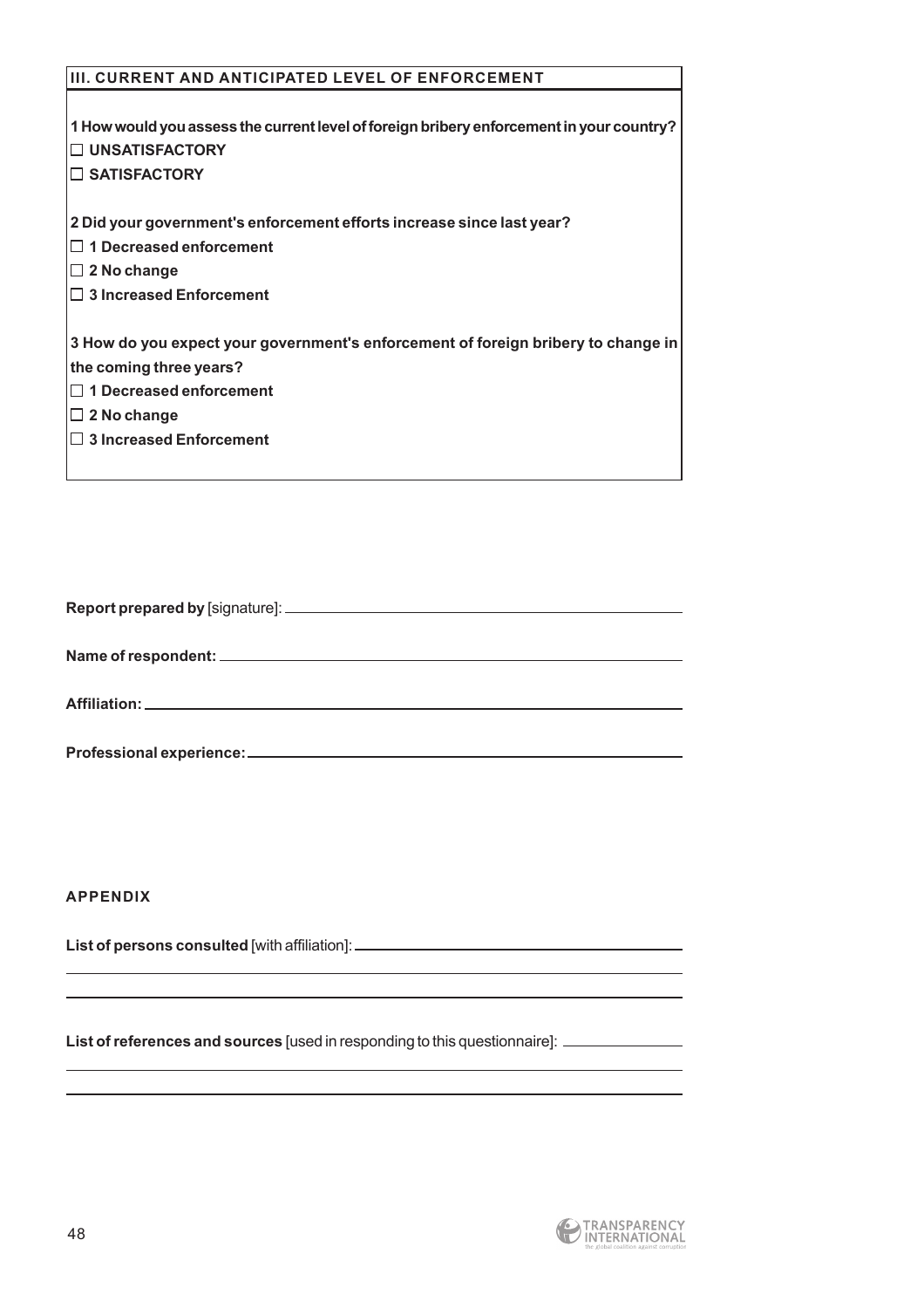## III. CURRENT AND ANTICIPATED LEVEL OF ENFORCEMENT

**1 How would you assess the current level of foreign bribery enforcement in your country?**

- ☐ **UNSATISFACTORY**
- ☐ **SATISFACTORY**

**2 Did your government's enforcement efforts increase since last year?**

- ☐ **1 Decreased enforcement**
- ☐ **2 No change**
- ☐ **3 Increased Enforcement**

**3 How do you expect your government's enforcement of foreign bribery to change in the coming three years?**

- ☐ **1 Decreased enforcement**
- ☐ **2 No change**
- ☐ **3 Increased Enforcement**

**Report prepared by** [signature]: ______________________________

**Name of respondent:** ______________________________

**Affiliation:** ______________________________

**Professional experience:** ______________________________

**APPENDIX**

**List of persons consulted** [with affiliation]: ______________________________

______________________________

______________________________

**List of references and sources** [used in responding to this questionnaire]: ______________________________

______________________________

______________________________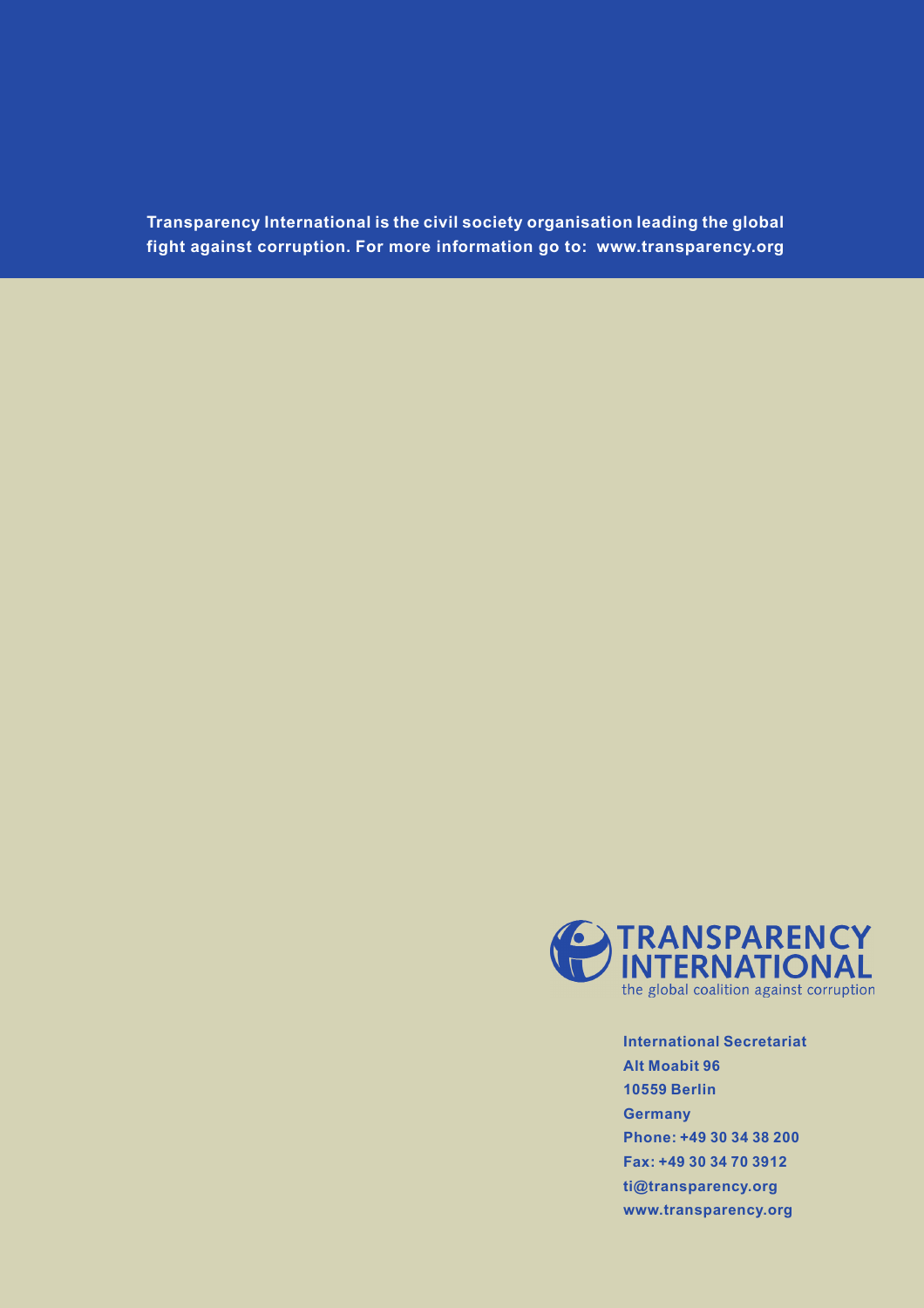**Transparency International is the civil society organisation leading the global fight against corruption. For more information go to: www.transparency.org**

TRANSPARENCY INTERNATIONAL

the global coalition against corruption

**International Secretariat**
**Alt Moabit 96**
**10559 Berlin**
**Germany**
**Phone: +49 30 34 38 200**
**Fax: +49 30 34 70 3912**
**ti@transparency.org**
**www.transparency.org**